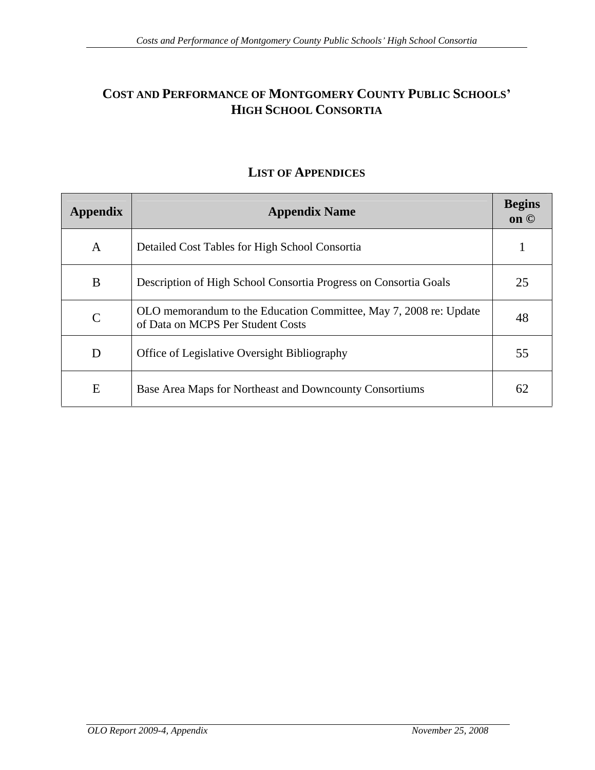# COST AND PERFORMANCE OF MONTGOMERY COUNTY PUBLIC SCHOOLS' HIGH SCHOOL CONSORTIA

## LIST OF APPENDICES

| Appendix | Appendix Name | Begins on © |
|---|---|---|
| A | Detailed Cost Tables for High School Consortia | 1 |
| B | Description of High School Consortia Progress on Consortia Goals | 25 |
| C | OLO memorandum to the Education Committee, May 7, 2008 re: Update of Data on MCPS Per Student Costs | 48 |
| D | Office of Legislative Oversight Bibliography | 55 |
| E | Base Area Maps for Northeast and Downcounty Consortiums | 62 |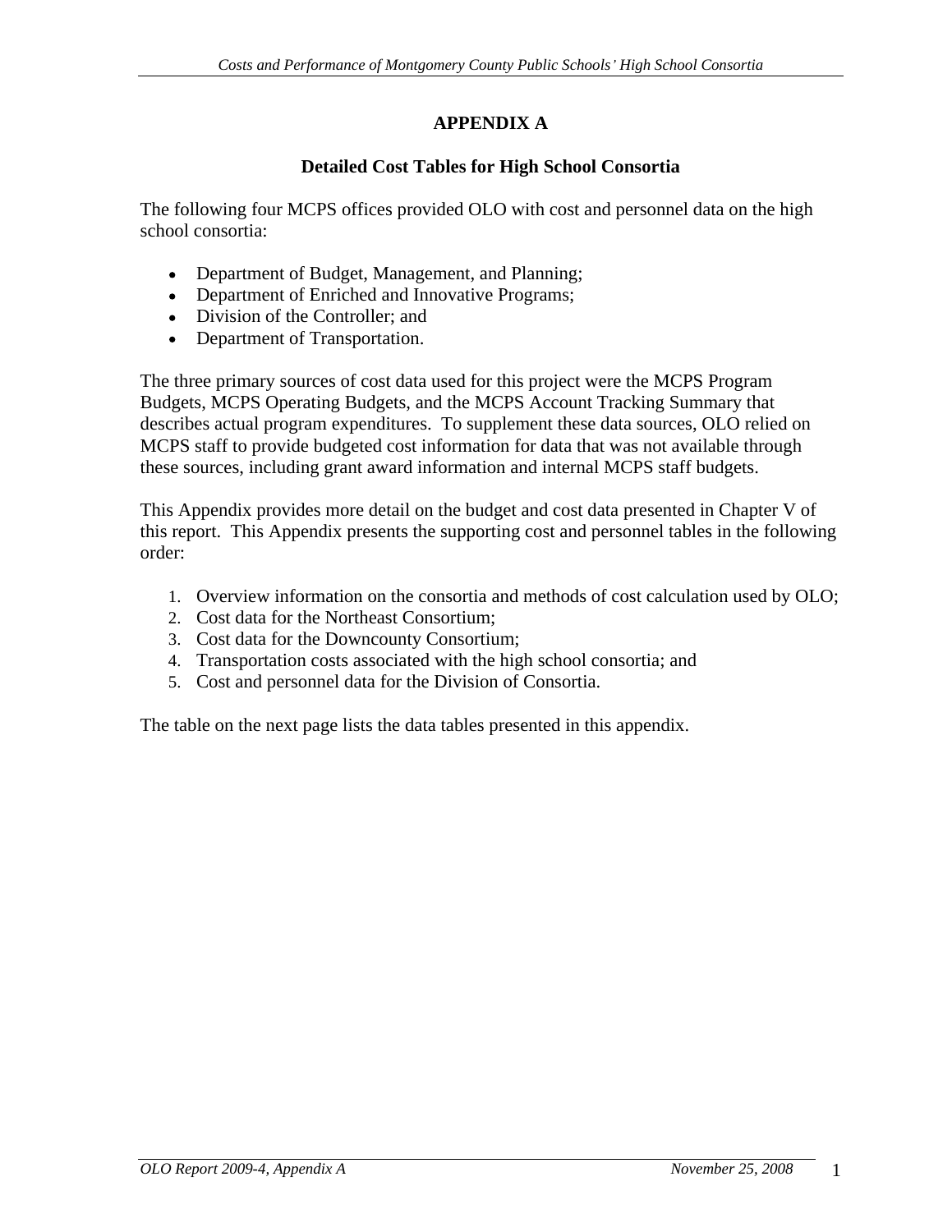# APPENDIX A

## Detailed Cost Tables for High School Consortia

The following four MCPS offices provided OLO with cost and personnel data on the high school consortia:

- Department of Budget, Management, and Planning;
- Department of Enriched and Innovative Programs;
- Division of the Controller; and
- Department of Transportation.

The three primary sources of cost data used for this project were the MCPS Program Budgets, MCPS Operating Budgets, and the MCPS Account Tracking Summary that describes actual program expenditures. To supplement these data sources, OLO relied on MCPS staff to provide budgeted cost information for data that was not available through these sources, including grant award information and internal MCPS staff budgets.

This Appendix provides more detail on the budget and cost data presented in Chapter V of this report. This Appendix presents the supporting cost and personnel tables in the following order:

1. Overview information on the consortia and methods of cost calculation used by OLO;
2. Cost data for the Northeast Consortium;
3. Cost data for the Downcounty Consortium;
4. Transportation costs associated with the high school consortia; and
5. Cost and personnel data for the Division of Consortia.

The table on the next page lists the data tables presented in this appendix.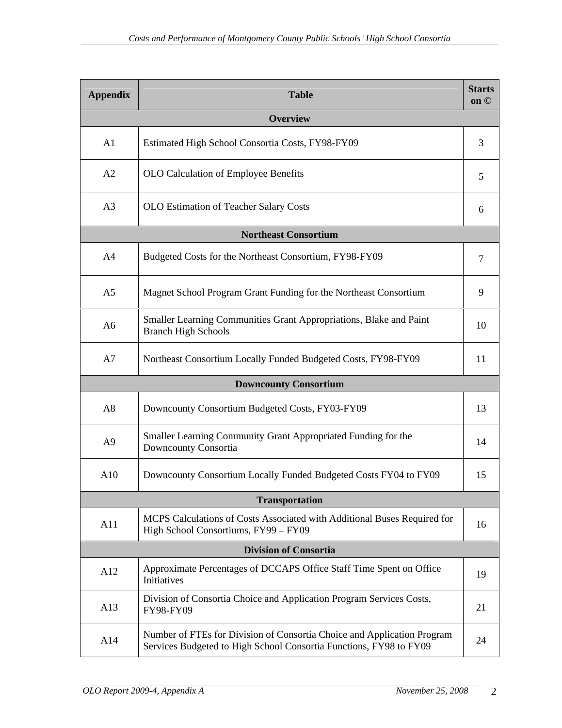| Appendix | Table | Starts on © |
|---|---|---|
| **Overview** | | |
| A1 | Estimated High School Consortia Costs, FY98-FY09 | 3 |
| A2 | OLO Calculation of Employee Benefits | 5 |
| A3 | OLO Estimation of Teacher Salary Costs | 6 |
| **Northeast Consortium** | | |
| A4 | Budgeted Costs for the Northeast Consortium, FY98-FY09 | 7 |
| A5 | Magnet School Program Grant Funding for the Northeast Consortium | 9 |
| A6 | Smaller Learning Communities Grant Appropriations, Blake and Paint Branch High Schools | 10 |
| A7 | Northeast Consortium Locally Funded Budgeted Costs, FY98-FY09 | 11 |
| **Downcounty Consortium** | | |
| A8 | Downcounty Consortium Budgeted Costs, FY03-FY09 | 13 |
| A9 | Smaller Learning Community Grant Appropriated Funding for the Downcounty Consortia | 14 |
| A10 | Downcounty Consortium Locally Funded Budgeted Costs FY04 to FY09 | 15 |
| **Transportation** | | |
| A11 | MCPS Calculations of Costs Associated with Additional Buses Required for High School Consortiums, FY99 – FY09 | 16 |
| **Division of Consortia** | | |
| A12 | Approximate Percentages of DCCAPS Office Staff Time Spent on Office Initiatives | 19 |
| A13 | Division of Consortia Choice and Application Program Services Costs, FY98-FY09 | 21 |
| A14 | Number of FTEs for Division of Consortia Choice and Application Program Services Budgeted to High School Consortia Functions, FY98 to FY09 | 24 |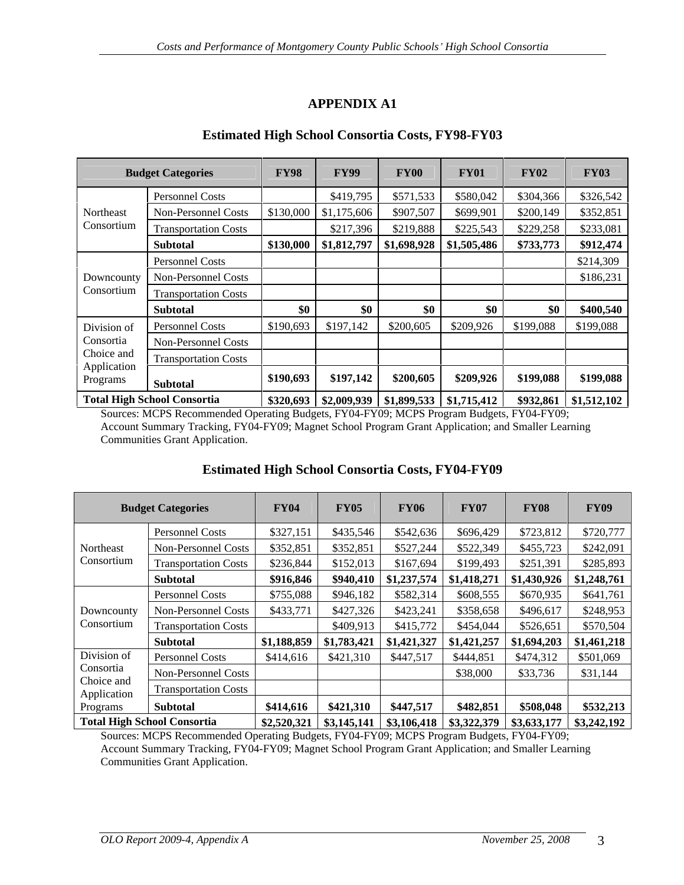# APPENDIX A1

## Estimated High School Consortia Costs, FY98-FY03

| Budget Categories | | FY98 | FY99 | FY00 | FY01 | FY02 | FY03 |
|---|---|---|---|---|---|---|---|
| Northeast Consortium | Personnel Costs | | $419,795 | $571,533 | $580,042 | $304,366 | $326,542 |
| | Non-Personnel Costs | $130,000 | $1,175,606 | $907,507 | $699,901 | $200,149 | $352,851 |
| | Transportation Costs | | $217,396 | $219,888 | $225,543 | $229,258 | $233,081 |
| | **Subtotal** | **$130,000** | **$1,812,797** | **$1,698,928** | **$1,505,486** | **$733,773** | **$912,474** |
| Downcounty Consortium | Personnel Costs | | | | | | $214,309 |
| | Non-Personnel Costs | | | | | | $186,231 |
| | Transportation Costs | | | | | | |
| | **Subtotal** | **$0** | **$0** | **$0** | **$0** | **$0** | **$400,540** |
| Division of Consortia Choice and Application Programs | Personnel Costs | $190,693 | $197,142 | $200,605 | $209,926 | $199,088 | $199,088 |
| | Non-Personnel Costs | | | | | | |
| | Transportation Costs | | | | | | |
| | **Subtotal** | **$190,693** | **$197,142** | **$200,605** | **$209,926** | **$199,088** | **$199,088** |
| **Total High School Consortia** | | **$320,693** | **$2,009,939** | **$1,899,533** | **$1,715,412** | **$932,861** | **$1,512,102** |

Sources: MCPS Recommended Operating Budgets, FY04-FY09; MCPS Program Budgets, FY04-FY09; Account Summary Tracking, FY04-FY09; Magnet School Program Grant Application; and Smaller Learning Communities Grant Application.

## Estimated High School Consortia Costs, FY04-FY09

| Budget Categories | | FY04 | FY05 | FY06 | FY07 | FY08 | FY09 |
|---|---|---|---|---|---|---|---|
| Northeast Consortium | Personnel Costs | $327,151 | $435,546 | $542,636 | $696,429 | $723,812 | $720,777 |
| | Non-Personnel Costs | $352,851 | $352,851 | $527,244 | $522,349 | $455,723 | $242,091 |
| | Transportation Costs | $236,844 | $152,013 | $167,694 | $199,493 | $251,391 | $285,893 |
| | **Subtotal** | **$916,846** | **$940,410** | **$1,237,574** | **$1,418,271** | **$1,430,926** | **$1,248,761** |
| Downcounty Consortium | Personnel Costs | $755,088 | $946,182 | $582,314 | $608,555 | $670,935 | $641,761 |
| | Non-Personnel Costs | $433,771 | $427,326 | $423,241 | $358,658 | $496,617 | $248,953 |
| | Transportation Costs | | $409,913 | $415,772 | $454,044 | $526,651 | $570,504 |
| | **Subtotal** | **$1,188,859** | **$1,783,421** | **$1,421,327** | **$1,421,257** | **$1,694,203** | **$1,461,218** |
| Division of Consortia Choice and Application Programs | Personnel Costs | $414,616 | $421,310 | $447,517 | $444,851 | $474,312 | $501,069 |
| | Non-Personnel Costs | | | | $38,000 | $33,736 | $31,144 |
| | Transportation Costs | | | | | | |
| | **Subtotal** | **$414,616** | **$421,310** | **$447,517** | **$482,851** | **$508,048** | **$532,213** |
| **Total High School Consortia** | | **$2,520,321** | **$3,145,141** | **$3,106,418** | **$3,322,379** | **$3,633,177** | **$3,242,192** |

Sources: MCPS Recommended Operating Budgets, FY04-FY09; MCPS Program Budgets, FY04-FY09; Account Summary Tracking, FY04-FY09; Magnet School Program Grant Application; and Smaller Learning Communities Grant Application.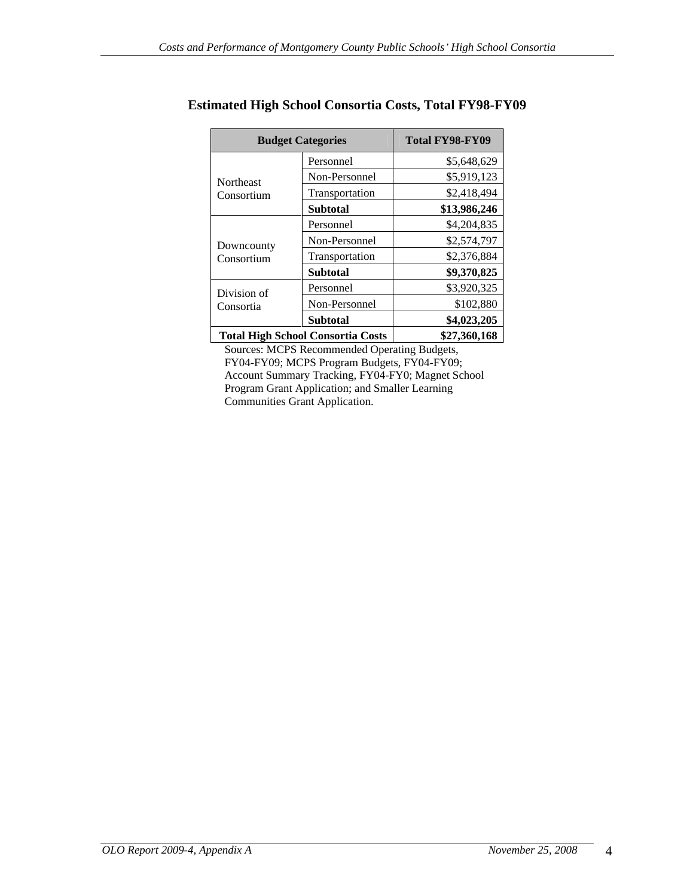## Estimated High School Consortia Costs, Total FY98-FY09

| Budget Categories | | Total FY98-FY09 |
|---|---|---|
| Northeast Consortium | Personnel | $5,648,629 |
| | Non-Personnel | $5,919,123 |
| | Transportation | $2,418,494 |
| | **Subtotal** | **$13,986,246** |
| Downcounty Consortium | Personnel | $4,204,835 |
| | Non-Personnel | $2,574,797 |
| | Transportation | $2,376,884 |
| | **Subtotal** | **$9,370,825** |
| Division of Consortia | Personnel | $3,920,325 |
| | Non-Personnel | $102,880 |
| | **Subtotal** | **$4,023,205** |
| **Total High School Consortia Costs** | | **$27,360,168** |

Sources: MCPS Recommended Operating Budgets, FY04-FY09; MCPS Program Budgets, FY04-FY09; Account Summary Tracking, FY04-FY0; Magnet School Program Grant Application; and Smaller Learning Communities Grant Application.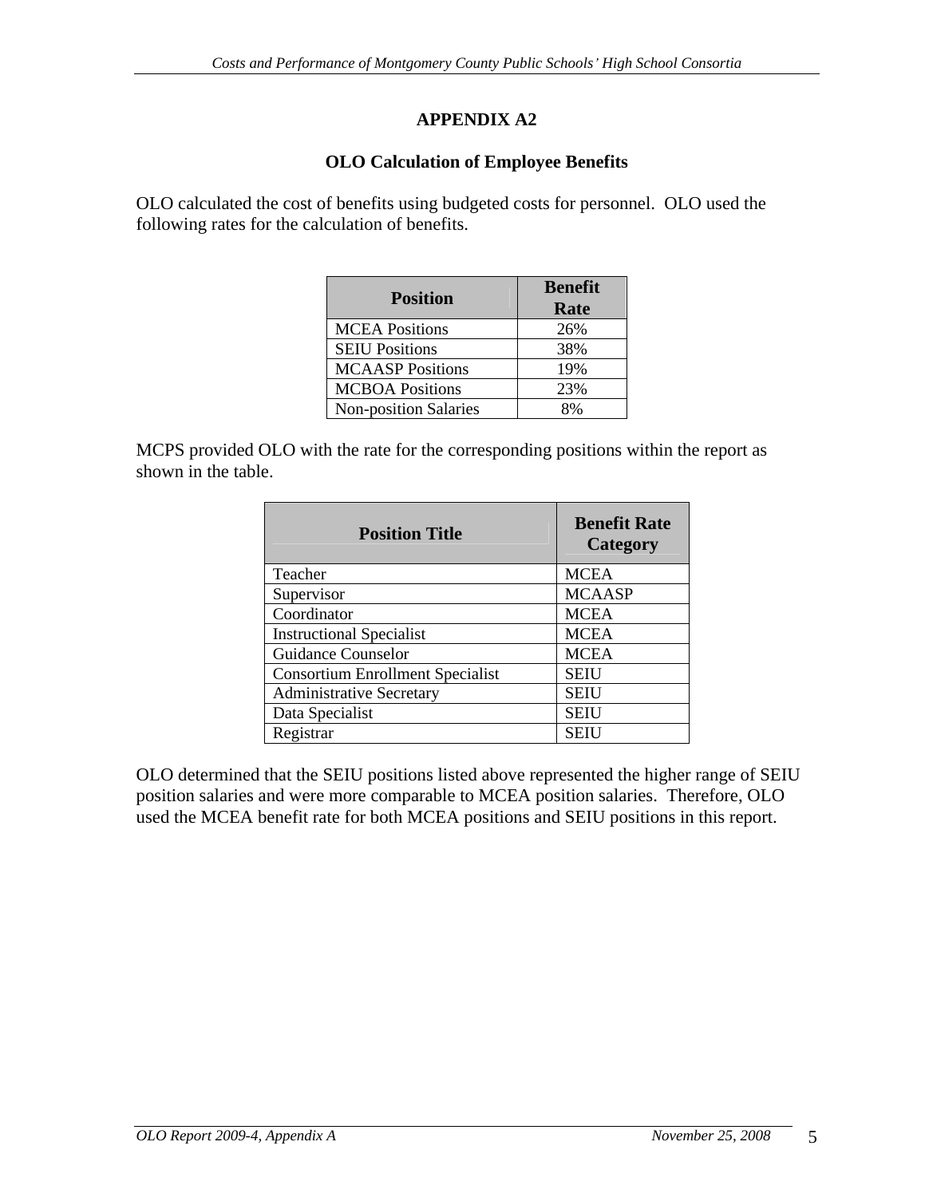# APPENDIX A2

## OLO Calculation of Employee Benefits

OLO calculated the cost of benefits using budgeted costs for personnel. OLO used the following rates for the calculation of benefits.

| Position | Benefit Rate |
|---|---|
| MCEA Positions | 26% |
| SEIU Positions | 38% |
| MCAASP Positions | 19% |
| MCBOA Positions | 23% |
| Non-position Salaries | 8% |

MCPS provided OLO with the rate for the corresponding positions within the report as shown in the table.

| Position Title | Benefit Rate Category |
|---|---|
| Teacher | MCEA |
| Supervisor | MCAASP |
| Coordinator | MCEA |
| Instructional Specialist | MCEA |
| Guidance Counselor | MCEA |
| Consortium Enrollment Specialist | SEIU |
| Administrative Secretary | SEIU |
| Data Specialist | SEIU |
| Registrar | SEIU |

OLO determined that the SEIU positions listed above represented the higher range of SEIU position salaries and were more comparable to MCEA position salaries. Therefore, OLO used the MCEA benefit rate for both MCEA positions and SEIU positions in this report.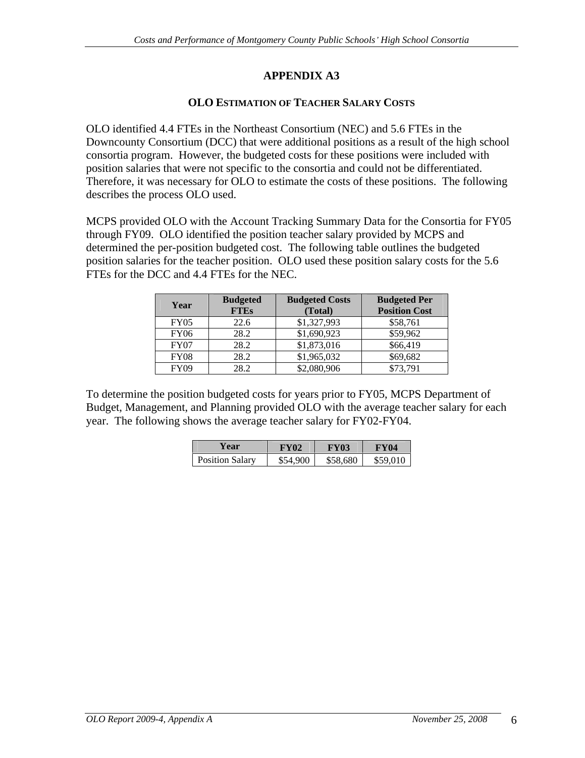# APPENDIX A3

## OLO ESTIMATION OF TEACHER SALARY COSTS

OLO identified 4.4 FTEs in the Northeast Consortium (NEC) and 5.6 FTEs in the Downcounty Consortium (DCC) that were additional positions as a result of the high school consortia program. However, the budgeted costs for these positions were included with position salaries that were not specific to the consortia and could not be differentiated. Therefore, it was necessary for OLO to estimate the costs of these positions. The following describes the process OLO used.

MCPS provided OLO with the Account Tracking Summary Data for the Consortia for FY05 through FY09. OLO identified the position teacher salary provided by MCPS and determined the per-position budgeted cost. The following table outlines the budgeted position salaries for the teacher position. OLO used these position salary costs for the 5.6 FTEs for the DCC and 4.4 FTEs for the NEC.

| Year | Budgeted FTEs | Budgeted Costs (Total) | Budgeted Per Position Cost |
|---|---|---|---|
| FY05 | 22.6 | $1,327,993 | $58,761 |
| FY06 | 28.2 | $1,690,923 | $59,962 |
| FY07 | 28.2 | $1,873,016 | $66,419 |
| FY08 | 28.2 | $1,965,032 | $69,682 |
| FY09 | 28.2 | $2,080,906 | $73,791 |

To determine the position budgeted costs for years prior to FY05, MCPS Department of Budget, Management, and Planning provided OLO with the average teacher salary for each year. The following shows the average teacher salary for FY02-FY04.

| Year | FY02 | FY03 | FY04 |
|---|---|---|---|
| Position Salary | $54,900 | $58,680 | $59,010 |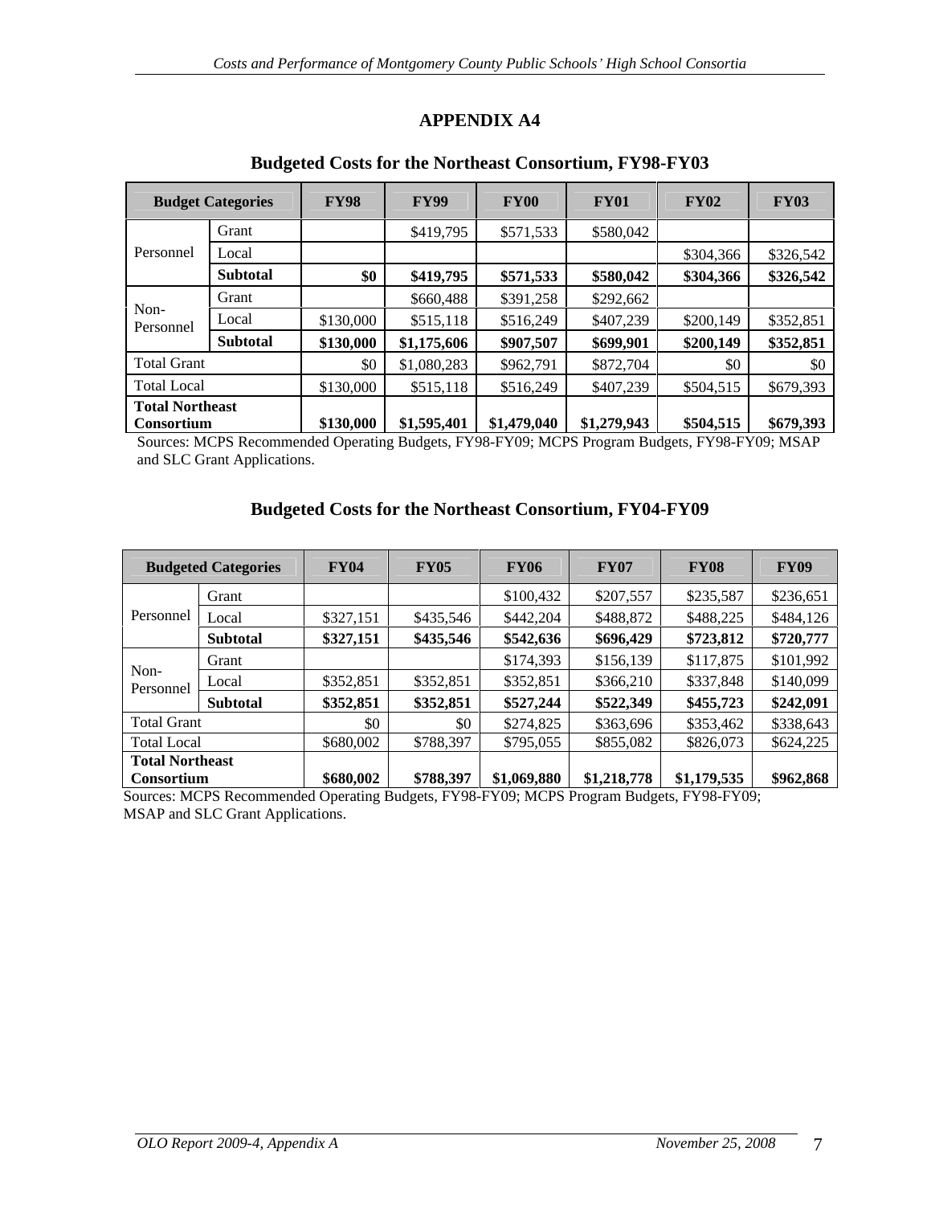# APPENDIX A4

## Budgeted Costs for the Northeast Consortium, FY98-FY03

| Budget Categories | | FY98 | FY99 | FY00 | FY01 | FY02 | FY03 |
|---|---|---|---|---|---|---|---|
| Personnel | Grant | | $419,795 | $571,533 | $580,042 | | |
| | Local | | | | | $304,366 | $326,542 |
| | **Subtotal** | **$0** | **$419,795** | **$571,533** | **$580,042** | **$304,366** | **$326,542** |
| Non-Personnel | Grant | | $660,488 | $391,258 | $292,662 | | |
| | Local | $130,000 | $515,118 | $516,249 | $407,239 | $200,149 | $352,851 |
| | **Subtotal** | **$130,000** | **$1,175,606** | **$907,507** | **$699,901** | **$200,149** | **$352,851** |
| Total Grant | | $0 | $1,080,283 | $962,791 | $872,704 | $0 | $0 |
| Total Local | | $130,000 | $515,118 | $516,249 | $407,239 | $504,515 | $679,393 |
| **Total Northeast Consortium** | | **$130,000** | **$1,595,401** | **$1,479,040** | **$1,279,943** | **$504,515** | **$679,393** |

Sources: MCPS Recommended Operating Budgets, FY98-FY09; MCPS Program Budgets, FY98-FY09; MSAP and SLC Grant Applications.

## Budgeted Costs for the Northeast Consortium, FY04-FY09

| Budgeted Categories | | FY04 | FY05 | FY06 | FY07 | FY08 | FY09 |
|---|---|---|---|---|---|---|---|
| Personnel | Grant | | | $100,432 | $207,557 | $235,587 | $236,651 |
| | Local | $327,151 | $435,546 | $442,204 | $488,872 | $488,225 | $484,126 |
| | **Subtotal** | **$327,151** | **$435,546** | **$542,636** | **$696,429** | **$723,812** | **$720,777** |
| Non-Personnel | Grant | | | $174,393 | $156,139 | $117,875 | $101,992 |
| | Local | $352,851 | $352,851 | $352,851 | $366,210 | $337,848 | $140,099 |
| | **Subtotal** | **$352,851** | **$352,851** | **$527,244** | **$522,349** | **$455,723** | **$242,091** |
| Total Grant | | $0 | $0 | $274,825 | $363,696 | $353,462 | $338,643 |
| Total Local | | $680,002 | $788,397 | $795,055 | $855,082 | $826,073 | $624,225 |
| **Total Northeast Consortium** | | **$680,002** | **$788,397** | **$1,069,880** | **$1,218,778** | **$1,179,535** | **$962,868** |

Sources: MCPS Recommended Operating Budgets, FY98-FY09; MCPS Program Budgets, FY98-FY09; MSAP and SLC Grant Applications.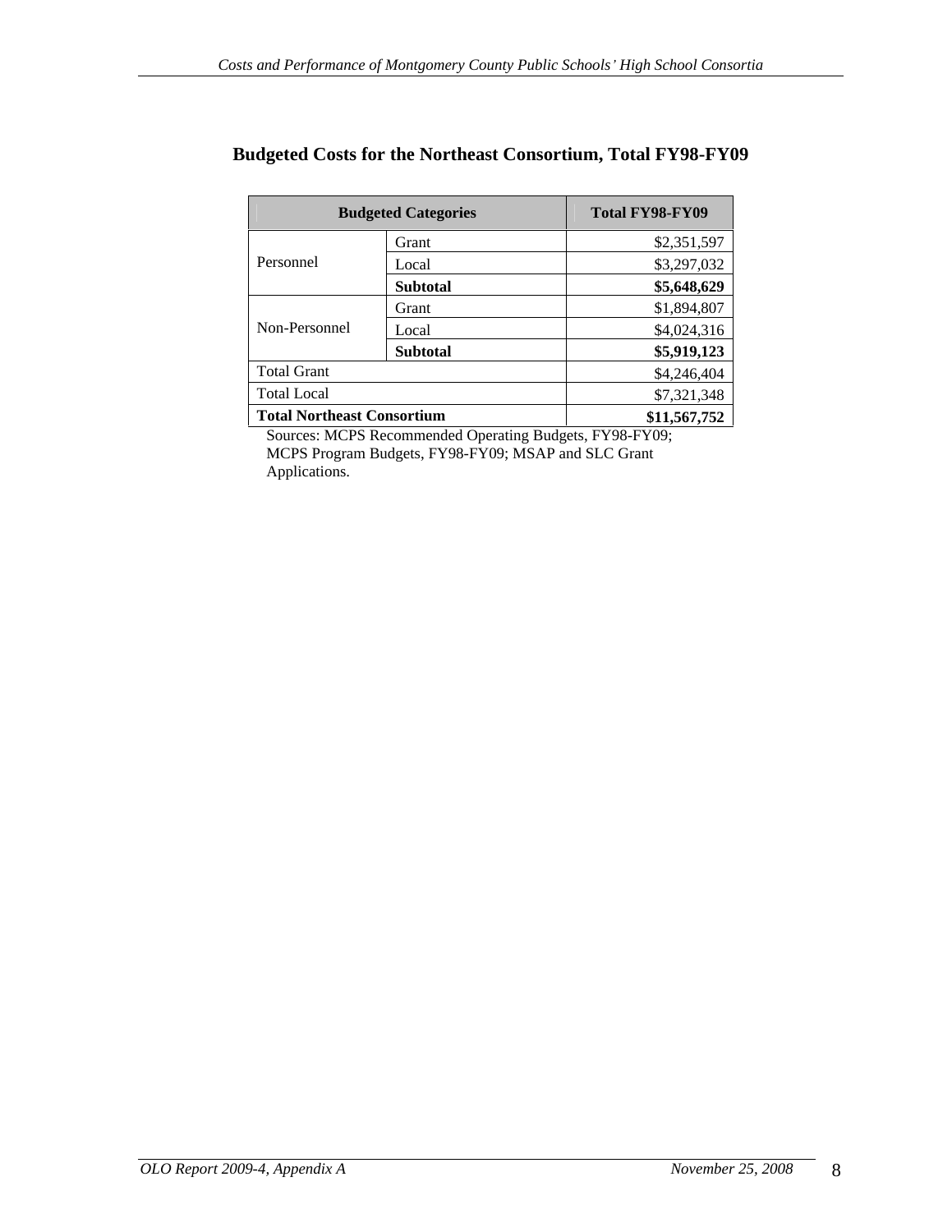## Budgeted Costs for the Northeast Consortium, Total FY98-FY09

| Budgeted Categories | | Total FY98-FY09 |
|---|---|---|
| Personnel | Grant | $2,351,597 |
| | Local | $3,297,032 |
| | **Subtotal** | **$5,648,629** |
| Non-Personnel | Grant | $1,894,807 |
| | Local | $4,024,316 |
| | **Subtotal** | **$5,919,123** |
| Total Grant | | $4,246,404 |
| Total Local | | $7,321,348 |
| **Total Northeast Consortium** | | **$11,567,752** |

Sources: MCPS Recommended Operating Budgets, FY98-FY09; MCPS Program Budgets, FY98-FY09; MSAP and SLC Grant Applications.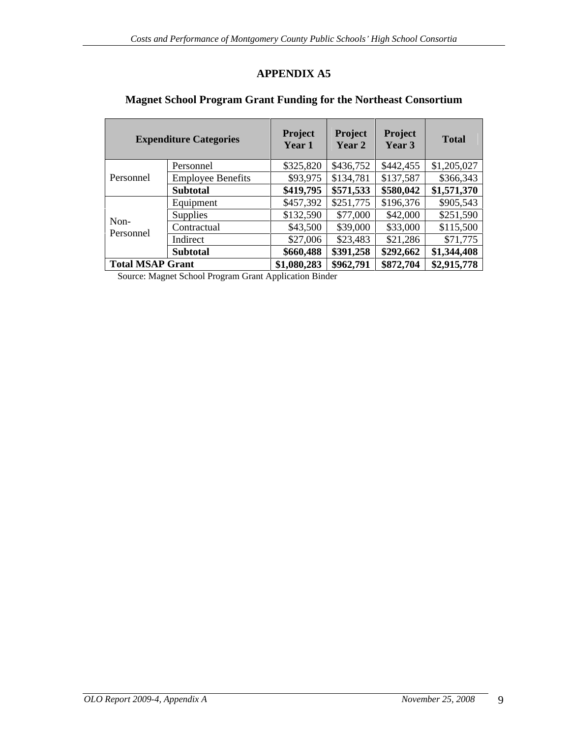# APPENDIX A5

## Magnet School Program Grant Funding for the Northeast Consortium

| Expenditure Categories | | Project Year 1 | Project Year 2 | Project Year 3 | Total |
|---|---|---|---|---|---|
| Personnel | Personnel | $325,820 | $436,752 | $442,455 | $1,205,027 |
| | Employee Benefits | $93,975 | $134,781 | $137,587 | $366,343 |
| | **Subtotal** | **$419,795** | **$571,533** | **$580,042** | **$1,571,370** |
| Non-Personnel | Equipment | $457,392 | $251,775 | $196,376 | $905,543 |
| | Supplies | $132,590 | $77,000 | $42,000 | $251,590 |
| | Contractual | $43,500 | $39,000 | $33,000 | $115,500 |
| | Indirect | $27,006 | $23,483 | $21,286 | $71,775 |
| | **Subtotal** | **$660,488** | **$391,258** | **$292,662** | **$1,344,408** |
| **Total MSAP Grant** | | **$1,080,283** | **$962,791** | **$872,704** | **$2,915,778** |

Source: Magnet School Program Grant Application Binder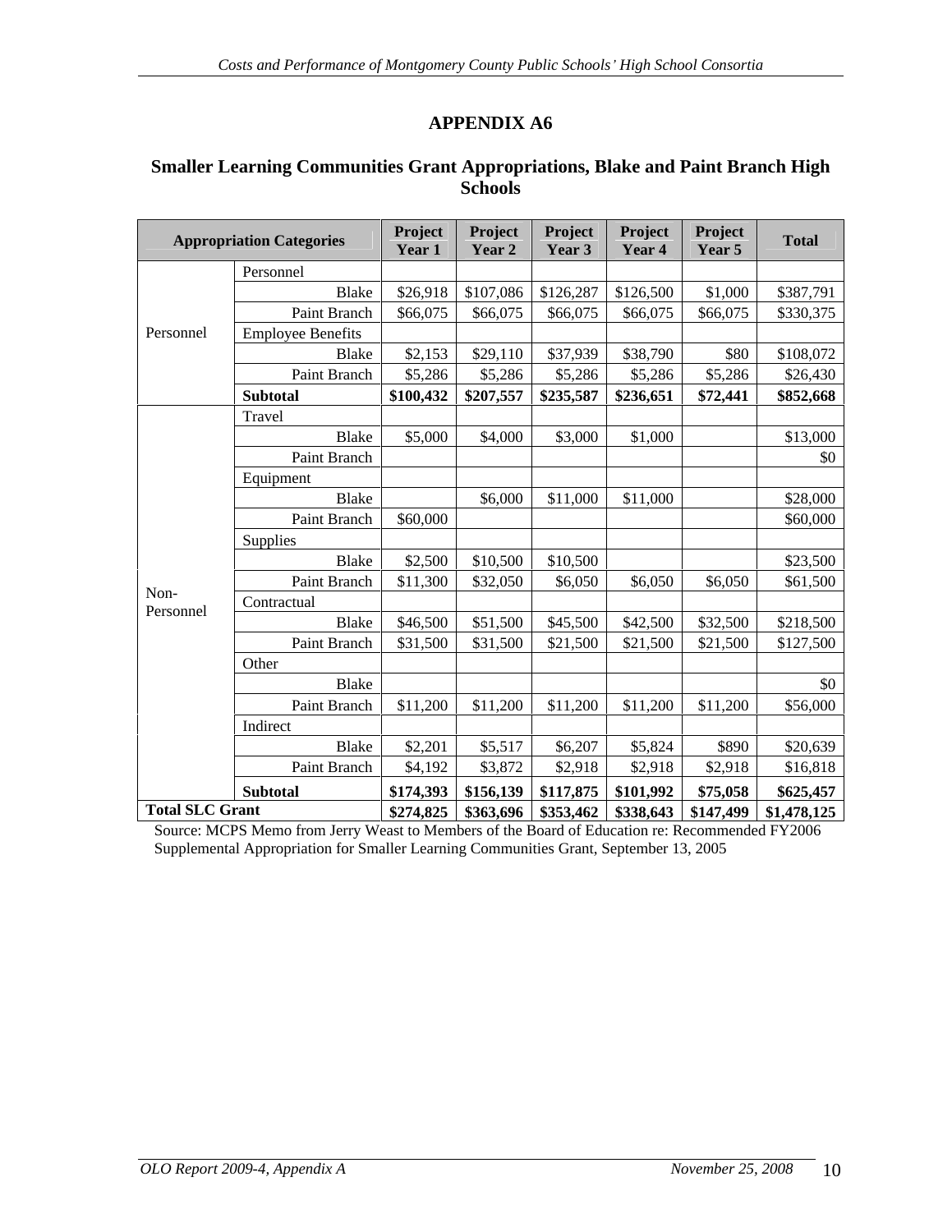# APPENDIX A6

## Smaller Learning Communities Grant Appropriations, Blake and Paint Branch High Schools

| Appropriation Categories | | Project Year 1 | Project Year 2 | Project Year 3 | Project Year 4 | Project Year 5 | Total |
|---|---|---|---|---|---|---|---|
| Personnel | Personnel | | | | | | |
| | Blake | $26,918 | $107,086 | $126,287 | $126,500 | $1,000 | $387,791 |
| | Paint Branch | $66,075 | $66,075 | $66,075 | $66,075 | $66,075 | $330,375 |
| | Employee Benefits | | | | | | |
| | Blake | $2,153 | $29,110 | $37,939 | $38,790 | $80 | $108,072 |
| | Paint Branch | $5,286 | $5,286 | $5,286 | $5,286 | $5,286 | $26,430 |
| | **Subtotal** | **$100,432** | **$207,557** | **$235,587** | **$236,651** | **$72,441** | **$852,668** |
| Non-Personnel | Travel | | | | | | |
| | Blake | $5,000 | $4,000 | $3,000 | $1,000 | | $13,000 |
| | Paint Branch | | | | | | $0 |
| | Equipment | | | | | | |
| | Blake | | $6,000 | $11,000 | $11,000 | | $28,000 |
| | Paint Branch | $60,000 | | | | | $60,000 |
| | Supplies | | | | | | |
| | Blake | $2,500 | $10,500 | $10,500 | | | $23,500 |
| | Paint Branch | $11,300 | $32,050 | $6,050 | $6,050 | $6,050 | $61,500 |
| | Contractual | | | | | | |
| | Blake | $46,500 | $51,500 | $45,500 | $42,500 | $32,500 | $218,500 |
| | Paint Branch | $31,500 | $31,500 | $21,500 | $21,500 | $21,500 | $127,500 |
| | Other | | | | | | |
| | Blake | | | | | | $0 |
| | Paint Branch | $11,200 | $11,200 | $11,200 | $11,200 | $11,200 | $56,000 |
| | Indirect | | | | | | |
| | Blake | $2,201 | $5,517 | $6,207 | $5,824 | $890 | $20,639 |
| | Paint Branch | $4,192 | $3,872 | $2,918 | $2,918 | $2,918 | $16,818 |
| | **Subtotal** | **$174,393** | **$156,139** | **$117,875** | **$101,992** | **$75,058** | **$625,457** |
| **Total SLC Grant** | | **$274,825** | **$363,696** | **$353,462** | **$338,643** | **$147,499** | **$1,478,125** |

Source: MCPS Memo from Jerry Weast to Members of the Board of Education re: Recommended FY2006 Supplemental Appropriation for Smaller Learning Communities Grant, September 13, 2005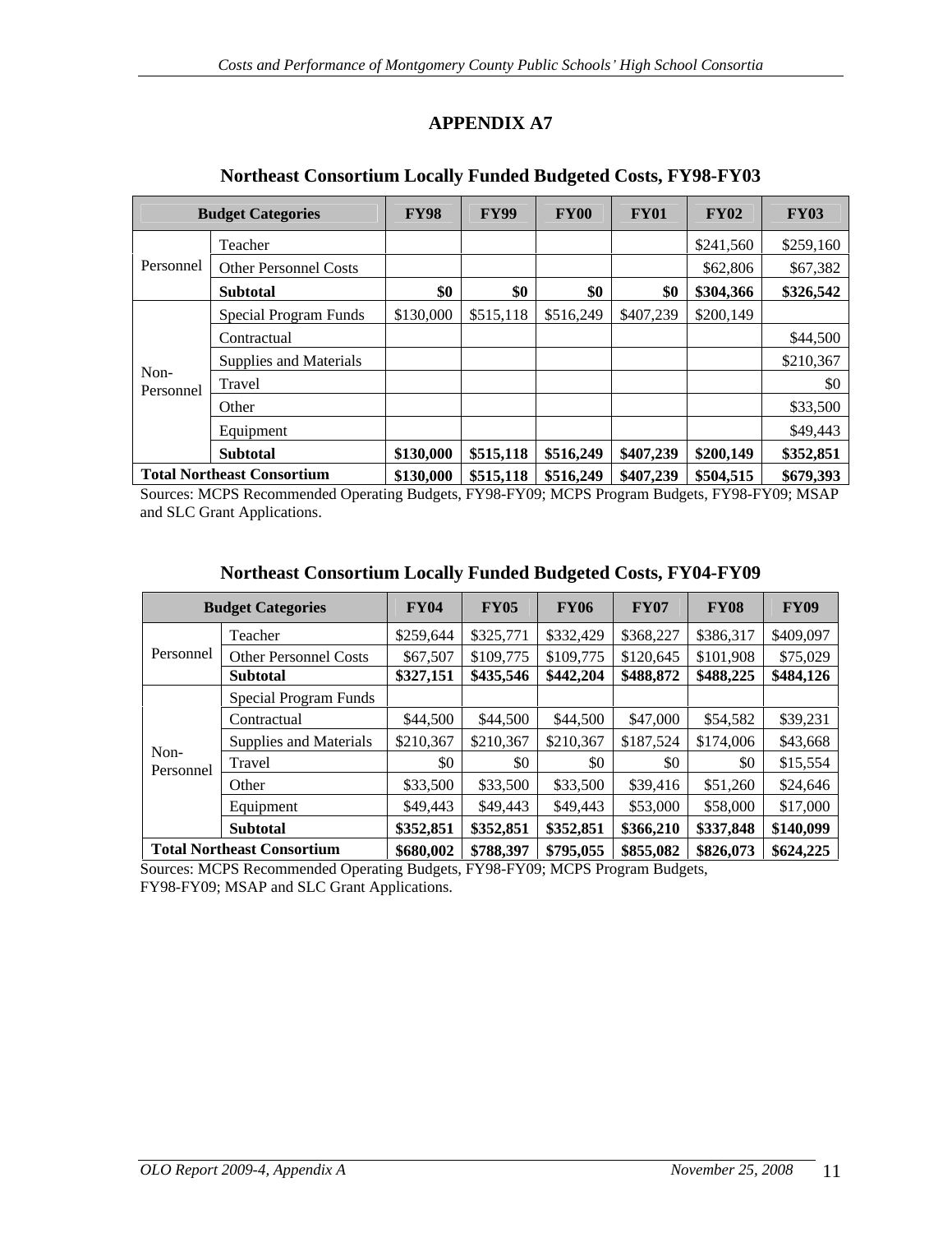# APPENDIX A7

## Northeast Consortium Locally Funded Budgeted Costs, FY98-FY03

| Budget Categories | | FY98 | FY99 | FY00 | FY01 | FY02 | FY03 |
|---|---|---|---|---|---|---|---|
| Personnel | Teacher | | | | | $241,560 | $259,160 |
| | Other Personnel Costs | | | | | $62,806 | $67,382 |
| | **Subtotal** | **$0** | **$0** | **$0** | **$0** | **$304,366** | **$326,542** |
| Non-Personnel | Special Program Funds | $130,000 | $515,118 | $516,249 | $407,239 | $200,149 | |
| | Contractual | | | | | | $44,500 |
| | Supplies and Materials | | | | | | $210,367 |
| | Travel | | | | | | $0 |
| | Other | | | | | | $33,500 |
| | Equipment | | | | | | $49,443 |
| | **Subtotal** | **$130,000** | **$515,118** | **$516,249** | **$407,239** | **$200,149** | **$352,851** |
| **Total Northeast Consortium** | | **$130,000** | **$515,118** | **$516,249** | **$407,239** | **$504,515** | **$679,393** |

Sources: MCPS Recommended Operating Budgets, FY98-FY09; MCPS Program Budgets, FY98-FY09; MSAP and SLC Grant Applications.

## Northeast Consortium Locally Funded Budgeted Costs, FY04-FY09

| Budget Categories | | FY04 | FY05 | FY06 | FY07 | FY08 | FY09 |
|---|---|---|---|---|---|---|---|
| Personnel | Teacher | $259,644 | $325,771 | $332,429 | $368,227 | $386,317 | $409,097 |
| | Other Personnel Costs | $67,507 | $109,775 | $109,775 | $120,645 | $101,908 | $75,029 |
| | **Subtotal** | **$327,151** | **$435,546** | **$442,204** | **$488,872** | **$488,225** | **$484,126** |
| Non-Personnel | Special Program Funds | | | | | | |
| | Contractual | $44,500 | $44,500 | $44,500 | $47,000 | $54,582 | $39,231 |
| | Supplies and Materials | $210,367 | $210,367 | $210,367 | $187,524 | $174,006 | $43,668 |
| | Travel | $0 | $0 | $0 | $0 | $0 | $15,554 |
| | Other | $33,500 | $33,500 | $33,500 | $39,416 | $51,260 | $24,646 |
| | Equipment | $49,443 | $49,443 | $49,443 | $53,000 | $58,000 | $17,000 |
| | **Subtotal** | **$352,851** | **$352,851** | **$352,851** | **$366,210** | **$337,848** | **$140,099** |
| **Total Northeast Consortium** | | **$680,002** | **$788,397** | **$795,055** | **$855,082** | **$826,073** | **$624,225** |

Sources: MCPS Recommended Operating Budgets, FY98-FY09; MCPS Program Budgets, FY98-FY09; MSAP and SLC Grant Applications.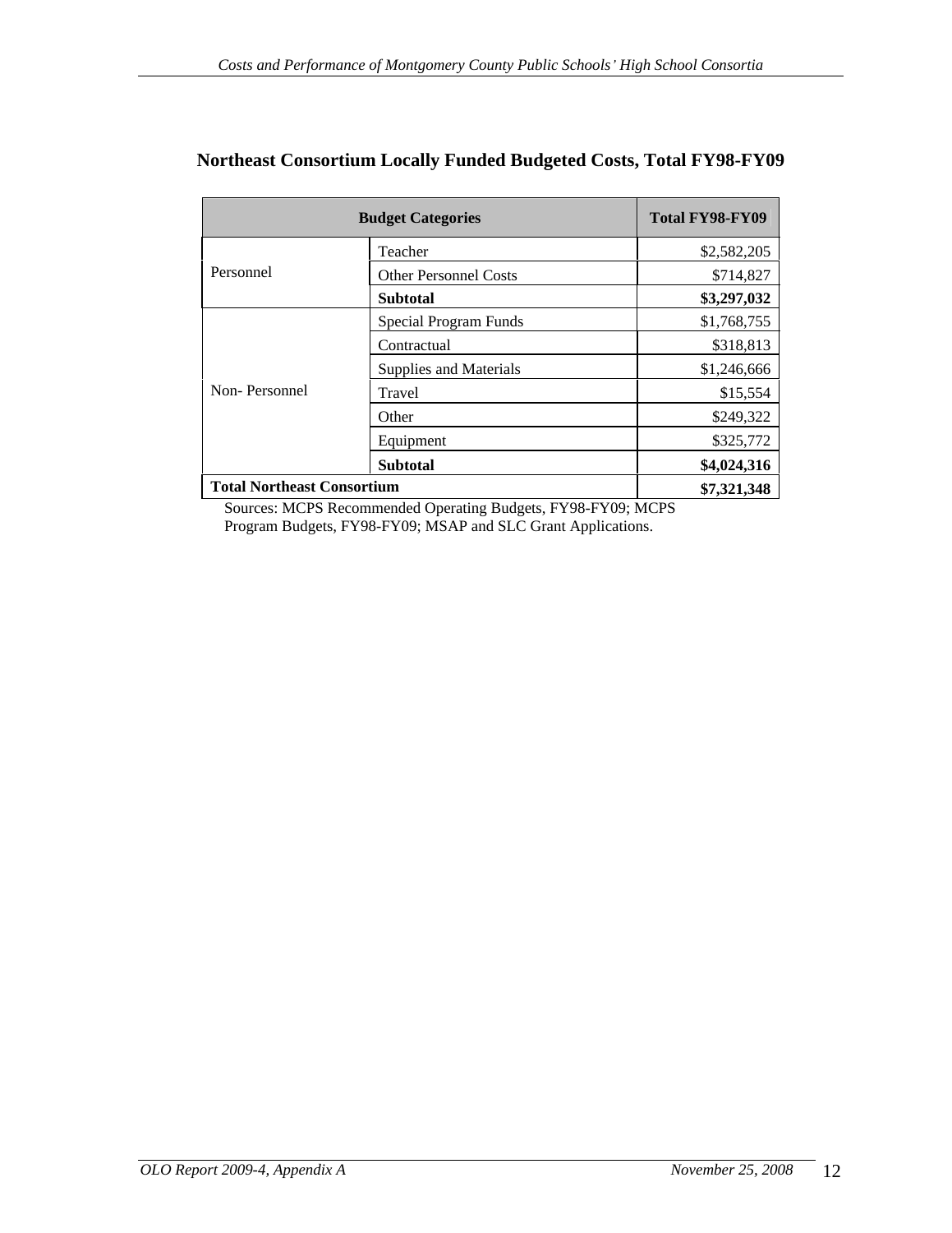## Northeast Consortium Locally Funded Budgeted Costs, Total FY98-FY09

| Budget Categories | | Total FY98-FY09 |
|---|---|---|
| Personnel | Teacher | $2,582,205 |
| | Other Personnel Costs | $714,827 |
| | **Subtotal** | **$3,297,032** |
| Non- Personnel | Special Program Funds | $1,768,755 |
| | Contractual | $318,813 |
| | Supplies and Materials | $1,246,666 |
| | Travel | $15,554 |
| | Other | $249,322 |
| | Equipment | $325,772 |
| | **Subtotal** | **$4,024,316** |
| **Total Northeast Consortium** | | **$7,321,348** |

Sources: MCPS Recommended Operating Budgets, FY98-FY09; MCPS Program Budgets, FY98-FY09; MSAP and SLC Grant Applications.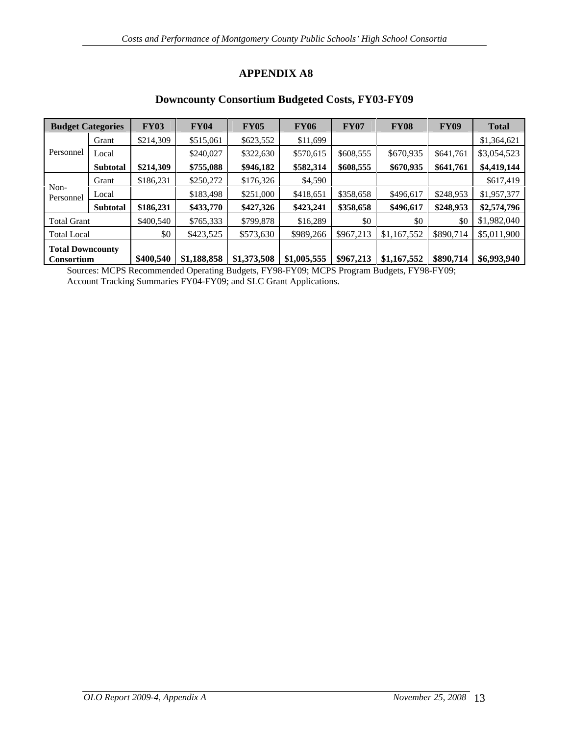# APPENDIX A8

## Downcounty Consortium Budgeted Costs, FY03-FY09

| Budget Categories | | FY03 | FY04 | FY05 | FY06 | FY07 | FY08 | FY09 | Total |
|---|---|---|---|---|---|---|---|---|---|
| Personnel | Grant | $214,309 | $515,061 | $623,552 | $11,699 | | | | $1,364,621 |
| | Local | | $240,027 | $322,630 | $570,615 | $608,555 | $670,935 | $641,761 | $3,054,523 |
| | **Subtotal** | **$214,309** | **$755,088** | **$946,182** | **$582,314** | **$608,555** | **$670,935** | **$641,761** | **$4,419,144** |
| Non-Personnel | Grant | $186,231 | $250,272 | $176,326 | $4,590 | | | | $617,419 |
| | Local | | $183,498 | $251,000 | $418,651 | $358,658 | $496,617 | $248,953 | $1,957,377 |
| | **Subtotal** | **$186,231** | **$433,770** | **$427,326** | **$423,241** | **$358,658** | **$496,617** | **$248,953** | **$2,574,796** |
| Total Grant | | $400,540 | $765,333 | $799,878 | $16,289 | $0 | $0 | $0 | $1,982,040 |
| Total Local | | $0 | $423,525 | $573,630 | $989,266 | $967,213 | $1,167,552 | $890,714 | $5,011,900 |
| **Total Downcounty Consortium** | | **$400,540** | **$1,188,858** | **$1,373,508** | **$1,005,555** | **$967,213** | **$1,167,552** | **$890,714** | **$6,993,940** |

Sources: MCPS Recommended Operating Budgets, FY98-FY09; MCPS Program Budgets, FY98-FY09; Account Tracking Summaries FY04-FY09; and SLC Grant Applications.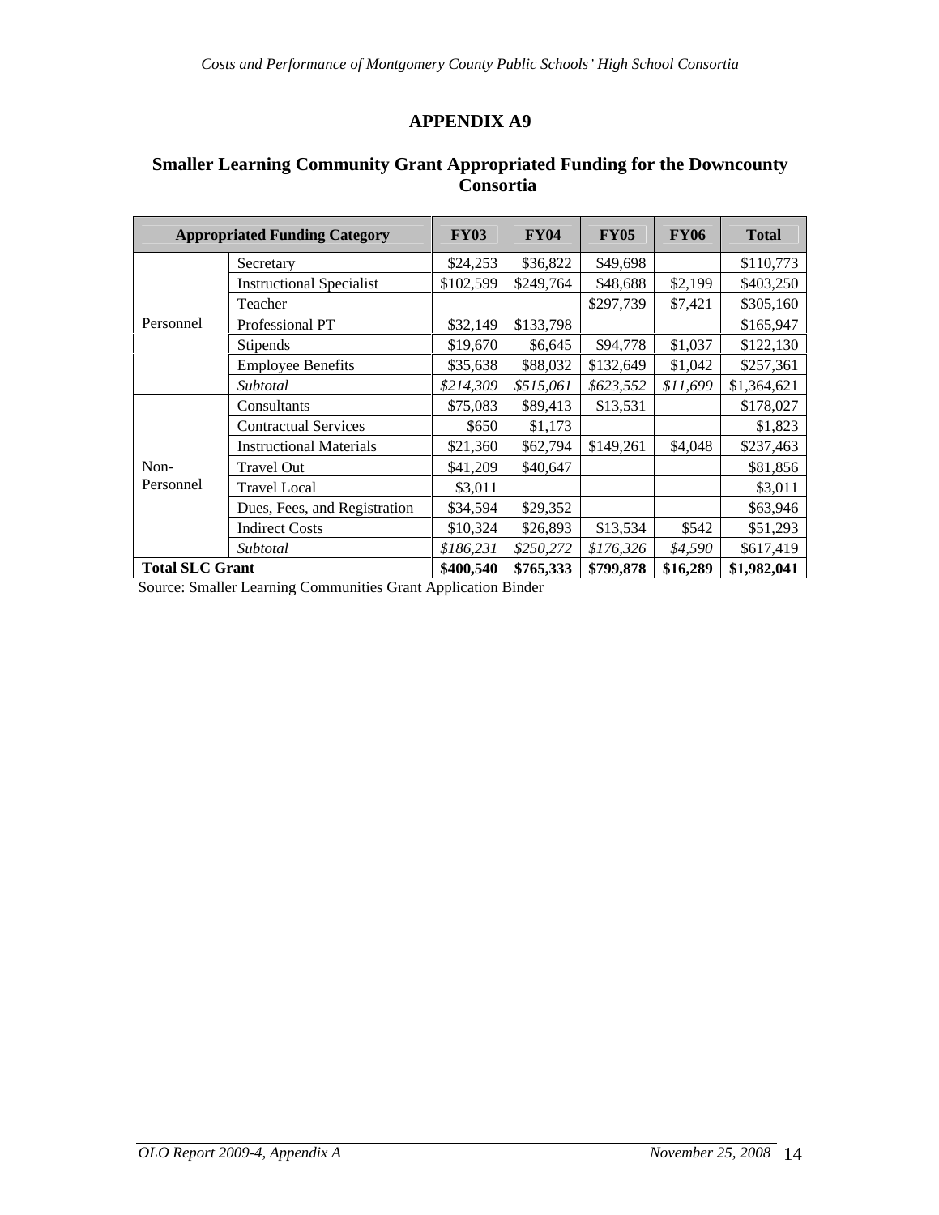# APPENDIX A9

## Smaller Learning Community Grant Appropriated Funding for the Downcounty Consortia

| Appropriated Funding Category | | FY03 | FY04 | FY05 | FY06 | Total |
|---|---|---|---|---|---|---|
| Personnel | Secretary | $24,253 | $36,822 | $49,698 | | $110,773 |
| | Instructional Specialist | $102,599 | $249,764 | $48,688 | $2,199 | $403,250 |
| | Teacher | | | $297,739 | $7,421 | $305,160 |
| | Professional PT | $32,149 | $133,798 | | | $165,947 |
| | Stipends | $19,670 | $6,645 | $94,778 | $1,037 | $122,130 |
| | Employee Benefits | $35,638 | $88,032 | $132,649 | $1,042 | $257,361 |
| | *Subtotal* | *$214,309* | *$515,061* | *$623,552* | *$11,699* | $1,364,621 |
| Non-Personnel | Consultants | $75,083 | $89,413 | $13,531 | | $178,027 |
| | Contractual Services | $650 | $1,173 | | | $1,823 |
| | Instructional Materials | $21,360 | $62,794 | $149,261 | $4,048 | $237,463 |
| | Travel Out | $41,209 | $40,647 | | | $81,856 |
| | Travel Local | $3,011 | | | | $3,011 |
| | Dues, Fees, and Registration | $34,594 | $29,352 | | | $63,946 |
| | Indirect Costs | $10,324 | $26,893 | $13,534 | $542 | $51,293 |
| | *Subtotal* | *$186,231* | *$250,272* | *$176,326* | *$4,590* | $617,419 |
| **Total SLC Grant** | | **$400,540** | **$765,333** | **$799,878** | **$16,289** | **$1,982,041** |

Source: Smaller Learning Communities Grant Application Binder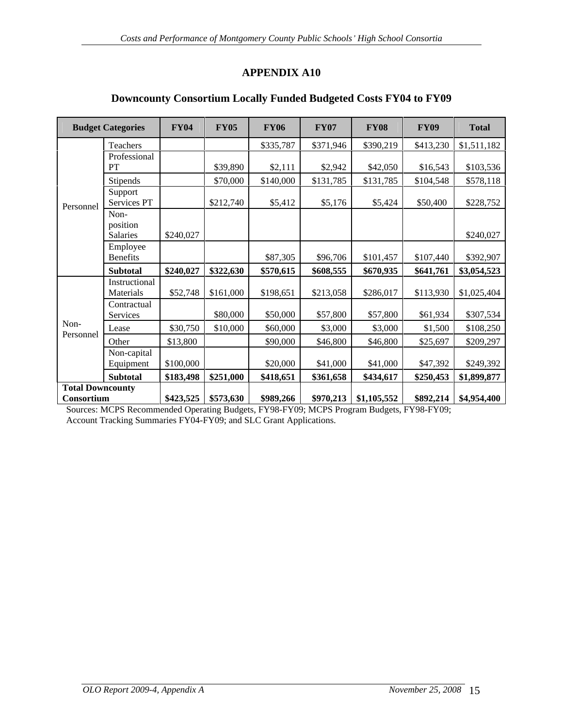## APPENDIX A10

### Downcounty Consortium Locally Funded Budgeted Costs FY04 to FY09

| Budget Categories | | FY04 | FY05 | FY06 | FY07 | FY08 | FY09 | Total |
|---|---|---|---|---|---|---|---|---|
| Personnel | Teachers | | | $335,787 | $371,946 | $390,219 | $413,230 | $1,511,182 |
| | Professional PT | | $39,890 | $2,111 | $2,942 | $42,050 | $16,543 | $103,536 |
| | Stipends | | $70,000 | $140,000 | $131,785 | $131,785 | $104,548 | $578,118 |
| | Support Services PT | | $212,740 | $5,412 | $5,176 | $5,424 | $50,400 | $228,752 |
| | Non-position Salaries | $240,027 | | | | | | $240,027 |
| | Employee Benefits | | | $87,305 | $96,706 | $101,457 | $107,440 | $392,907 |
| | **Subtotal** | **$240,027** | **$322,630** | **$570,615** | **$608,555** | **$670,935** | **$641,761** | **$3,054,523** |
| Non-Personnel | Instructional Materials | $52,748 | $161,000 | $198,651 | $213,058 | $286,017 | $113,930 | $1,025,404 |
| | Contractual Services | | $80,000 | $50,000 | $57,800 | $57,800 | $61,934 | $307,534 |
| | Lease | $30,750 | $10,000 | $60,000 | $3,000 | $3,000 | $1,500 | $108,250 |
| | Other | $13,800 | | $90,000 | $46,800 | $46,800 | $25,697 | $209,297 |
| | Non-capital Equipment | $100,000 | | $20,000 | $41,000 | $41,000 | $47,392 | $249,392 |
| | **Subtotal** | **$183,498** | **$251,000** | **$418,651** | **$361,658** | **$434,617** | **$250,453** | **$1,899,877** |
| **Total Downcounty Consortium** | | **$423,525** | **$573,630** | **$989,266** | **$970,213** | **$1,105,552** | **$892,214** | **$4,954,400** |

Sources: MCPS Recommended Operating Budgets, FY98-FY09; MCPS Program Budgets, FY98-FY09; Account Tracking Summaries FY04-FY09; and SLC Grant Applications.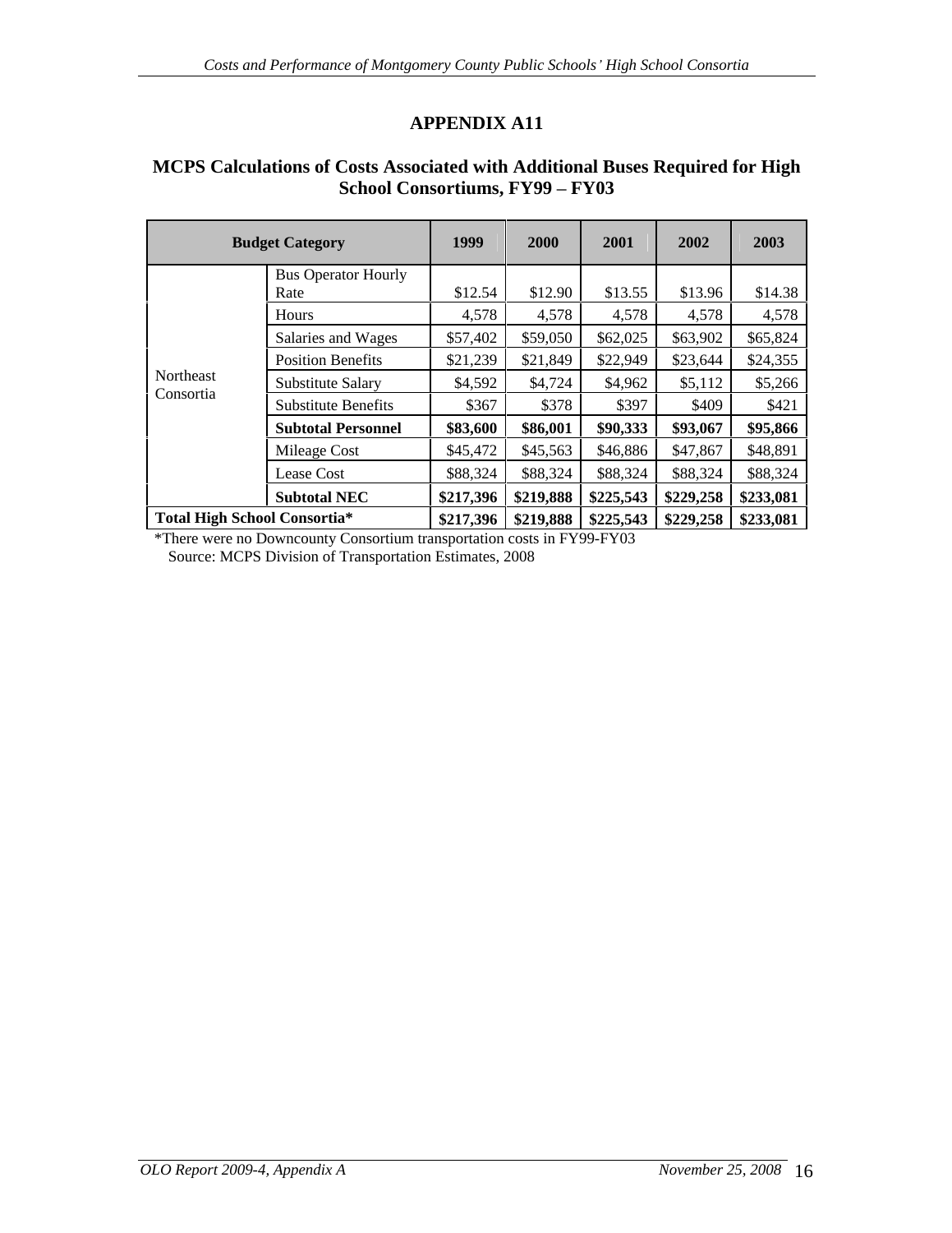# APPENDIX A11

## MCPS Calculations of Costs Associated with Additional Buses Required for High School Consortiums, FY99 – FY03

| Budget Category | | 1999 | 2000 | 2001 | 2002 | 2003 |
|---|---|---|---|---|---|---|
| Northeast Consortia | Bus Operator Hourly Rate | $12.54 | $12.90 | $13.55 | $13.96 | $14.38 |
| | Hours | 4,578 | 4,578 | 4,578 | 4,578 | 4,578 |
| | Salaries and Wages | $57,402 | $59,050 | $62,025 | $63,902 | $65,824 |
| | Position Benefits | $21,239 | $21,849 | $22,949 | $23,644 | $24,355 |
| | Substitute Salary | $4,592 | $4,724 | $4,962 | $5,112 | $5,266 |
| | Substitute Benefits | $367 | $378 | $397 | $409 | $421 |
| | **Subtotal Personnel** | **$83,600** | **$86,001** | **$90,333** | **$93,067** | **$95,866** |
| | Mileage Cost | $45,472 | $45,563 | $46,886 | $47,867 | $48,891 |
| | Lease Cost | $88,324 | $88,324 | $88,324 | $88,324 | $88,324 |
| | **Subtotal NEC** | **$217,396** | **$219,888** | **$225,543** | **$229,258** | **$233,081** |
| **Total High School Consortia*** | | **$217,396** | **$219,888** | **$225,543** | **$229,258** | **$233,081** |

*There were no Downcounty Consortium transportation costs in FY99-FY03

Source: MCPS Division of Transportation Estimates, 2008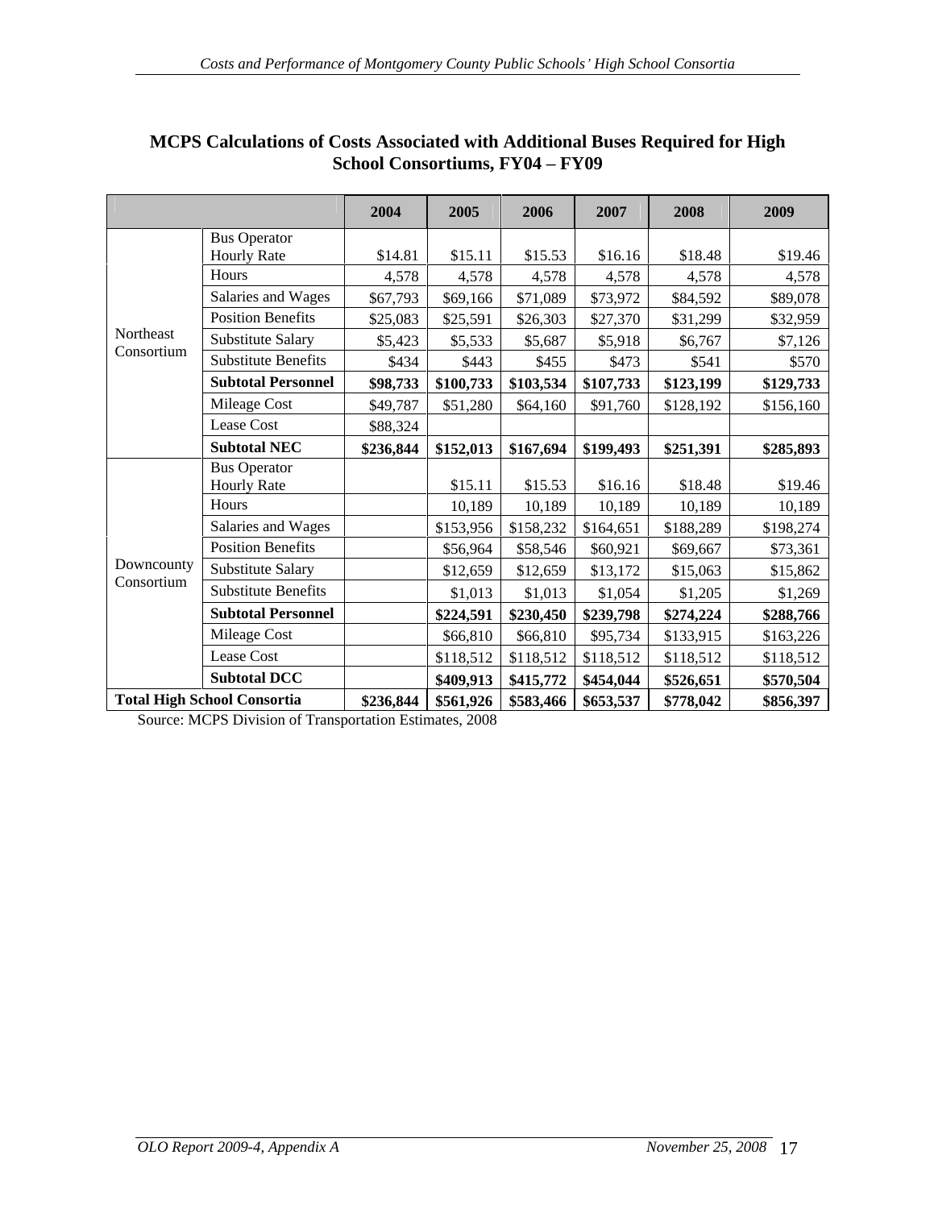## MCPS Calculations of Costs Associated with Additional Buses Required for High School Consortiums, FY04 – FY09

| | | 2004 | 2005 | 2006 | 2007 | 2008 | 2009 |
|---|---|---|---|---|---|---|---|
| Northeast Consortium | Bus Operator Hourly Rate | $14.81 | $15.11 | $15.53 | $16.16 | $18.48 | $19.46 |
| | Hours | 4,578 | 4,578 | 4,578 | 4,578 | 4,578 | 4,578 |
| | Salaries and Wages | $67,793 | $69,166 | $71,089 | $73,972 | $84,592 | $89,078 |
| | Position Benefits | $25,083 | $25,591 | $26,303 | $27,370 | $31,299 | $32,959 |
| | Substitute Salary | $5,423 | $5,533 | $5,687 | $5,918 | $6,767 | $7,126 |
| | Substitute Benefits | $434 | $443 | $455 | $473 | $541 | $570 |
| | **Subtotal Personnel** | **$98,733** | **$100,733** | **$103,534** | **$107,733** | **$123,199** | **$129,733** |
| | Mileage Cost | $49,787 | $51,280 | $64,160 | $91,760 | $128,192 | $156,160 |
| | Lease Cost | $88,324 | | | | | |
| | **Subtotal NEC** | **$236,844** | **$152,013** | **$167,694** | **$199,493** | **$251,391** | **$285,893** |
| Downcounty Consortium | Bus Operator Hourly Rate | | $15.11 | $15.53 | $16.16 | $18.48 | $19.46 |
| | Hours | | 10,189 | 10,189 | 10,189 | 10,189 | 10,189 |
| | Salaries and Wages | | $153,956 | $158,232 | $164,651 | $188,289 | $198,274 |
| | Position Benefits | | $56,964 | $58,546 | $60,921 | $69,667 | $73,361 |
| | Substitute Salary | | $12,659 | $12,659 | $13,172 | $15,063 | $15,862 |
| | Substitute Benefits | | $1,013 | $1,013 | $1,054 | $1,205 | $1,269 |
| | **Subtotal Personnel** | | **$224,591** | **$230,450** | **$239,798** | **$274,224** | **$288,766** |
| | Mileage Cost | | $66,810 | $66,810 | $95,734 | $133,915 | $163,226 |
| | Lease Cost | | $118,512 | $118,512 | $118,512 | $118,512 | $118,512 |
| | **Subtotal DCC** | | **$409,913** | **$415,772** | **$454,044** | **$526,651** | **$570,504** |
| **Total High School Consortia** | | **$236,844** | **$561,926** | **$583,466** | **$653,537** | **$778,042** | **$856,397** |

Source: MCPS Division of Transportation Estimates, 2008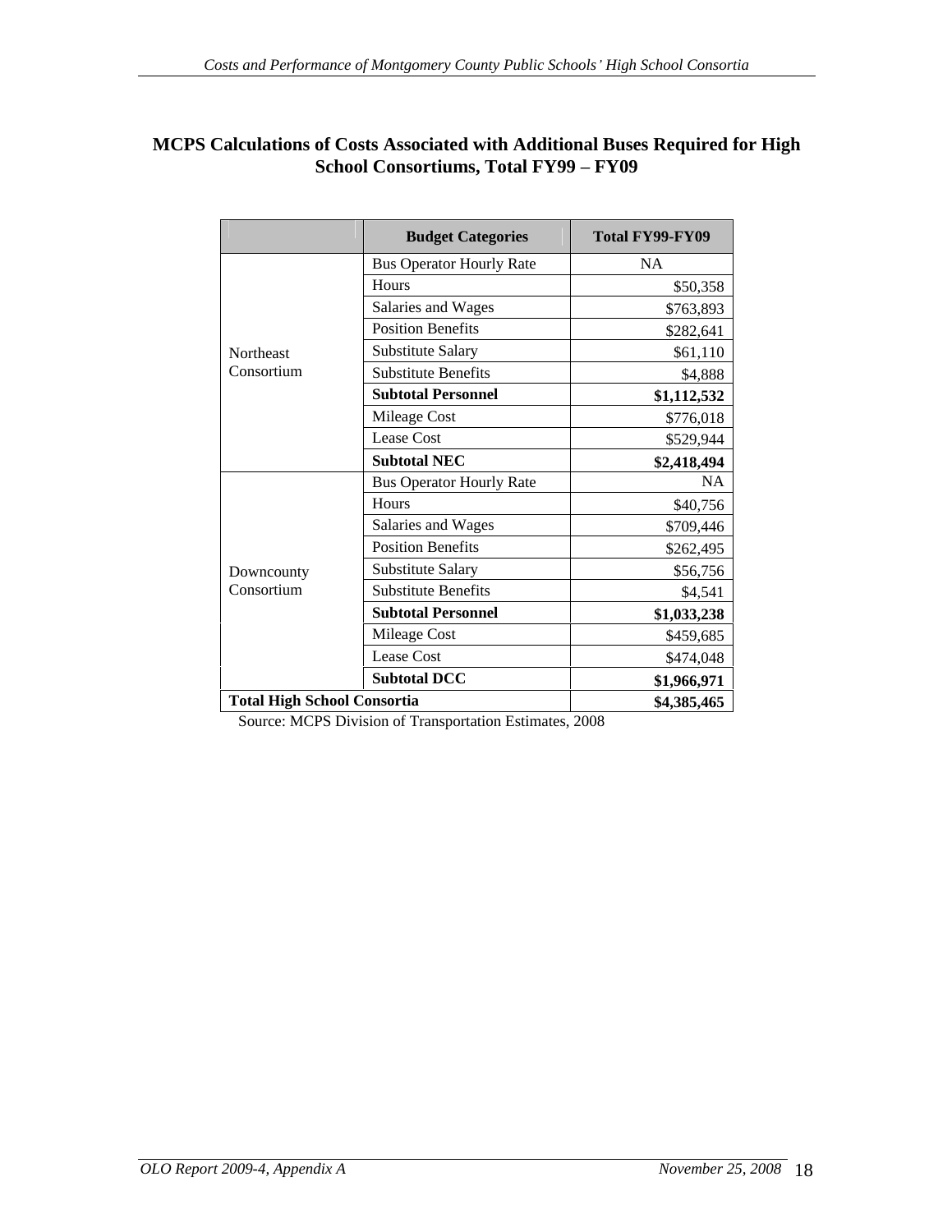**MCPS Calculations of Costs Associated with Additional Buses Required for High School Consortiums, Total FY99 – FY09**

| | Budget Categories | Total FY99-FY09 |
|---|---|---|
| Northeast Consortium | Bus Operator Hourly Rate | NA |
| | Hours | $50,358 |
| | Salaries and Wages | $763,893 |
| | Position Benefits | $282,641 |
| | Substitute Salary | $61,110 |
| | Substitute Benefits | $4,888 |
| | **Subtotal Personnel** | **$1,112,532** |
| | Mileage Cost | $776,018 |
| | Lease Cost | $529,944 |
| | **Subtotal NEC** | **$2,418,494** |
| Downcounty Consortium | Bus Operator Hourly Rate | NA |
| | Hours | $40,756 |
| | Salaries and Wages | $709,446 |
| | Position Benefits | $262,495 |
| | Substitute Salary | $56,756 |
| | Substitute Benefits | $4,541 |
| | **Subtotal Personnel** | **$1,033,238** |
| | Mileage Cost | $459,685 |
| | Lease Cost | $474,048 |
| | **Subtotal DCC** | **$1,966,971** |
| **Total High School Consortia** | | **$4,385,465** |

Source: MCPS Division of Transportation Estimates, 2008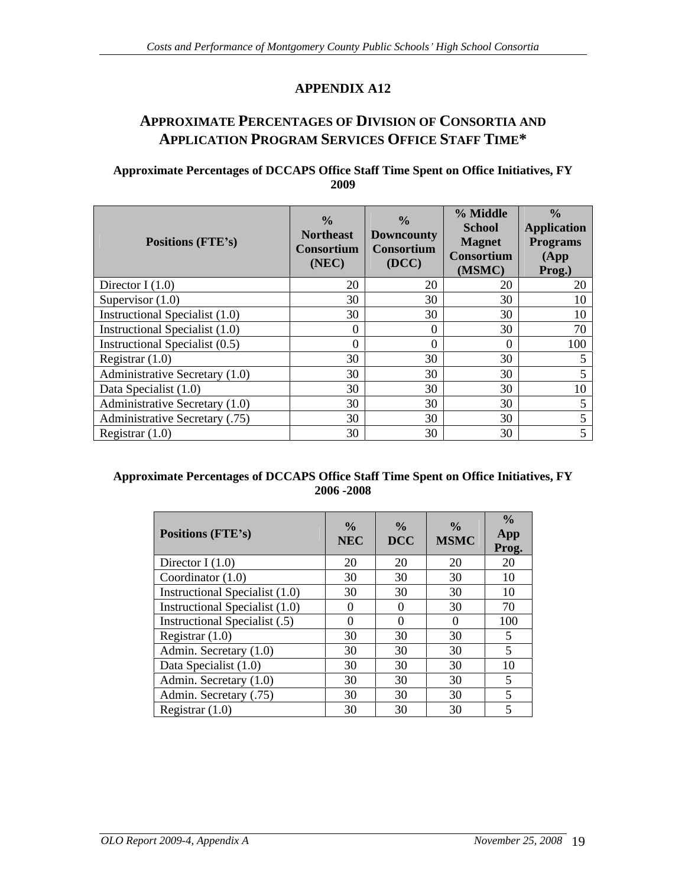# APPENDIX A12

## APPROXIMATE PERCENTAGES OF DIVISION OF CONSORTIA AND APPLICATION PROGRAM SERVICES OFFICE STAFF TIME*

**Approximate Percentages of DCCAPS Office Staff Time Spent on Office Initiatives, FY 2009**

| Positions (FTE's) | % Northeast Consortium (NEC) | % Downcounty Consortium (DCC) | % Middle School Magnet Consortium (MSMC) | % Application Programs (App Prog.) |
|---|---|---|---|---|
| Director I (1.0) | 20 | 20 | 20 | 20 |
| Supervisor (1.0) | 30 | 30 | 30 | 10 |
| Instructional Specialist (1.0) | 30 | 30 | 30 | 10 |
| Instructional Specialist (1.0) | 0 | 0 | 30 | 70 |
| Instructional Specialist (0.5) | 0 | 0 | 0 | 100 |
| Registrar (1.0) | 30 | 30 | 30 | 5 |
| Administrative Secretary (1.0) | 30 | 30 | 30 | 5 |
| Data Specialist (1.0) | 30 | 30 | 30 | 10 |
| Administrative Secretary (1.0) | 30 | 30 | 30 | 5 |
| Administrative Secretary (.75) | 30 | 30 | 30 | 5 |
| Registrar (1.0) | 30 | 30 | 30 | 5 |

**Approximate Percentages of DCCAPS Office Staff Time Spent on Office Initiatives, FY 2006 -2008**

| Positions (FTE's) | % NEC | % DCC | % MSMC | % App Prog. |
|---|---|---|---|---|
| Director I (1.0) | 20 | 20 | 20 | 20 |
| Coordinator (1.0) | 30 | 30 | 30 | 10 |
| Instructional Specialist (1.0) | 30 | 30 | 30 | 10 |
| Instructional Specialist (1.0) | 0 | 0 | 30 | 70 |
| Instructional Specialist (.5) | 0 | 0 | 0 | 100 |
| Registrar (1.0) | 30 | 30 | 30 | 5 |
| Admin. Secretary (1.0) | 30 | 30 | 30 | 5 |
| Data Specialist (1.0) | 30 | 30 | 30 | 10 |
| Admin. Secretary (1.0) | 30 | 30 | 30 | 5 |
| Admin. Secretary (.75) | 30 | 30 | 30 | 5 |
| Registrar (1.0) | 30 | 30 | 30 | 5 |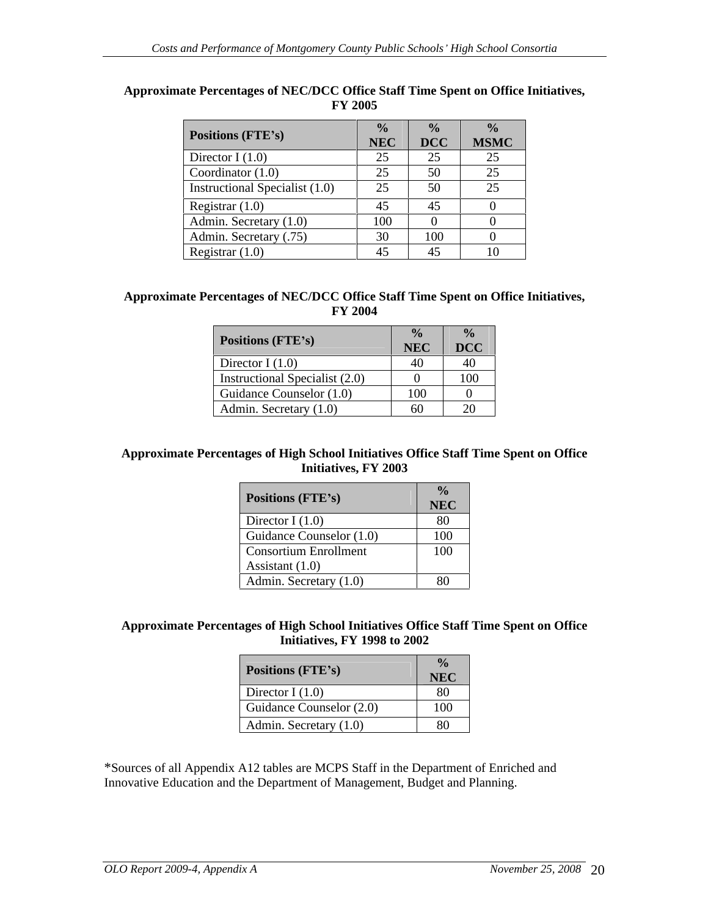**Approximate Percentages of NEC/DCC Office Staff Time Spent on Office Initiatives, FY 2005**

| Positions (FTE's) | % NEC | % DCC | % MSMC |
|---|---|---|---|
| Director I (1.0) | 25 | 25 | 25 |
| Coordinator (1.0) | 25 | 50 | 25 |
| Instructional Specialist (1.0) | 25 | 50 | 25 |
| Registrar (1.0) | 45 | 45 | 0 |
| Admin. Secretary (1.0) | 100 | 0 | 0 |
| Admin. Secretary (.75) | 30 | 100 | 0 |
| Registrar (1.0) | 45 | 45 | 10 |

**Approximate Percentages of NEC/DCC Office Staff Time Spent on Office Initiatives, FY 2004**

| Positions (FTE's) | % NEC | % DCC |
|---|---|---|
| Director I (1.0) | 40 | 40 |
| Instructional Specialist (2.0) | 0 | 100 |
| Guidance Counselor (1.0) | 100 | 0 |
| Admin. Secretary (1.0) | 60 | 20 |

**Approximate Percentages of High School Initiatives Office Staff Time Spent on Office Initiatives, FY 2003**

| Positions (FTE's) | % NEC |
|---|---|
| Director I (1.0) | 80 |
| Guidance Counselor (1.0) | 100 |
| Consortium Enrollment Assistant (1.0) | 100 |
| Admin. Secretary (1.0) | 80 |

**Approximate Percentages of High School Initiatives Office Staff Time Spent on Office Initiatives, FY 1998 to 2002**

| Positions (FTE's) | % NEC |
|---|---|
| Director I (1.0) | 80 |
| Guidance Counselor (2.0) | 100 |
| Admin. Secretary (1.0) | 80 |

*Sources of all Appendix A12 tables are MCPS Staff in the Department of Enriched and Innovative Education and the Department of Management, Budget and Planning.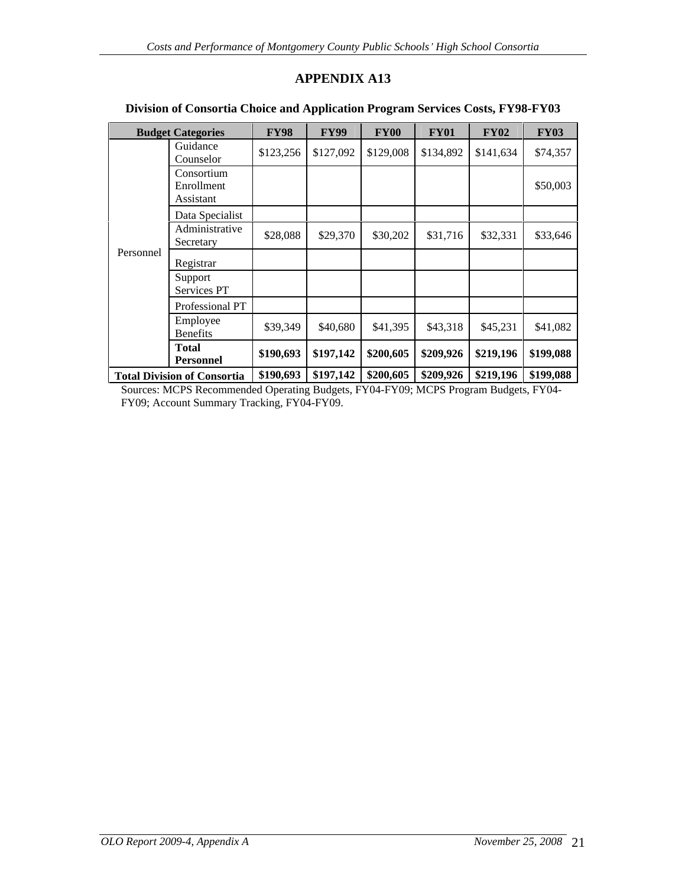## APPENDIX A13

### Division of Consortia Choice and Application Program Services Costs, FY98-FY03

| Budget Categories | | FY98 | FY99 | FY00 | FY01 | FY02 | FY03 |
|---|---|---|---|---|---|---|---|
| Personnel | Guidance Counselor | $123,256 | $127,092 | $129,008 | $134,892 | $141,634 | $74,357 |
| | Consortium Enrollment Assistant | | | | | | $50,003 |
| | Data Specialist | | | | | | |
| | Administrative Secretary | $28,088 | $29,370 | $30,202 | $31,716 | $32,331 | $33,646 |
| | Registrar | | | | | | |
| | Support Services PT | | | | | | |
| | Professional PT | | | | | | |
| | Employee Benefits | $39,349 | $40,680 | $41,395 | $43,318 | $45,231 | $41,082 |
| | **Total Personnel** | **$190,693** | **$197,142** | **$200,605** | **$209,926** | **$219,196** | **$199,088** |
| **Total Division of Consortia** | | **$190,693** | **$197,142** | **$200,605** | **$209,926** | **$219,196** | **$199,088** |

Sources: MCPS Recommended Operating Budgets, FY04-FY09; MCPS Program Budgets, FY04-FY09; Account Summary Tracking, FY04-FY09.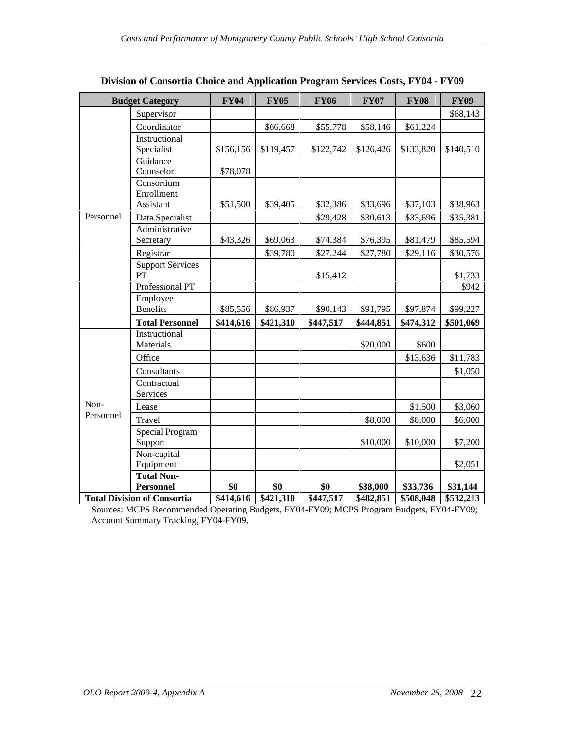**Division of Consortia Choice and Application Program Services Costs, FY04 - FY09**

| Budget Category | | FY04 | FY05 | FY06 | FY07 | FY08 | FY09 |
|---|---|---|---|---|---|---|---|
| Personnel | Supervisor | | | | | | $68,143 |
| | Coordinator | | $66,668 | $55,778 | $58,146 | $61,224 | |
| | Instructional Specialist | $156,156 | $119,457 | $122,742 | $126,426 | $133,820 | $140,510 |
| | Guidance Counselor | $78,078 | | | | | |
| | Consortium Enrollment Assistant | $51,500 | $39,405 | $32,386 | $33,696 | $37,103 | $38,963 |
| | Data Specialist | | | $29,428 | $30,613 | $33,696 | $35,381 |
| | Administrative Secretary | $43,326 | $69,063 | $74,384 | $76,395 | $81,479 | $85,594 |
| | Registrar | | $39,780 | $27,244 | $27,780 | $29,116 | $30,576 |
| | Support Services PT | | | $15,412 | | | $1,733 |
| | Professional PT | | | | | | $942 |
| | Employee Benefits | $85,556 | $86,937 | $90,143 | $91,795 | $97,874 | $99,227 |
| | **Total Personnel** | **$414,616** | **$421,310** | **$447,517** | **$444,851** | **$474,312** | **$501,069** |
| Non-Personnel | Instructional Materials | | | | $20,000 | $600 | |
| | Office | | | | | $13,636 | $11,783 |
| | Consultants | | | | | | $1,050 |
| | Contractual Services | | | | | | |
| | Lease | | | | | $1,500 | $3,060 |
| | Travel | | | | $8,000 | $8,000 | $6,000 |
| | Special Program Support | | | | $10,000 | $10,000 | $7,200 |
| | Non-capital Equipment | | | | | | $2,051 |
| | **Total Non-Personnel** | **$0** | **$0** | **$0** | **$38,000** | **$33,736** | **$31,144** |
| **Total Division of Consortia** | | **$414,616** | **$421,310** | **$447,517** | **$482,851** | **$508,048** | **$532,213** |

Sources: MCPS Recommended Operating Budgets, FY04-FY09; MCPS Program Budgets, FY04-FY09; Account Summary Tracking, FY04-FY09.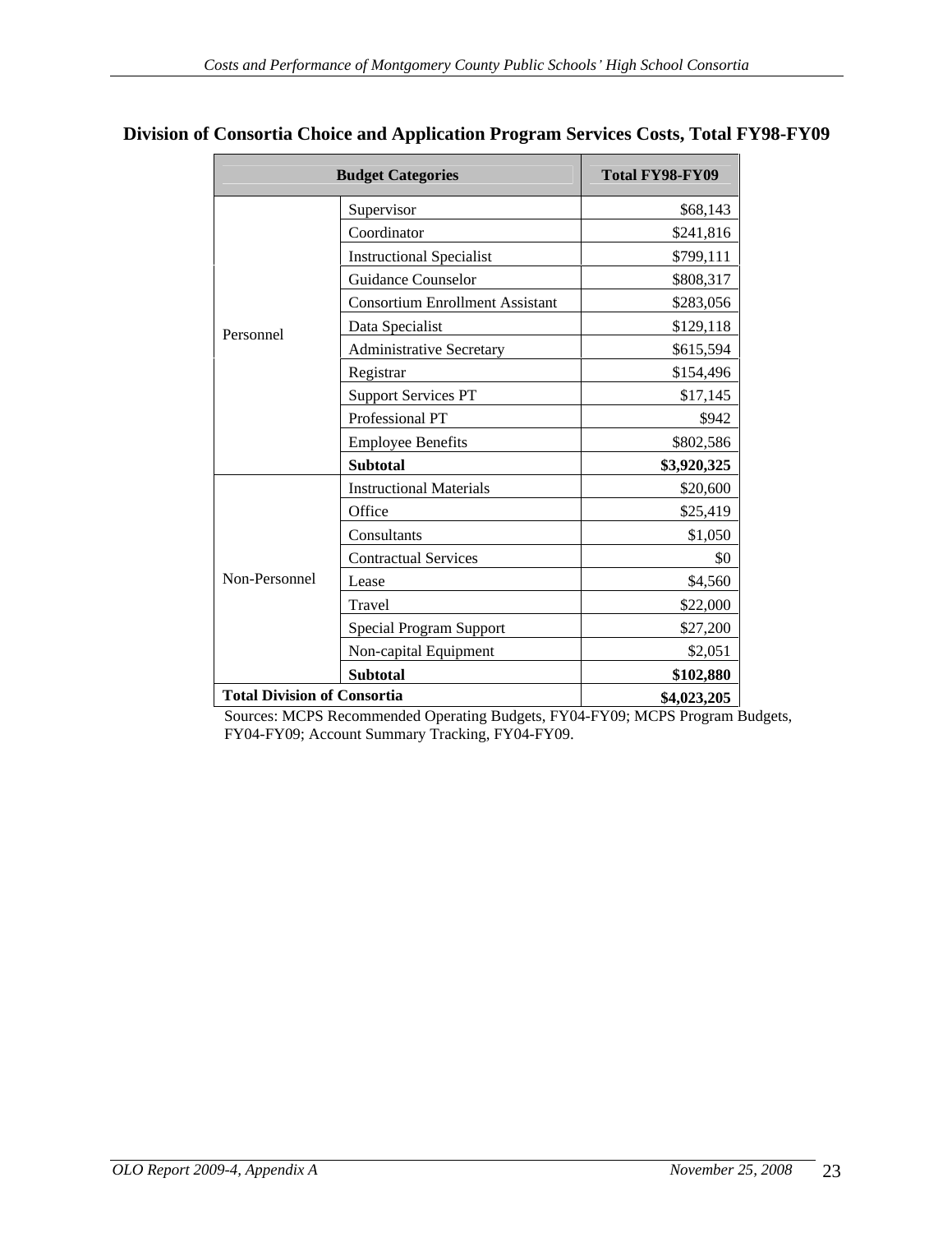## Division of Consortia Choice and Application Program Services Costs, Total FY98-FY09

| Budget Categories | | Total FY98-FY09 |
|---|---|---|
| Personnel | Supervisor | $68,143 |
| | Coordinator | $241,816 |
| | Instructional Specialist | $799,111 |
| | Guidance Counselor | $808,317 |
| | Consortium Enrollment Assistant | $283,056 |
| | Data Specialist | $129,118 |
| | Administrative Secretary | $615,594 |
| | Registrar | $154,496 |
| | Support Services PT | $17,145 |
| | Professional PT | $942 |
| | Employee Benefits | $802,586 |
| | **Subtotal** | **$3,920,325** |
| Non-Personnel | Instructional Materials | $20,600 |
| | Office | $25,419 |
| | Consultants | $1,050 |
| | Contractual Services | $0 |
| | Lease | $4,560 |
| | Travel | $22,000 |
| | Special Program Support | $27,200 |
| | Non-capital Equipment | $2,051 |
| | **Subtotal** | **$102,880** |
| **Total Division of Consortia** | | **$4,023,205** |

Sources: MCPS Recommended Operating Budgets, FY04-FY09; MCPS Program Budgets, FY04-FY09; Account Summary Tracking, FY04-FY09.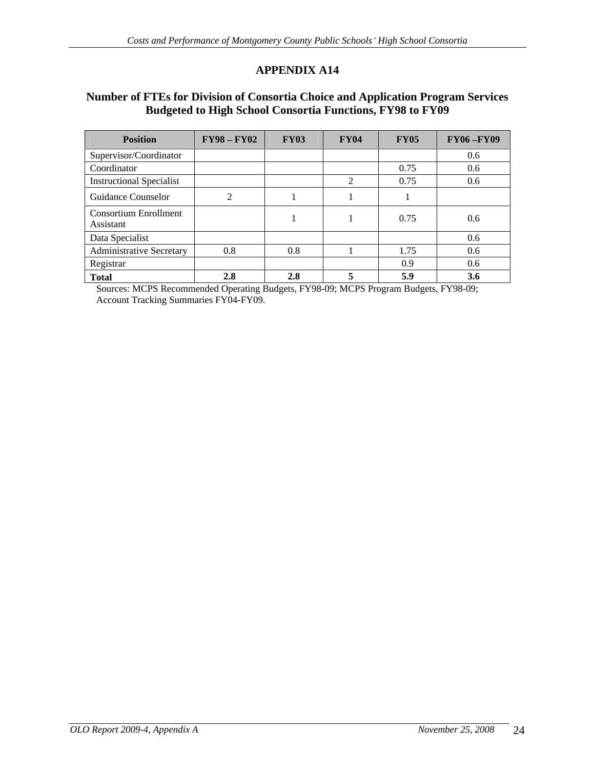# APPENDIX A14

## Number of FTEs for Division of Consortia Choice and Application Program Services Budgeted to High School Consortia Functions, FY98 to FY09

| Position | FY98 – FY02 | FY03 | FY04 | FY05 | FY06 –FY09 |
|---|---|---|---|---|---|
| Supervisor/Coordinator | | | | | 0.6 |
| Coordinator | | | | 0.75 | 0.6 |
| Instructional Specialist | | | 2 | 0.75 | 0.6 |
| Guidance Counselor | 2 | 1 | 1 | 1 | |
| Consortium Enrollment Assistant | | 1 | 1 | 0.75 | 0.6 |
| Data Specialist | | | | | 0.6 |
| Administrative Secretary | 0.8 | 0.8 | 1 | 1.75 | 0.6 |
| Registrar | | | | 0.9 | 0.6 |
| **Total** | **2.8** | **2.8** | **5** | **5.9** | **3.6** |

Sources: MCPS Recommended Operating Budgets, FY98-09; MCPS Program Budgets, FY98-09; Account Tracking Summaries FY04-FY09.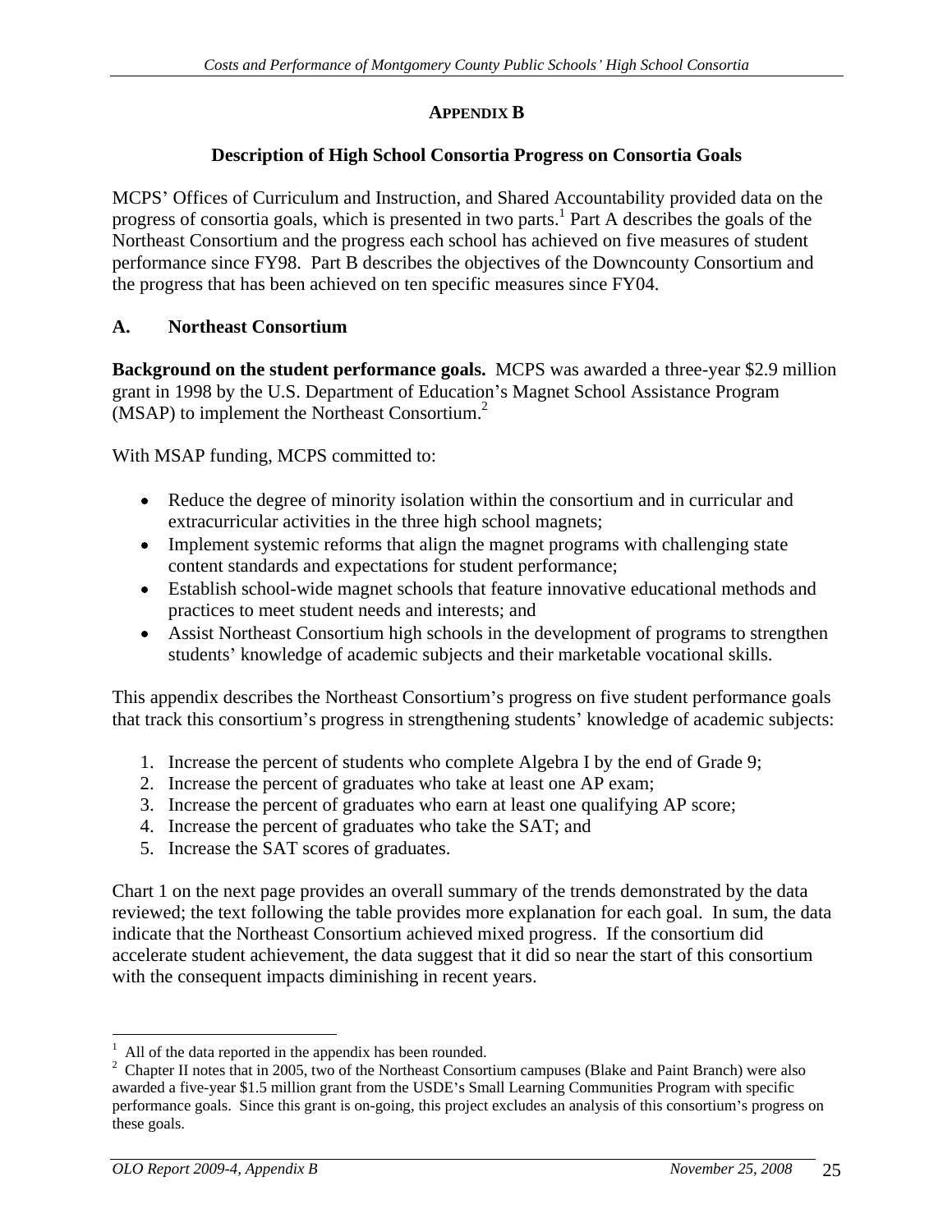## APPENDIX B

### Description of High School Consortia Progress on Consortia Goals

MCPS' Offices of Curriculum and Instruction, and Shared Accountability provided data on the progress of consortia goals, which is presented in two parts.[1] Part A describes the goals of the Northeast Consortium and the progress each school has achieved on five measures of student performance since FY98. Part B describes the objectives of the Downcounty Consortium and the progress that has been achieved on ten specific measures since FY04.

### A. Northeast Consortium

**Background on the student performance goals.** MCPS was awarded a three-year \$2.9 million grant in 1998 by the U.S. Department of Education's Magnet School Assistance Program (MSAP) to implement the Northeast Consortium.[2]

With MSAP funding, MCPS committed to:

- Reduce the degree of minority isolation within the consortium and in curricular and extracurricular activities in the three high school magnets;
- Implement systemic reforms that align the magnet programs with challenging state content standards and expectations for student performance;
- Establish school-wide magnet schools that feature innovative educational methods and practices to meet student needs and interests; and
- Assist Northeast Consortium high schools in the development of programs to strengthen students' knowledge of academic subjects and their marketable vocational skills.

This appendix describes the Northeast Consortium's progress on five student performance goals that track this consortium's progress in strengthening students' knowledge of academic subjects:

1. Increase the percent of students who complete Algebra I by the end of Grade 9;
2. Increase the percent of graduates who take at least one AP exam;
3. Increase the percent of graduates who earn at least one qualifying AP score;
4. Increase the percent of graduates who take the SAT; and
5. Increase the SAT scores of graduates.

Chart 1 on the next page provides an overall summary of the trends demonstrated by the data reviewed; the text following the table provides more explanation for each goal. In sum, the data indicate that the Northeast Consortium achieved mixed progress. If the consortium did accelerate student achievement, the data suggest that it did so near the start of this consortium with the consequent impacts diminishing in recent years.

---

[1] All of the data reported in the appendix has been rounded.

[2] Chapter II notes that in 2005, two of the Northeast Consortium campuses (Blake and Paint Branch) were also awarded a five-year \$1.5 million grant from the USDE's Small Learning Communities Program with specific performance goals. Since this grant is on-going, this project excludes an analysis of this consortium's progress on these goals.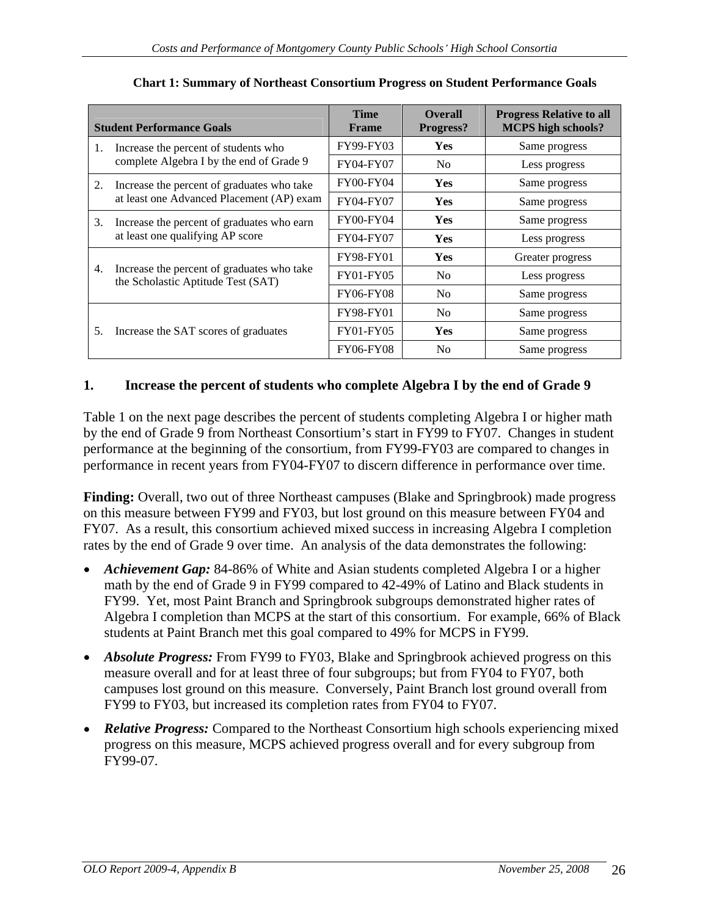**Chart 1: Summary of Northeast Consortium Progress on Student Performance Goals**

| Student Performance Goals | Time Frame | Overall Progress? | Progress Relative to all MCPS high schools? |
|---|---|---|---|
| 1. Increase the percent of students who complete Algebra I by the end of Grade 9 | FY99-FY03 | **Yes** | Same progress |
| | FY04-FY07 | No | Less progress |
| 2. Increase the percent of graduates who take at least one Advanced Placement (AP) exam | FY00-FY04 | **Yes** | Same progress |
| | FY04-FY07 | **Yes** | Same progress |
| 3. Increase the percent of graduates who earn at least one qualifying AP score | FY00-FY04 | **Yes** | Same progress |
| | FY04-FY07 | **Yes** | Less progress |
| 4. Increase the percent of graduates who take the Scholastic Aptitude Test (SAT) | FY98-FY01 | **Yes** | Greater progress |
| | FY01-FY05 | No | Less progress |
| | FY06-FY08 | No | Same progress |
| 5. Increase the SAT scores of graduates | FY98-FY01 | No | Same progress |
| | FY01-FY05 | **Yes** | Same progress |
| | FY06-FY08 | No | Same progress |

## 1. Increase the percent of students who complete Algebra I by the end of Grade 9

Table 1 on the next page describes the percent of students completing Algebra I or higher math by the end of Grade 9 from Northeast Consortium's start in FY99 to FY07. Changes in student performance at the beginning of the consortium, from FY99-FY03 are compared to changes in performance in recent years from FY04-FY07 to discern difference in performance over time.

**Finding:** Overall, two out of three Northeast campuses (Blake and Springbrook) made progress on this measure between FY99 and FY03, but lost ground on this measure between FY04 and FY07. As a result, this consortium achieved mixed success in increasing Algebra I completion rates by the end of Grade 9 over time. An analysis of the data demonstrates the following:

- ***Achievement Gap:*** 84-86% of White and Asian students completed Algebra I or a higher math by the end of Grade 9 in FY99 compared to 42-49% of Latino and Black students in FY99. Yet, most Paint Branch and Springbrook subgroups demonstrated higher rates of Algebra I completion than MCPS at the start of this consortium. For example, 66% of Black students at Paint Branch met this goal compared to 49% for MCPS in FY99.
- ***Absolute Progress:*** From FY99 to FY03, Blake and Springbrook achieved progress on this measure overall and for at least three of four subgroups; but from FY04 to FY07, both campuses lost ground on this measure. Conversely, Paint Branch lost ground overall from FY99 to FY03, but increased its completion rates from FY04 to FY07.
- ***Relative Progress:*** Compared to the Northeast Consortium high schools experiencing mixed progress on this measure, MCPS achieved progress overall and for every subgroup from FY99-07.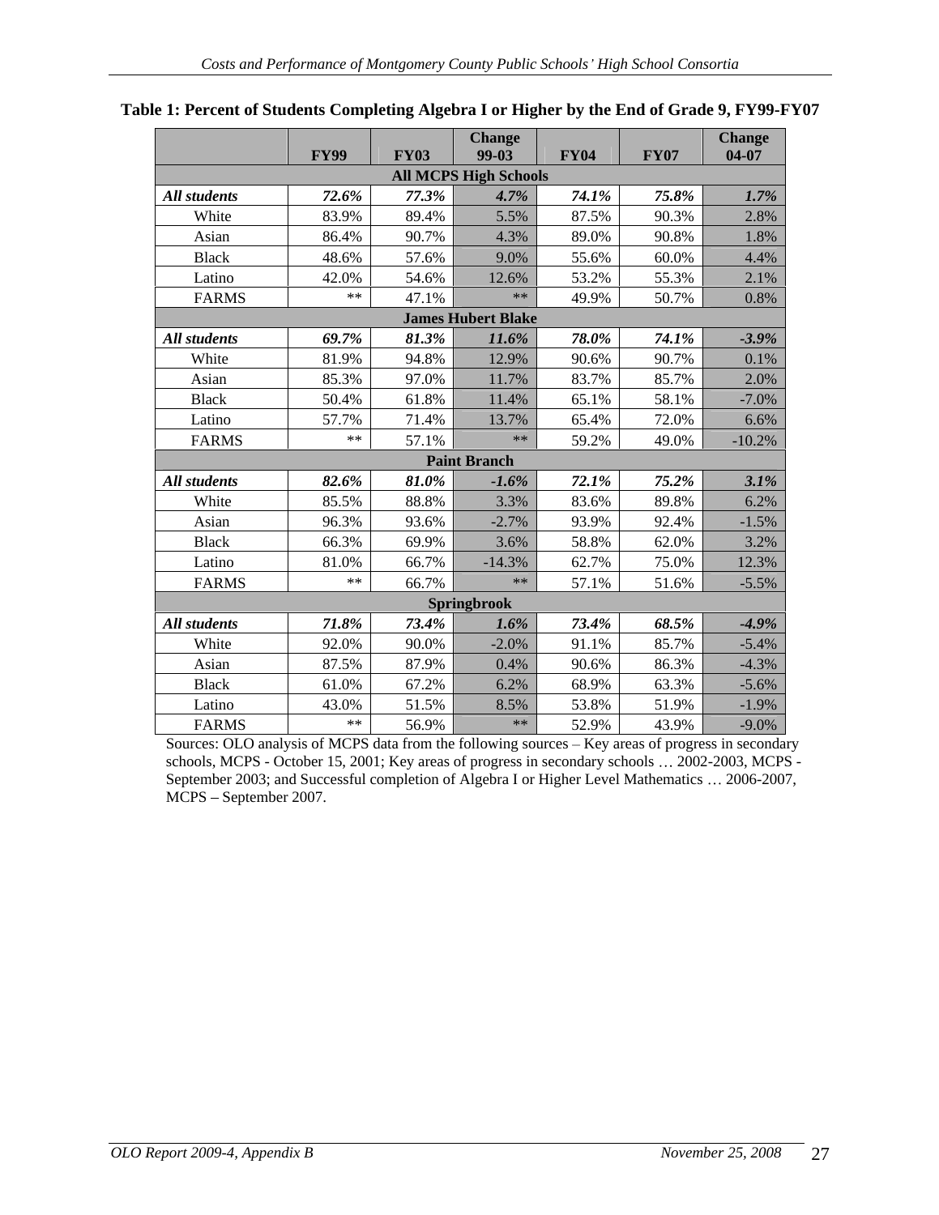**Table 1: Percent of Students Completing Algebra I or Higher by the End of Grade 9, FY99-FY07**

| | FY99 | FY03 | Change 99-03 | FY04 | FY07 | Change 04-07 |
|---|---|---|---|---|---|---|
| **All MCPS High Schools** | | | | | | |
| ***All students*** | ***72.6%*** | ***77.3%*** | ***4.7%*** | ***74.1%*** | ***75.8%*** | ***1.7%*** |
| White | 83.9% | 89.4% | 5.5% | 87.5% | 90.3% | 2.8% |
| Asian | 86.4% | 90.7% | 4.3% | 89.0% | 90.8% | 1.8% |
| Black | 48.6% | 57.6% | 9.0% | 55.6% | 60.0% | 4.4% |
| Latino | 42.0% | 54.6% | 12.6% | 53.2% | 55.3% | 2.1% |
| FARMS | ** | 47.1% | ** | 49.9% | 50.7% | 0.8% |
| **James Hubert Blake** | | | | | | |
| ***All students*** | ***69.7%*** | ***81.3%*** | ***11.6%*** | ***78.0%*** | ***74.1%*** | ***-3.9%*** |
| White | 81.9% | 94.8% | 12.9% | 90.6% | 90.7% | 0.1% |
| Asian | 85.3% | 97.0% | 11.7% | 83.7% | 85.7% | 2.0% |
| Black | 50.4% | 61.8% | 11.4% | 65.1% | 58.1% | -7.0% |
| Latino | 57.7% | 71.4% | 13.7% | 65.4% | 72.0% | 6.6% |
| FARMS | ** | 57.1% | ** | 59.2% | 49.0% | -10.2% |
| **Paint Branch** | | | | | | |
| ***All students*** | ***82.6%*** | ***81.0%*** | ***-1.6%*** | ***72.1%*** | ***75.2%*** | ***3.1%*** |
| White | 85.5% | 88.8% | 3.3% | 83.6% | 89.8% | 6.2% |
| Asian | 96.3% | 93.6% | -2.7% | 93.9% | 92.4% | -1.5% |
| Black | 66.3% | 69.9% | 3.6% | 58.8% | 62.0% | 3.2% |
| Latino | 81.0% | 66.7% | -14.3% | 62.7% | 75.0% | 12.3% |
| FARMS | ** | 66.7% | ** | 57.1% | 51.6% | -5.5% |
| **Springbrook** | | | | | | |
| ***All students*** | ***71.8%*** | ***73.4%*** | ***1.6%*** | ***73.4%*** | ***68.5%*** | ***-4.9%*** |
| White | 92.0% | 90.0% | -2.0% | 91.1% | 85.7% | -5.4% |
| Asian | 87.5% | 87.9% | 0.4% | 90.6% | 86.3% | -4.3% |
| Black | 61.0% | 67.2% | 6.2% | 68.9% | 63.3% | -5.6% |
| Latino | 43.0% | 51.5% | 8.5% | 53.8% | 51.9% | -1.9% |
| FARMS | ** | 56.9% | ** | 52.9% | 43.9% | -9.0% |

Sources: OLO analysis of MCPS data from the following sources – Key areas of progress in secondary schools, MCPS - October 15, 2001; Key areas of progress in secondary schools … 2002-2003, MCPS - September 2003; and Successful completion of Algebra I or Higher Level Mathematics … 2006-2007, MCPS – September 2007.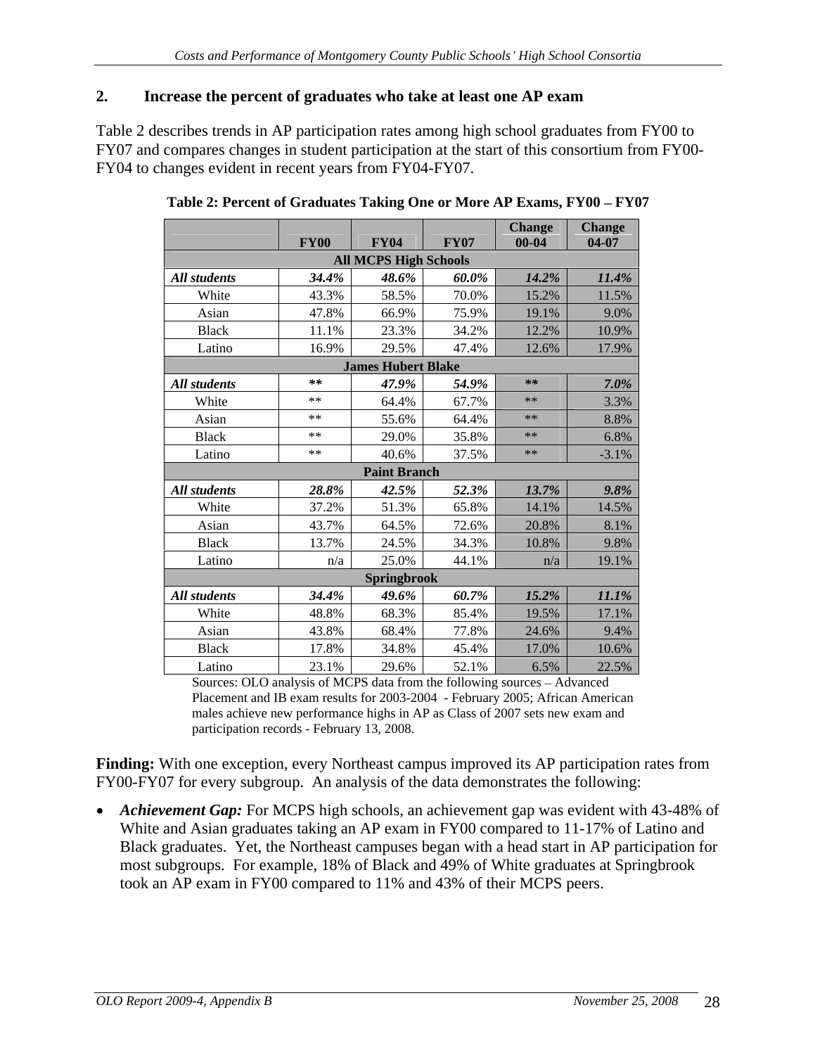## 2. Increase the percent of graduates who take at least one AP exam

Table 2 describes trends in AP participation rates among high school graduates from FY00 to FY07 and compares changes in student participation at the start of this consortium from FY00-FY04 to changes evident in recent years from FY04-FY07.

**Table 2: Percent of Graduates Taking One or More AP Exams, FY00 – FY07**

| | FY00 | FY04 | FY07 | Change 00-04 | Change 04-07 |
|---|---|---|---|---|---|
| **All MCPS High Schools** | | | | | |
| ***All students*** | ***34.4%*** | ***48.6%*** | ***60.0%*** | ***14.2%*** | ***11.4%*** |
| White | 43.3% | 58.5% | 70.0% | 15.2% | 11.5% |
| Asian | 47.8% | 66.9% | 75.9% | 19.1% | 9.0% |
| Black | 11.1% | 23.3% | 34.2% | 12.2% | 10.9% |
| Latino | 16.9% | 29.5% | 47.4% | 12.6% | 17.9% |
| **James Hubert Blake** | | | | | |
| ***All students*** | ***** | ***47.9%*** | ***54.9%*** | ***** | ***7.0%*** |
| White | ** | 64.4% | 67.7% | ** | 3.3% |
| Asian | ** | 55.6% | 64.4% | ** | 8.8% |
| Black | ** | 29.0% | 35.8% | ** | 6.8% |
| Latino | ** | 40.6% | 37.5% | ** | -3.1% |
| **Paint Branch** | | | | | |
| ***All students*** | ***28.8%*** | ***42.5%*** | ***52.3%*** | ***13.7%*** | ***9.8%*** |
| White | 37.2% | 51.3% | 65.8% | 14.1% | 14.5% |
| Asian | 43.7% | 64.5% | 72.6% | 20.8% | 8.1% |
| Black | 13.7% | 24.5% | 34.3% | 10.8% | 9.8% |
| Latino | n/a | 25.0% | 44.1% | n/a | 19.1% |
| **Springbrook** | | | | | |
| ***All students*** | ***34.4%*** | ***49.6%*** | ***60.7%*** | ***15.2%*** | ***11.1%*** |
| White | 48.8% | 68.3% | 85.4% | 19.5% | 17.1% |
| Asian | 43.8% | 68.4% | 77.8% | 24.6% | 9.4% |
| Black | 17.8% | 34.8% | 45.4% | 17.0% | 10.6% |
| Latino | 23.1% | 29.6% | 52.1% | 6.5% | 22.5% |

Sources: OLO analysis of MCPS data from the following sources – Advanced Placement and IB exam results for 2003-2004 - February 2005; African American males achieve new performance highs in AP as Class of 2007 sets new exam and participation records - February 13, 2008.

**Finding:** With one exception, every Northeast campus improved its AP participation rates from FY00-FY07 for every subgroup. An analysis of the data demonstrates the following:

- ***Achievement Gap:*** For MCPS high schools, an achievement gap was evident with 43-48% of White and Asian graduates taking an AP exam in FY00 compared to 11-17% of Latino and Black graduates. Yet, the Northeast campuses began with a head start in AP participation for most subgroups. For example, 18% of Black and 49% of White graduates at Springbrook took an AP exam in FY00 compared to 11% and 43% of their MCPS peers.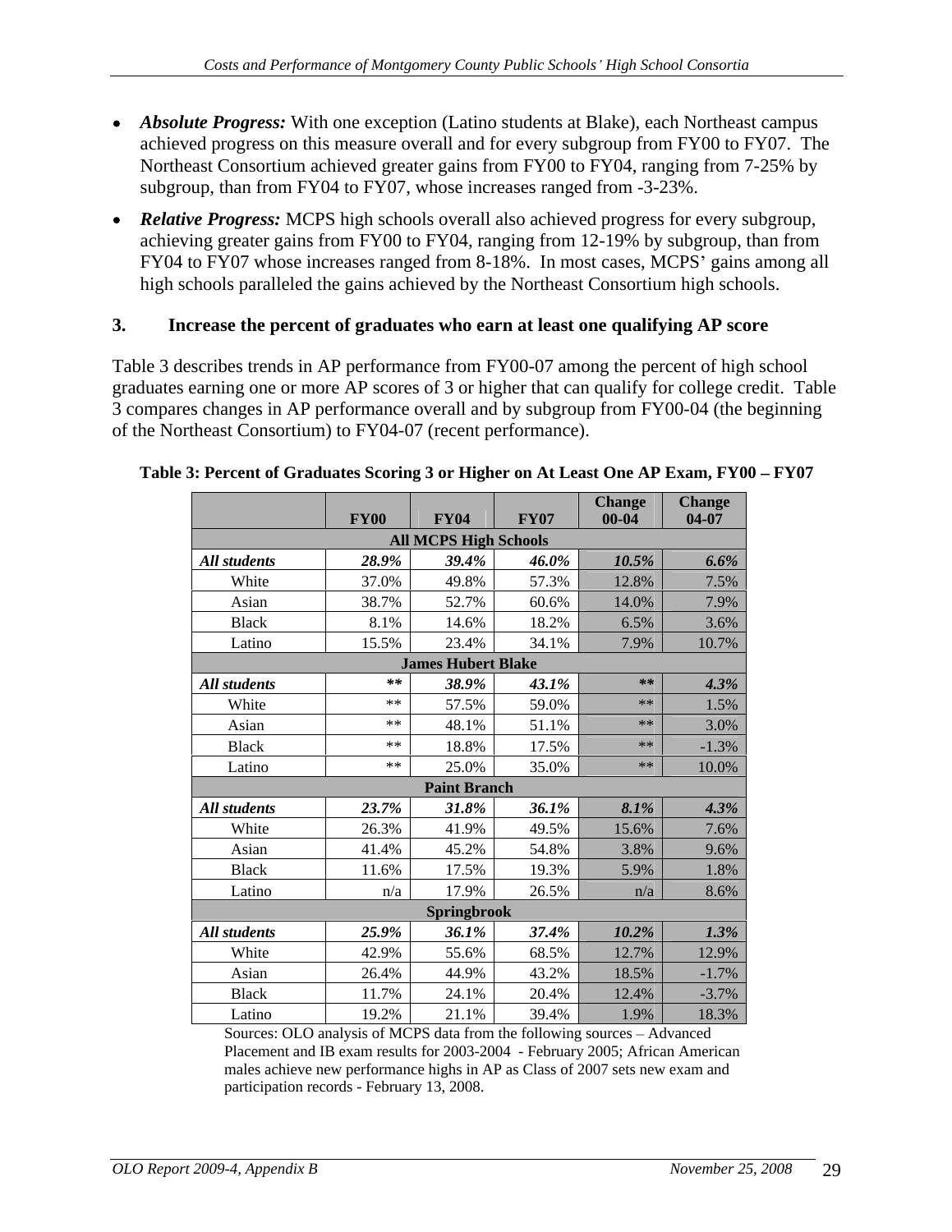- ***Absolute Progress:*** With one exception (Latino students at Blake), each Northeast campus achieved progress on this measure overall and for every subgroup from FY00 to FY07. The Northeast Consortium achieved greater gains from FY00 to FY04, ranging from 7-25% by subgroup, than from FY04 to FY07, whose increases ranged from -3-23%.
- ***Relative Progress:*** MCPS high schools overall also achieved progress for every subgroup, achieving greater gains from FY00 to FY04, ranging from 12-19% by subgroup, than from FY04 to FY07 whose increases ranged from 8-18%. In most cases, MCPS' gains among all high schools paralleled the gains achieved by the Northeast Consortium high schools.

### 3. Increase the percent of graduates who earn at least one qualifying AP score

Table 3 describes trends in AP performance from FY00-07 among the percent of high school graduates earning one or more AP scores of 3 or higher that can qualify for college credit. Table 3 compares changes in AP performance overall and by subgroup from FY00-04 (the beginning of the Northeast Consortium) to FY04-07 (recent performance).

**Table 3: Percent of Graduates Scoring 3 or Higher on At Least One AP Exam, FY00 – FY07**

| | FY00 | FY04 | FY07 | Change 00-04 | Change 04-07 |
|---|---|---|---|---|---|
| **All MCPS High Schools** | | | | | |
| ***All students*** | ***28.9%*** | ***39.4%*** | ***46.0%*** | ***10.5%*** | ***6.6%*** |
| White | 37.0% | 49.8% | 57.3% | 12.8% | 7.5% |
| Asian | 38.7% | 52.7% | 60.6% | 14.0% | 7.9% |
| Black | 8.1% | 14.6% | 18.2% | 6.5% | 3.6% |
| Latino | 15.5% | 23.4% | 34.1% | 7.9% | 10.7% |
| **James Hubert Blake** | | | | | |
| ***All students*** | ***\*\**** | ***38.9%*** | ***43.1%*** | ***\*\**** | ***4.3%*** |
| White | ** | 57.5% | 59.0% | ** | 1.5% |
| Asian | ** | 48.1% | 51.1% | ** | 3.0% |
| Black | ** | 18.8% | 17.5% | ** | -1.3% |
| Latino | ** | 25.0% | 35.0% | ** | 10.0% |
| **Paint Branch** | | | | | |
| ***All students*** | ***23.7%*** | ***31.8%*** | ***36.1%*** | ***8.1%*** | ***4.3%*** |
| White | 26.3% | 41.9% | 49.5% | 15.6% | 7.6% |
| Asian | 41.4% | 45.2% | 54.8% | 3.8% | 9.6% |
| Black | 11.6% | 17.5% | 19.3% | 5.9% | 1.8% |
| Latino | n/a | 17.9% | 26.5% | n/a | 8.6% |
| **Springbrook** | | | | | |
| ***All students*** | ***25.9%*** | ***36.1%*** | ***37.4%*** | ***10.2%*** | ***1.3%*** |
| White | 42.9% | 55.6% | 68.5% | 12.7% | 12.9% |
| Asian | 26.4% | 44.9% | 43.2% | 18.5% | -1.7% |
| Black | 11.7% | 24.1% | 20.4% | 12.4% | -3.7% |
| Latino | 19.2% | 21.1% | 39.4% | 1.9% | 18.3% |

Sources: OLO analysis of MCPS data from the following sources – Advanced Placement and IB exam results for 2003-2004 - February 2005; African American males achieve new performance highs in AP as Class of 2007 sets new exam and participation records - February 13, 2008.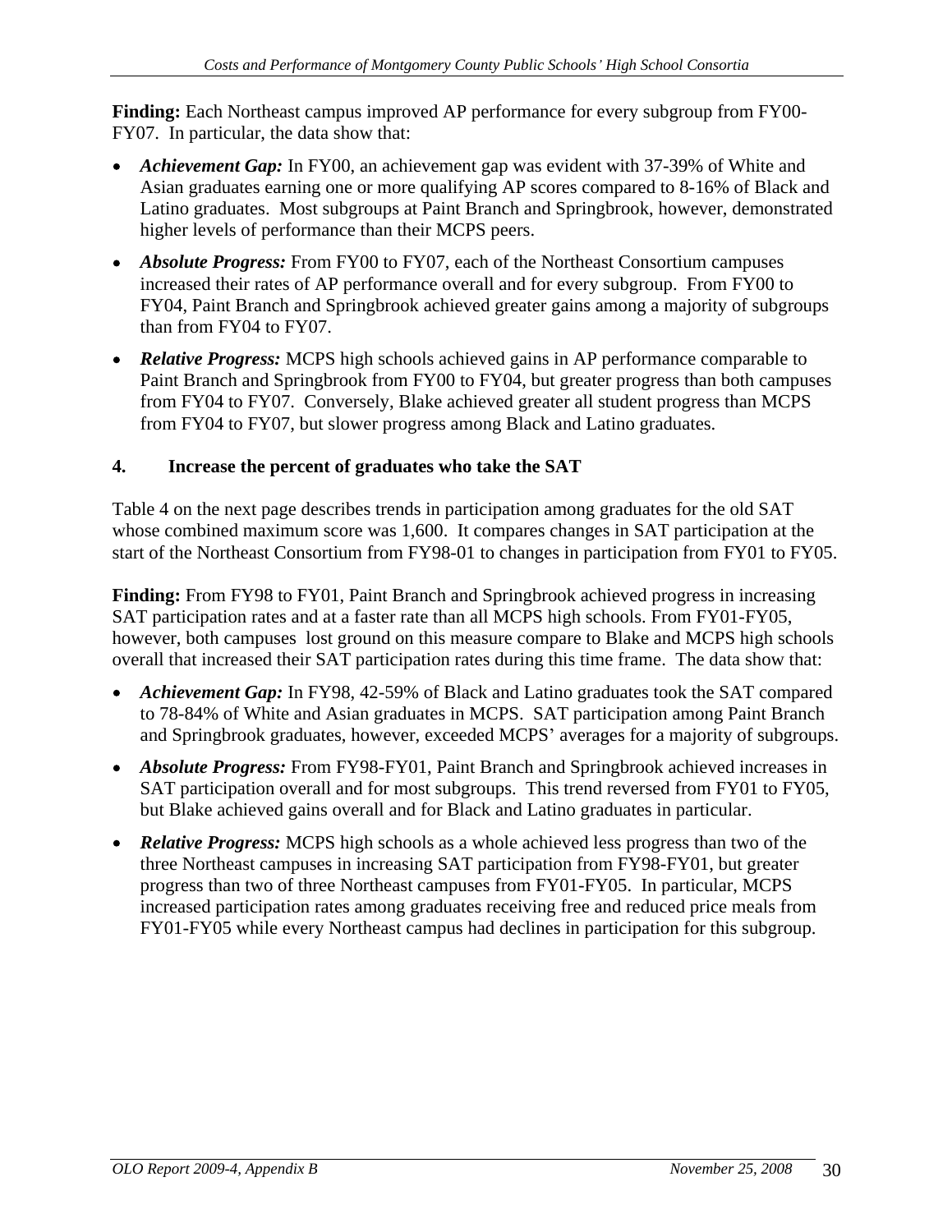**Finding:** Each Northeast campus improved AP performance for every subgroup from FY00-FY07. In particular, the data show that:

- ***Achievement Gap:*** In FY00, an achievement gap was evident with 37-39% of White and Asian graduates earning one or more qualifying AP scores compared to 8-16% of Black and Latino graduates. Most subgroups at Paint Branch and Springbrook, however, demonstrated higher levels of performance than their MCPS peers.
- ***Absolute Progress:*** From FY00 to FY07, each of the Northeast Consortium campuses increased their rates of AP performance overall and for every subgroup. From FY00 to FY04, Paint Branch and Springbrook achieved greater gains among a majority of subgroups than from FY04 to FY07.
- ***Relative Progress:*** MCPS high schools achieved gains in AP performance comparable to Paint Branch and Springbrook from FY00 to FY04, but greater progress than both campuses from FY04 to FY07. Conversely, Blake achieved greater all student progress than MCPS from FY04 to FY07, but slower progress among Black and Latino graduates.

### 4. Increase the percent of graduates who take the SAT

Table 4 on the next page describes trends in participation among graduates for the old SAT whose combined maximum score was 1,600. It compares changes in SAT participation at the start of the Northeast Consortium from FY98-01 to changes in participation from FY01 to FY05.

**Finding:** From FY98 to FY01, Paint Branch and Springbrook achieved progress in increasing SAT participation rates and at a faster rate than all MCPS high schools. From FY01-FY05, however, both campuses lost ground on this measure compare to Blake and MCPS high schools overall that increased their SAT participation rates during this time frame. The data show that:

- ***Achievement Gap:*** In FY98, 42-59% of Black and Latino graduates took the SAT compared to 78-84% of White and Asian graduates in MCPS. SAT participation among Paint Branch and Springbrook graduates, however, exceeded MCPS' averages for a majority of subgroups.
- ***Absolute Progress:*** From FY98-FY01, Paint Branch and Springbrook achieved increases in SAT participation overall and for most subgroups. This trend reversed from FY01 to FY05, but Blake achieved gains overall and for Black and Latino graduates in particular.
- ***Relative Progress:*** MCPS high schools as a whole achieved less progress than two of the three Northeast campuses in increasing SAT participation from FY98-FY01, but greater progress than two of three Northeast campuses from FY01-FY05. In particular, MCPS increased participation rates among graduates receiving free and reduced price meals from FY01-FY05 while every Northeast campus had declines in participation for this subgroup.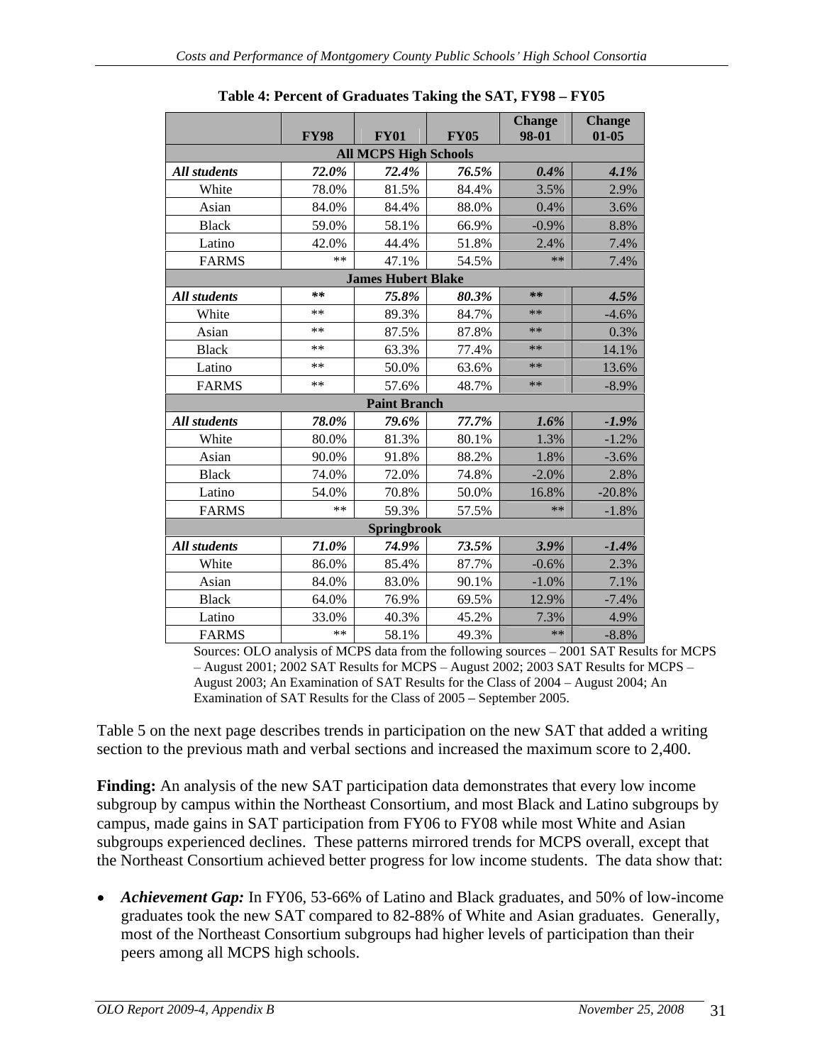**Table 4: Percent of Graduates Taking the SAT, FY98 – FY05**

| | FY98 | FY01 | FY05 | Change 98-01 | Change 01-05 |
|---|---|---|---|---|---|
| **All MCPS High Schools** | | | | | |
| ***All students*** | ***72.0%*** | ***72.4%*** | ***76.5%*** | ***0.4%*** | ***4.1%*** |
| White | 78.0% | 81.5% | 84.4% | 3.5% | 2.9% |
| Asian | 84.0% | 84.4% | 88.0% | 0.4% | 3.6% |
| Black | 59.0% | 58.1% | 66.9% | -0.9% | 8.8% |
| Latino | 42.0% | 44.4% | 51.8% | 2.4% | 7.4% |
| FARMS | ** | 47.1% | 54.5% | ** | 7.4% |
| **James Hubert Blake** | | | | | |
| ***All students*** | ***\*\**** | ***75.8%*** | ***80.3%*** | ***\*\**** | ***4.5%*** |
| White | ** | 89.3% | 84.7% | ** | -4.6% |
| Asian | ** | 87.5% | 87.8% | ** | 0.3% |
| Black | ** | 63.3% | 77.4% | ** | 14.1% |
| Latino | ** | 50.0% | 63.6% | ** | 13.6% |
| FARMS | ** | 57.6% | 48.7% | ** | -8.9% |
| **Paint Branch** | | | | | |
| ***All students*** | ***78.0%*** | ***79.6%*** | ***77.7%*** | ***1.6%*** | ***-1.9%*** |
| White | 80.0% | 81.3% | 80.1% | 1.3% | -1.2% |
| Asian | 90.0% | 91.8% | 88.2% | 1.8% | -3.6% |
| Black | 74.0% | 72.0% | 74.8% | -2.0% | 2.8% |
| Latino | 54.0% | 70.8% | 50.0% | 16.8% | -20.8% |
| FARMS | ** | 59.3% | 57.5% | ** | -1.8% |
| **Springbrook** | | | | | |
| ***All students*** | ***71.0%*** | ***74.9%*** | ***73.5%*** | ***3.9%*** | ***-1.4%*** |
| White | 86.0% | 85.4% | 87.7% | -0.6% | 2.3% |
| Asian | 84.0% | 83.0% | 90.1% | -1.0% | 7.1% |
| Black | 64.0% | 76.9% | 69.5% | 12.9% | -7.4% |
| Latino | 33.0% | 40.3% | 45.2% | 7.3% | 4.9% |
| FARMS | ** | 58.1% | 49.3% | ** | -8.8% |

Sources: OLO analysis of MCPS data from the following sources – 2001 SAT Results for MCPS – August 2001; 2002 SAT Results for MCPS – August 2002; 2003 SAT Results for MCPS – August 2003; An Examination of SAT Results for the Class of 2004 – August 2004; An Examination of SAT Results for the Class of 2005 – September 2005.

Table 5 on the next page describes trends in participation on the new SAT that added a writing section to the previous math and verbal sections and increased the maximum score to 2,400.

**Finding:** An analysis of the new SAT participation data demonstrates that every low income subgroup by campus within the Northeast Consortium, and most Black and Latino subgroups by campus, made gains in SAT participation from FY06 to FY08 while most White and Asian subgroups experienced declines. These patterns mirrored trends for MCPS overall, except that the Northeast Consortium achieved better progress for low income students. The data show that:

- ***Achievement Gap:*** In FY06, 53-66% of Latino and Black graduates, and 50% of low-income graduates took the new SAT compared to 82-88% of White and Asian graduates. Generally, most of the Northeast Consortium subgroups had higher levels of participation than their peers among all MCPS high schools.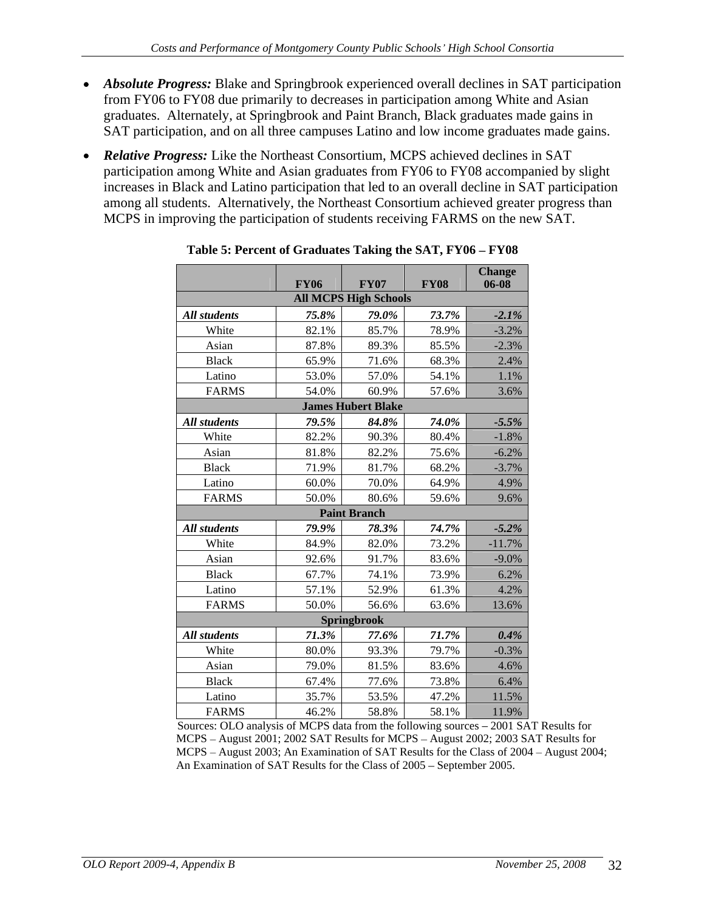- ***Absolute Progress:*** Blake and Springbrook experienced overall declines in SAT participation from FY06 to FY08 due primarily to decreases in participation among White and Asian graduates. Alternately, at Springbrook and Paint Branch, Black graduates made gains in SAT participation, and on all three campuses Latino and low income graduates made gains.
- ***Relative Progress:*** Like the Northeast Consortium, MCPS achieved declines in SAT participation among White and Asian graduates from FY06 to FY08 accompanied by slight increases in Black and Latino participation that led to an overall decline in SAT participation among all students. Alternatively, the Northeast Consortium achieved greater progress than MCPS in improving the participation of students receiving FARMS on the new SAT.

**Table 5: Percent of Graduates Taking the SAT, FY06 – FY08**

| | FY06 | FY07 | FY08 | Change 06-08 |
|---|---|---|---|---|
| **All MCPS High Schools** | | | | |
| ***All students*** | ***75.8%*** | ***79.0%*** | ***73.7%*** | ***-2.1%*** |
| White | 82.1% | 85.7% | 78.9% | -3.2% |
| Asian | 87.8% | 89.3% | 85.5% | -2.3% |
| Black | 65.9% | 71.6% | 68.3% | 2.4% |
| Latino | 53.0% | 57.0% | 54.1% | 1.1% |
| FARMS | 54.0% | 60.9% | 57.6% | 3.6% |
| **James Hubert Blake** | | | | |
| ***All students*** | ***79.5%*** | ***84.8%*** | ***74.0%*** | ***-5.5%*** |
| White | 82.2% | 90.3% | 80.4% | -1.8% |
| Asian | 81.8% | 82.2% | 75.6% | -6.2% |
| Black | 71.9% | 81.7% | 68.2% | -3.7% |
| Latino | 60.0% | 70.0% | 64.9% | 4.9% |
| FARMS | 50.0% | 80.6% | 59.6% | 9.6% |
| **Paint Branch** | | | | |
| ***All students*** | ***79.9%*** | ***78.3%*** | ***74.7%*** | ***-5.2%*** |
| White | 84.9% | 82.0% | 73.2% | -11.7% |
| Asian | 92.6% | 91.7% | 83.6% | -9.0% |
| Black | 67.7% | 74.1% | 73.9% | 6.2% |
| Latino | 57.1% | 52.9% | 61.3% | 4.2% |
| FARMS | 50.0% | 56.6% | 63.6% | 13.6% |
| **Springbrook** | | | | |
| ***All students*** | ***71.3%*** | ***77.6%*** | ***71.7%*** | ***0.4%*** |
| White | 80.0% | 93.3% | 79.7% | -0.3% |
| Asian | 79.0% | 81.5% | 83.6% | 4.6% |
| Black | 67.4% | 77.6% | 73.8% | 6.4% |
| Latino | 35.7% | 53.5% | 47.2% | 11.5% |
| FARMS | 46.2% | 58.8% | 58.1% | 11.9% |

Sources: OLO analysis of MCPS data from the following sources – 2001 SAT Results for MCPS – August 2001; 2002 SAT Results for MCPS – August 2002; 2003 SAT Results for MCPS – August 2003; An Examination of SAT Results for the Class of 2004 – August 2004; An Examination of SAT Results for the Class of 2005 – September 2005.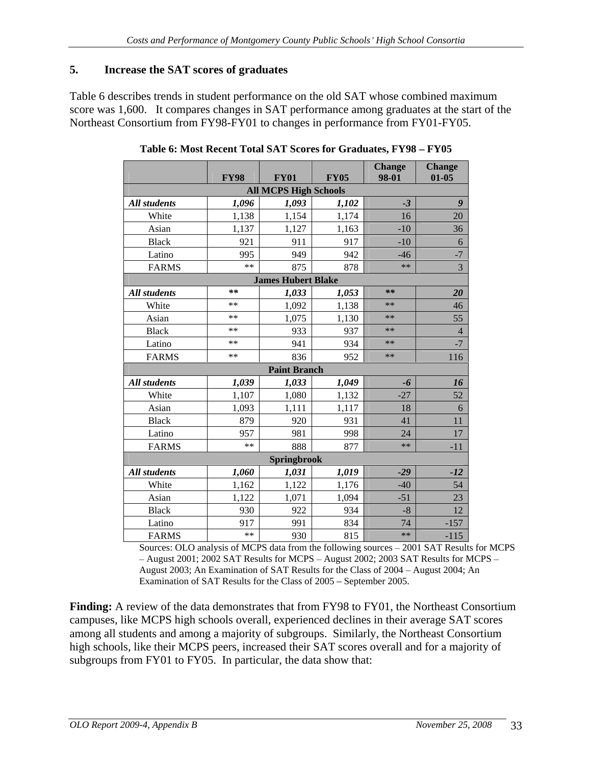## 5. Increase the SAT scores of graduates

Table 6 describes trends in student performance on the old SAT whose combined maximum score was 1,600. It compares changes in SAT performance among graduates at the start of the Northeast Consortium from FY98-FY01 to changes in performance from FY01-FY05.

**Table 6: Most Recent Total SAT Scores for Graduates, FY98 – FY05**

| | FY98 | FY01 | FY05 | Change 98-01 | Change 01-05 |
|---|---|---|---|---|---|
| **All MCPS High Schools** | | | | | |
| ***All students*** | ***1,096*** | ***1,093*** | ***1,102*** | ***-3*** | ***9*** |
| White | 1,138 | 1,154 | 1,174 | 16 | 20 |
| Asian | 1,137 | 1,127 | 1,163 | -10 | 36 |
| Black | 921 | 911 | 917 | -10 | 6 |
| Latino | 995 | 949 | 942 | -46 | -7 |
| FARMS | ** | 875 | 878 | ** | 3 |
| **James Hubert Blake** | | | | | |
| ***All students*** | ***\*\**** | ***1,033*** | ***1,053*** | ***\*\**** | ***20*** |
| White | ** | 1,092 | 1,138 | ** | 46 |
| Asian | ** | 1,075 | 1,130 | ** | 55 |
| Black | ** | 933 | 937 | ** | 4 |
| Latino | ** | 941 | 934 | ** | -7 |
| FARMS | ** | 836 | 952 | ** | 116 |
| **Paint Branch** | | | | | |
| ***All students*** | ***1,039*** | ***1,033*** | ***1,049*** | ***-6*** | ***16*** |
| White | 1,107 | 1,080 | 1,132 | -27 | 52 |
| Asian | 1,093 | 1,111 | 1,117 | 18 | 6 |
| Black | 879 | 920 | 931 | 41 | 11 |
| Latino | 957 | 981 | 998 | 24 | 17 |
| FARMS | ** | 888 | 877 | ** | -11 |
| **Springbrook** | | | | | |
| ***All students*** | ***1,060*** | ***1,031*** | ***1,019*** | ***-29*** | ***-12*** |
| White | 1,162 | 1,122 | 1,176 | -40 | 54 |
| Asian | 1,122 | 1,071 | 1,094 | -51 | 23 |
| Black | 930 | 922 | 934 | -8 | 12 |
| Latino | 917 | 991 | 834 | 74 | -157 |
| FARMS | ** | 930 | 815 | ** | -115 |

Sources: OLO analysis of MCPS data from the following sources – 2001 SAT Results for MCPS – August 2001; 2002 SAT Results for MCPS – August 2002; 2003 SAT Results for MCPS – August 2003; An Examination of SAT Results for the Class of 2004 – August 2004; An Examination of SAT Results for the Class of 2005 – September 2005.

**Finding:** A review of the data demonstrates that from FY98 to FY01, the Northeast Consortium campuses, like MCPS high schools overall, experienced declines in their average SAT scores among all students and among a majority of subgroups. Similarly, the Northeast Consortium high schools, like their MCPS peers, increased their SAT scores overall and for a majority of subgroups from FY01 to FY05. In particular, the data show that: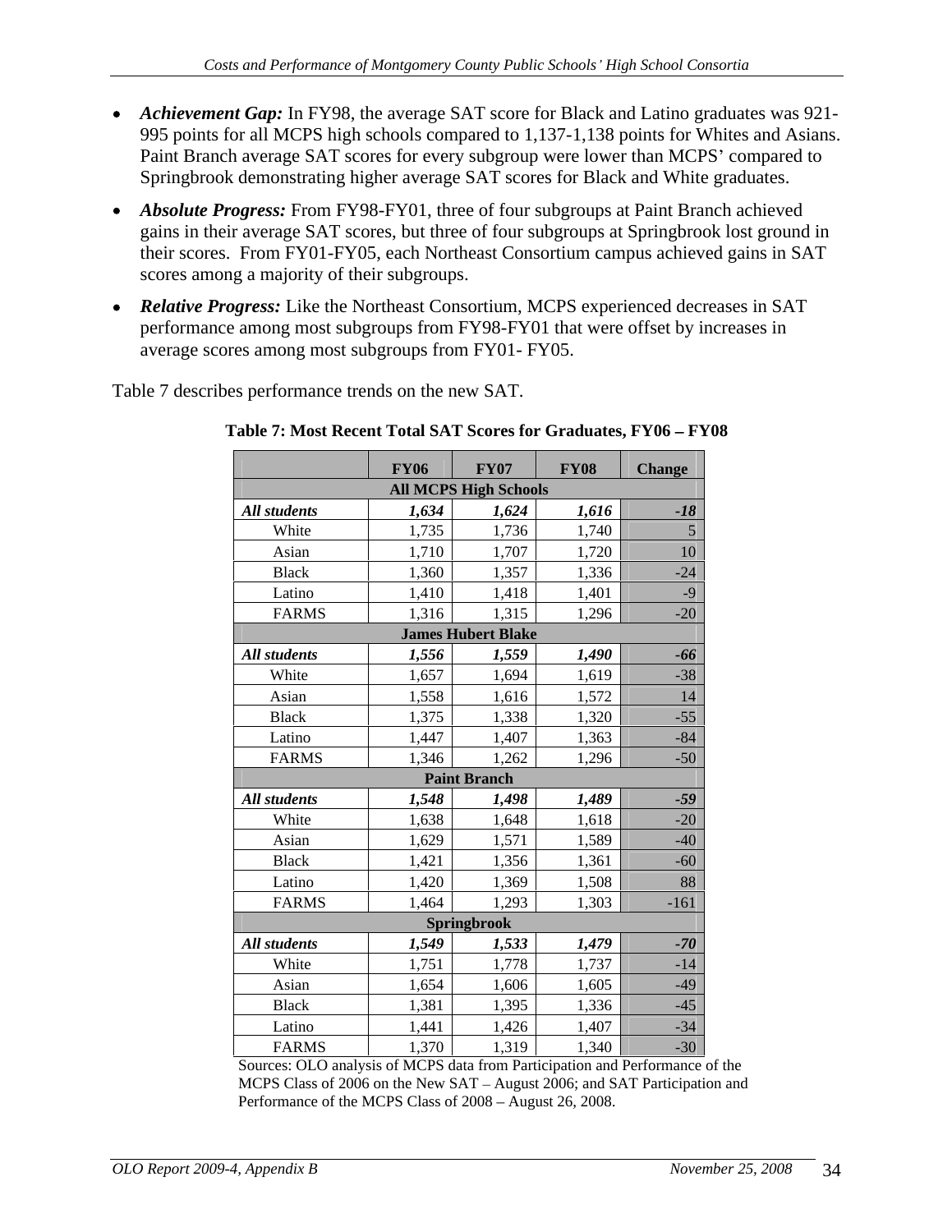- ***Achievement Gap:*** In FY98, the average SAT score for Black and Latino graduates was 921-995 points for all MCPS high schools compared to 1,137-1,138 points for Whites and Asians. Paint Branch average SAT scores for every subgroup were lower than MCPS' compared to Springbrook demonstrating higher average SAT scores for Black and White graduates.

- ***Absolute Progress:*** From FY98-FY01, three of four subgroups at Paint Branch achieved gains in their average SAT scores, but three of four subgroups at Springbrook lost ground in their scores. From FY01-FY05, each Northeast Consortium campus achieved gains in SAT scores among a majority of their subgroups.

- ***Relative Progress:*** Like the Northeast Consortium, MCPS experienced decreases in SAT performance among most subgroups from FY98-FY01 that were offset by increases in average scores among most subgroups from FY01- FY05.

Table 7 describes performance trends on the new SAT.

**Table 7: Most Recent Total SAT Scores for Graduates, FY06 – FY08**

| | FY06 | FY07 | FY08 | Change |
|---|---|---|---|---|
| **All MCPS High Schools** | | | | |
| ***All students*** | ***1,634*** | ***1,624*** | ***1,616*** | ***-18*** |
| White | 1,735 | 1,736 | 1,740 | 5 |
| Asian | 1,710 | 1,707 | 1,720 | 10 |
| Black | 1,360 | 1,357 | 1,336 | -24 |
| Latino | 1,410 | 1,418 | 1,401 | -9 |
| FARMS | 1,316 | 1,315 | 1,296 | -20 |
| **James Hubert Blake** | | | | |
| ***All students*** | ***1,556*** | ***1,559*** | ***1,490*** | ***-66*** |
| White | 1,657 | 1,694 | 1,619 | -38 |
| Asian | 1,558 | 1,616 | 1,572 | 14 |
| Black | 1,375 | 1,338 | 1,320 | -55 |
| Latino | 1,447 | 1,407 | 1,363 | -84 |
| FARMS | 1,346 | 1,262 | 1,296 | -50 |
| **Paint Branch** | | | | |
| ***All students*** | ***1,548*** | ***1,498*** | ***1,489*** | ***-59*** |
| White | 1,638 | 1,648 | 1,618 | -20 |
| Asian | 1,629 | 1,571 | 1,589 | -40 |
| Black | 1,421 | 1,356 | 1,361 | -60 |
| Latino | 1,420 | 1,369 | 1,508 | 88 |
| FARMS | 1,464 | 1,293 | 1,303 | -161 |
| **Springbrook** | | | | |
| ***All students*** | ***1,549*** | ***1,533*** | ***1,479*** | ***-70*** |
| White | 1,751 | 1,778 | 1,737 | -14 |
| Asian | 1,654 | 1,606 | 1,605 | -49 |
| Black | 1,381 | 1,395 | 1,336 | -45 |
| Latino | 1,441 | 1,426 | 1,407 | -34 |
| FARMS | 1,370 | 1,319 | 1,340 | -30 |

Sources: OLO analysis of MCPS data from Participation and Performance of the MCPS Class of 2006 on the New SAT – August 2006; and SAT Participation and Performance of the MCPS Class of 2008 – August 26, 2008.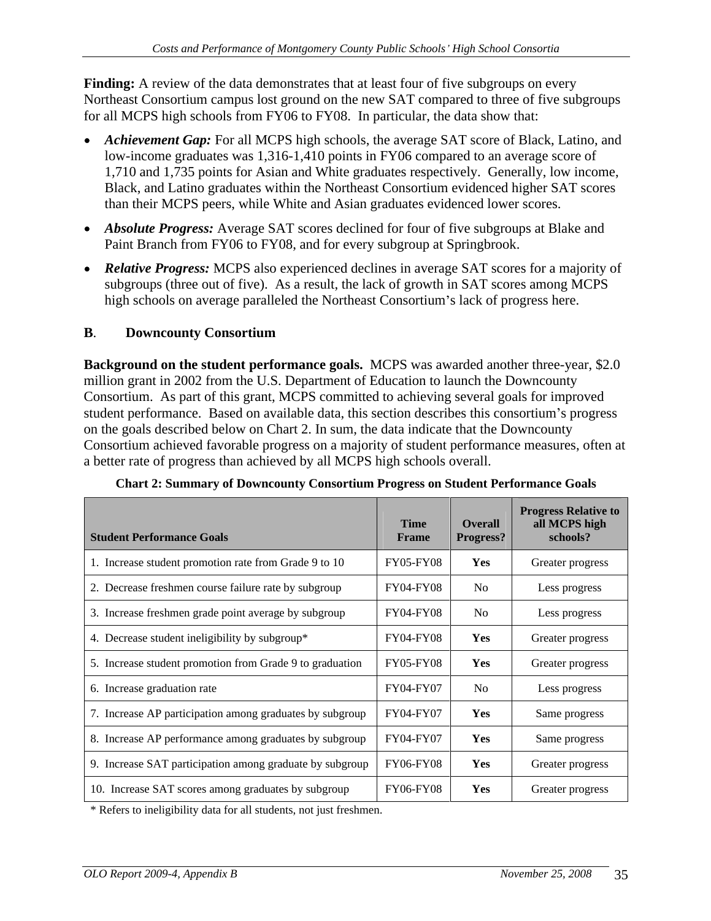**Finding:** A review of the data demonstrates that at least four of five subgroups on every Northeast Consortium campus lost ground on the new SAT compared to three of five subgroups for all MCPS high schools from FY06 to FY08. In particular, the data show that:

- ***Achievement Gap:*** For all MCPS high schools, the average SAT score of Black, Latino, and low-income graduates was 1,316-1,410 points in FY06 compared to an average score of 1,710 and 1,735 points for Asian and White graduates respectively. Generally, low income, Black, and Latino graduates within the Northeast Consortium evidenced higher SAT scores than their MCPS peers, while White and Asian graduates evidenced lower scores.
- ***Absolute Progress:*** Average SAT scores declined for four of five subgroups at Blake and Paint Branch from FY06 to FY08, and for every subgroup at Springbrook.
- ***Relative Progress:*** MCPS also experienced declines in average SAT scores for a majority of subgroups (three out of five). As a result, the lack of growth in SAT scores among MCPS high schools on average paralleled the Northeast Consortium's lack of progress here.

## B. Downcounty Consortium

**Background on the student performance goals.** MCPS was awarded another three-year, $2.0 million grant in 2002 from the U.S. Department of Education to launch the Downcounty Consortium. As part of this grant, MCPS committed to achieving several goals for improved student performance. Based on available data, this section describes this consortium's progress on the goals described below on Chart 2. In sum, the data indicate that the Downcounty Consortium achieved favorable progress on a majority of student performance measures, often at a better rate of progress than achieved by all MCPS high schools overall.

**Chart 2: Summary of Downcounty Consortium Progress on Student Performance Goals**

| Student Performance Goals | Time Frame | Overall Progress? | Progress Relative to all MCPS high schools? |
|---|---|---|---|
| 1. Increase student promotion rate from Grade 9 to 10 | FY05-FY08 | **Yes** | Greater progress |
| 2. Decrease freshmen course failure rate by subgroup | FY04-FY08 | No | Less progress |
| 3. Increase freshmen grade point average by subgroup | FY04-FY08 | No | Less progress |
| 4. Decrease student ineligibility by subgroup* | FY04-FY08 | **Yes** | Greater progress |
| 5. Increase student promotion from Grade 9 to graduation | FY05-FY08 | **Yes** | Greater progress |
| 6. Increase graduation rate | FY04-FY07 | No | Less progress |
| 7. Increase AP participation among graduates by subgroup | FY04-FY07 | **Yes** | Same progress |
| 8. Increase AP performance among graduates by subgroup | FY04-FY07 | **Yes** | Same progress |
| 9. Increase SAT participation among graduate by subgroup | FY06-FY08 | **Yes** | Greater progress |
| 10. Increase SAT scores among graduates by subgroup | FY06-FY08 | **Yes** | Greater progress |

\* Refers to ineligibility data for all students, not just freshmen.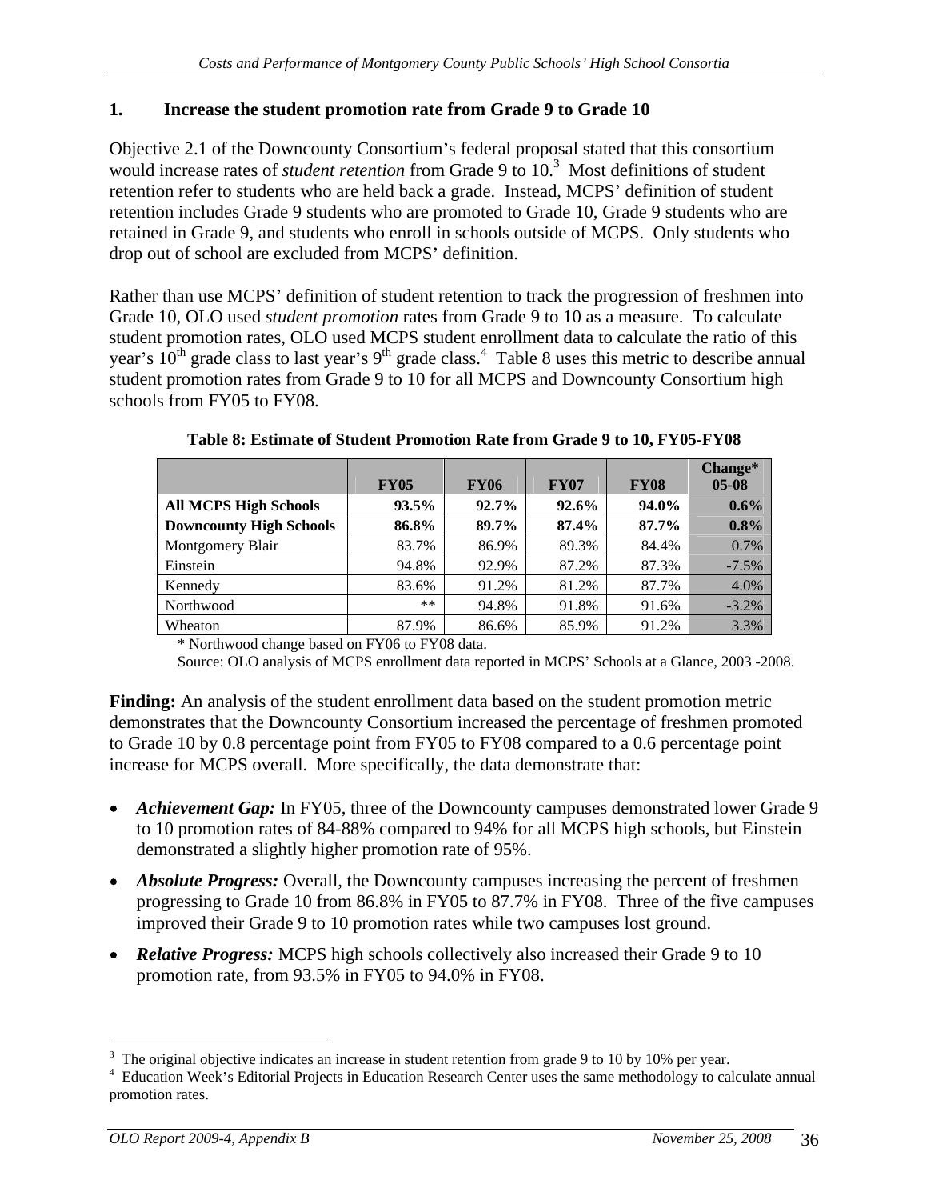## 1. Increase the student promotion rate from Grade 9 to Grade 10

Objective 2.1 of the Downcounty Consortium's federal proposal stated that this consortium would increase rates of *student retention* from Grade 9 to 10.[3] Most definitions of student retention refer to students who are held back a grade. Instead, MCPS' definition of student retention includes Grade 9 students who are promoted to Grade 10, Grade 9 students who are retained in Grade 9, and students who enroll in schools outside of MCPS. Only students who drop out of school are excluded from MCPS' definition.

Rather than use MCPS' definition of student retention to track the progression of freshmen into Grade 10, OLO used *student promotion* rates from Grade 9 to 10 as a measure. To calculate student promotion rates, OLO used MCPS student enrollment data to calculate the ratio of this year's 10th grade class to last year's 9th grade class.[4] Table 8 uses this metric to describe annual student promotion rates from Grade 9 to 10 for all MCPS and Downcounty Consortium high schools from FY05 to FY08.

**Table 8: Estimate of Student Promotion Rate from Grade 9 to 10, FY05-FY08**

| | FY05 | FY06 | FY07 | FY08 | Change* 05-08 |
|---|---|---|---|---|---|
| **All MCPS High Schools** | **93.5%** | **92.7%** | **92.6%** | **94.0%** | **0.6%** |
| **Downcounty High Schools** | **86.8%** | **89.7%** | **87.4%** | **87.7%** | **0.8%** |
| Montgomery Blair | 83.7% | 86.9% | 89.3% | 84.4% | 0.7% |
| Einstein | 94.8% | 92.9% | 87.2% | 87.3% | -7.5% |
| Kennedy | 83.6% | 91.2% | 81.2% | 87.7% | 4.0% |
| Northwood | ** | 94.8% | 91.8% | 91.6% | -3.2% |
| Wheaton | 87.9% | 86.6% | 85.9% | 91.2% | 3.3% |

\* Northwood change based on FY06 to FY08 data.

Source: OLO analysis of MCPS enrollment data reported in MCPS' Schools at a Glance, 2003 -2008.

**Finding:** An analysis of the student enrollment data based on the student promotion metric demonstrates that the Downcounty Consortium increased the percentage of freshmen promoted to Grade 10 by 0.8 percentage point from FY05 to FY08 compared to a 0.6 percentage point increase for MCPS overall. More specifically, the data demonstrate that:

- ***Achievement Gap:*** In FY05, three of the Downcounty campuses demonstrated lower Grade 9 to 10 promotion rates of 84-88% compared to 94% for all MCPS high schools, but Einstein demonstrated a slightly higher promotion rate of 95%.
- ***Absolute Progress:*** Overall, the Downcounty campuses increasing the percent of freshmen progressing to Grade 10 from 86.8% in FY05 to 87.7% in FY08. Three of the five campuses improved their Grade 9 to 10 promotion rates while two campuses lost ground.
- ***Relative Progress:*** MCPS high schools collectively also increased their Grade 9 to 10 promotion rate, from 93.5% in FY05 to 94.0% in FY08.

---

[3] The original objective indicates an increase in student retention from grade 9 to 10 by 10% per year.

[4] Education Week's Editorial Projects in Education Research Center uses the same methodology to calculate annual promotion rates.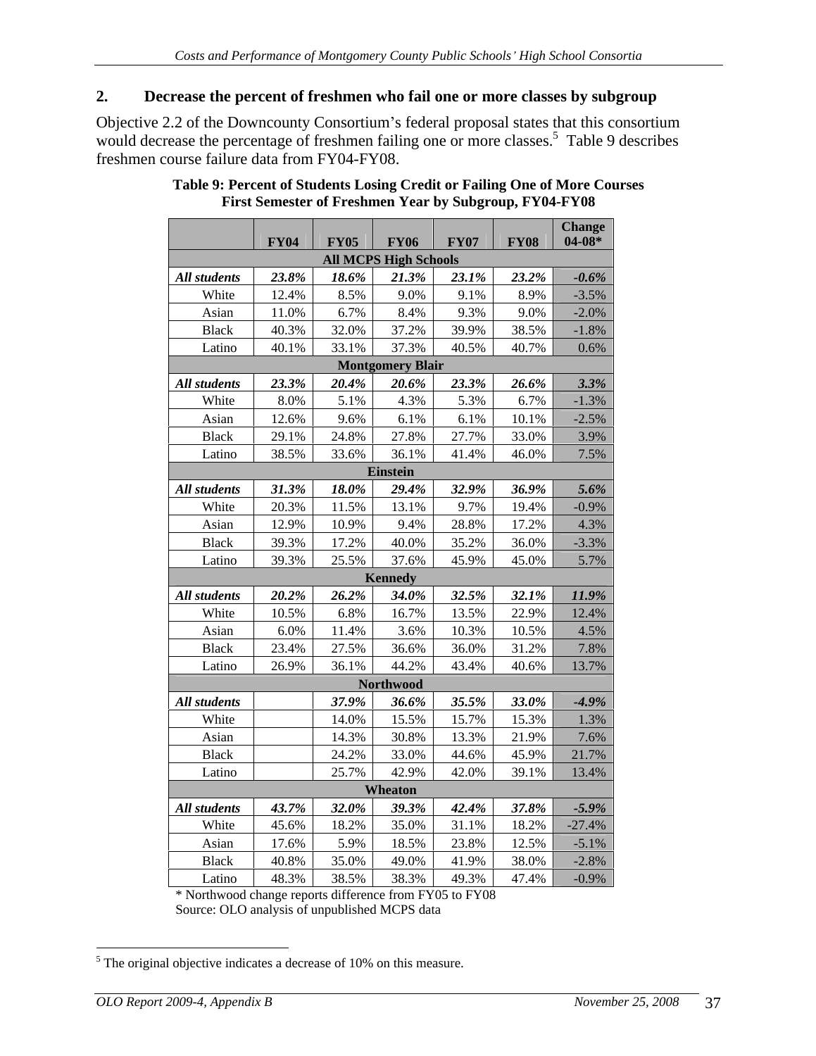## 2. Decrease the percent of freshmen who fail one or more classes by subgroup

Objective 2.2 of the Downcounty Consortium's federal proposal states that this consortium would decrease the percentage of freshmen failing one or more classes.[5] Table 9 describes freshmen course failure data from FY04-FY08.

**Table 9: Percent of Students Losing Credit or Failing One of More Courses First Semester of Freshmen Year by Subgroup, FY04-FY08**

| | FY04 | FY05 | FY06 | FY07 | FY08 | Change 04-08* |
|---|---|---|---|---|---|---|
| **All MCPS High Schools** | | | | | | |
| ***All students*** | ***23.8%*** | ***18.6%*** | ***21.3%*** | ***23.1%*** | ***23.2%*** | ***-0.6%*** |
| White | 12.4% | 8.5% | 9.0% | 9.1% | 8.9% | -3.5% |
| Asian | 11.0% | 6.7% | 8.4% | 9.3% | 9.0% | -2.0% |
| Black | 40.3% | 32.0% | 37.2% | 39.9% | 38.5% | -1.8% |
| Latino | 40.1% | 33.1% | 37.3% | 40.5% | 40.7% | 0.6% |
| **Montgomery Blair** | | | | | | |
| ***All students*** | ***23.3%*** | ***20.4%*** | ***20.6%*** | ***23.3%*** | ***26.6%*** | ***3.3%*** |
| White | 8.0% | 5.1% | 4.3% | 5.3% | 6.7% | -1.3% |
| Asian | 12.6% | 9.6% | 6.1% | 6.1% | 10.1% | -2.5% |
| Black | 29.1% | 24.8% | 27.8% | 27.7% | 33.0% | 3.9% |
| Latino | 38.5% | 33.6% | 36.1% | 41.4% | 46.0% | 7.5% |
| **Einstein** | | | | | | |
| ***All students*** | ***31.3%*** | ***18.0%*** | ***29.4%*** | ***32.9%*** | ***36.9%*** | ***5.6%*** |
| White | 20.3% | 11.5% | 13.1% | 9.7% | 19.4% | -0.9% |
| Asian | 12.9% | 10.9% | 9.4% | 28.8% | 17.2% | 4.3% |
| Black | 39.3% | 17.2% | 40.0% | 35.2% | 36.0% | -3.3% |
| Latino | 39.3% | 25.5% | 37.6% | 45.9% | 45.0% | 5.7% |
| **Kennedy** | | | | | | |
| ***All students*** | ***20.2%*** | ***26.2%*** | ***34.0%*** | ***32.5%*** | ***32.1%*** | ***11.9%*** |
| White | 10.5% | 6.8% | 16.7% | 13.5% | 22.9% | 12.4% |
| Asian | 6.0% | 11.4% | 3.6% | 10.3% | 10.5% | 4.5% |
| Black | 23.4% | 27.5% | 36.6% | 36.0% | 31.2% | 7.8% |
| Latino | 26.9% | 36.1% | 44.2% | 43.4% | 40.6% | 13.7% |
| **Northwood** | | | | | | |
| ***All students*** | | ***37.9%*** | ***36.6%*** | ***35.5%*** | ***33.0%*** | ***-4.9%*** |
| White | | 14.0% | 15.5% | 15.7% | 15.3% | 1.3% |
| Asian | | 14.3% | 30.8% | 13.3% | 21.9% | 7.6% |
| Black | | 24.2% | 33.0% | 44.6% | 45.9% | 21.7% |
| Latino | | 25.7% | 42.9% | 42.0% | 39.1% | 13.4% |
| **Wheaton** | | | | | | |
| ***All students*** | ***43.7%*** | ***32.0%*** | ***39.3%*** | ***42.4%*** | ***37.8%*** | ***-5.9%*** |
| White | 45.6% | 18.2% | 35.0% | 31.1% | 18.2% | -27.4% |
| Asian | 17.6% | 5.9% | 18.5% | 23.8% | 12.5% | -5.1% |
| Black | 40.8% | 35.0% | 49.0% | 41.9% | 38.0% | -2.8% |
| Latino | 48.3% | 38.5% | 38.3% | 49.3% | 47.4% | -0.9% |

\* Northwood change reports difference from FY05 to FY08

Source: OLO analysis of unpublished MCPS data

[5] The original objective indicates a decrease of 10% on this measure.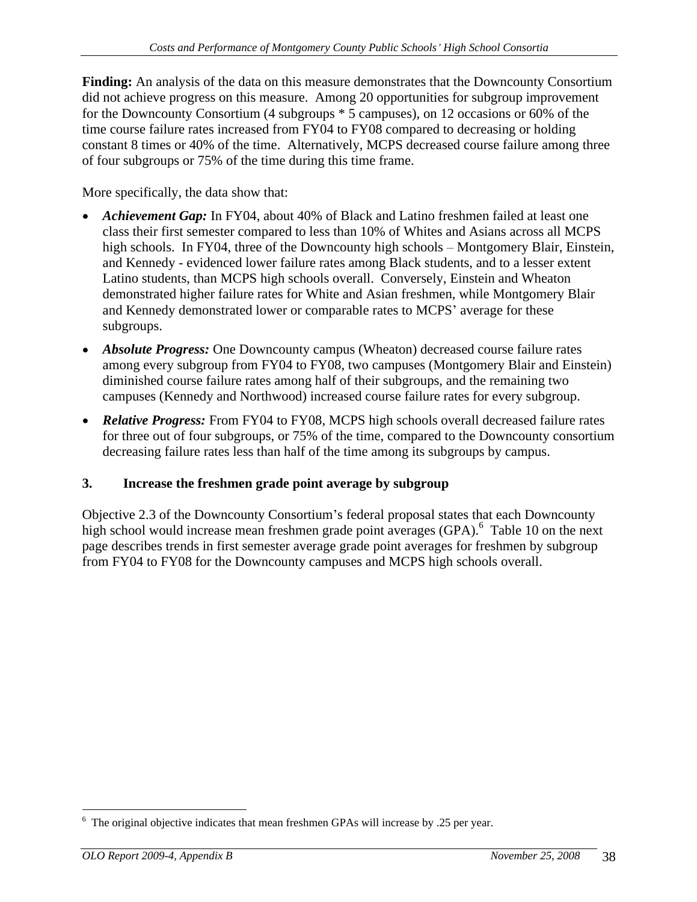**Finding:** An analysis of the data on this measure demonstrates that the Downcounty Consortium did not achieve progress on this measure. Among 20 opportunities for subgroup improvement for the Downcounty Consortium (4 subgroups * 5 campuses), on 12 occasions or 60% of the time course failure rates increased from FY04 to FY08 compared to decreasing or holding constant 8 times or 40% of the time. Alternatively, MCPS decreased course failure among three of four subgroups or 75% of the time during this time frame.

More specifically, the data show that:

- ***Achievement Gap:*** In FY04, about 40% of Black and Latino freshmen failed at least one class their first semester compared to less than 10% of Whites and Asians across all MCPS high schools. In FY04, three of the Downcounty high schools – Montgomery Blair, Einstein, and Kennedy - evidenced lower failure rates among Black students, and to a lesser extent Latino students, than MCPS high schools overall. Conversely, Einstein and Wheaton demonstrated higher failure rates for White and Asian freshmen, while Montgomery Blair and Kennedy demonstrated lower or comparable rates to MCPS' average for these subgroups.
- ***Absolute Progress:*** One Downcounty campus (Wheaton) decreased course failure rates among every subgroup from FY04 to FY08, two campuses (Montgomery Blair and Einstein) diminished course failure rates among half of their subgroups, and the remaining two campuses (Kennedy and Northwood) increased course failure rates for every subgroup.
- ***Relative Progress:*** From FY04 to FY08, MCPS high schools overall decreased failure rates for three out of four subgroups, or 75% of the time, compared to the Downcounty consortium decreasing failure rates less than half of the time among its subgroups by campus.

### 3. Increase the freshmen grade point average by subgroup

Objective 2.3 of the Downcounty Consortium's federal proposal states that each Downcounty high school would increase mean freshmen grade point averages (GPA).[6] Table 10 on the next page describes trends in first semester average grade point averages for freshmen by subgroup from FY04 to FY08 for the Downcounty campuses and MCPS high schools overall.

[6] The original objective indicates that mean freshmen GPAs will increase by .25 per year.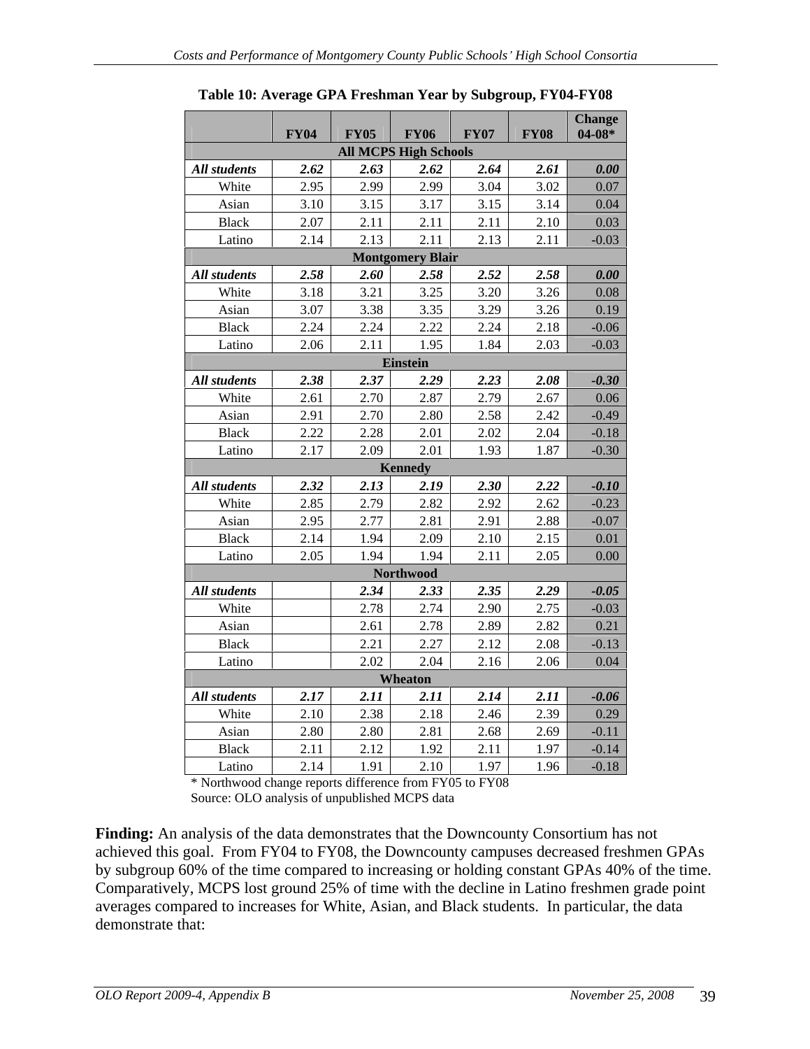**Table 10: Average GPA Freshman Year by Subgroup, FY04-FY08**

| | FY04 | FY05 | FY06 | FY07 | FY08 | Change 04-08* |
|---|---|---|---|---|---|---|
| **All MCPS High Schools** | | | | | | |
| ***All students*** | ***2.62*** | ***2.63*** | ***2.62*** | ***2.64*** | ***2.61*** | ***0.00*** |
| White | 2.95 | 2.99 | 2.99 | 3.04 | 3.02 | 0.07 |
| Asian | 3.10 | 3.15 | 3.17 | 3.15 | 3.14 | 0.04 |
| Black | 2.07 | 2.11 | 2.11 | 2.11 | 2.10 | 0.03 |
| Latino | 2.14 | 2.13 | 2.11 | 2.13 | 2.11 | -0.03 |
| **Montgomery Blair** | | | | | | |
| ***All students*** | ***2.58*** | ***2.60*** | ***2.58*** | ***2.52*** | ***2.58*** | ***0.00*** |
| White | 3.18 | 3.21 | 3.25 | 3.20 | 3.26 | 0.08 |
| Asian | 3.07 | 3.38 | 3.35 | 3.29 | 3.26 | 0.19 |
| Black | 2.24 | 2.24 | 2.22 | 2.24 | 2.18 | -0.06 |
| Latino | 2.06 | 2.11 | 1.95 | 1.84 | 2.03 | -0.03 |
| **Einstein** | | | | | | |
| ***All students*** | ***2.38*** | ***2.37*** | ***2.29*** | ***2.23*** | ***2.08*** | ***-0.30*** |
| White | 2.61 | 2.70 | 2.87 | 2.79 | 2.67 | 0.06 |
| Asian | 2.91 | 2.70 | 2.80 | 2.58 | 2.42 | -0.49 |
| Black | 2.22 | 2.28 | 2.01 | 2.02 | 2.04 | -0.18 |
| Latino | 2.17 | 2.09 | 2.01 | 1.93 | 1.87 | -0.30 |
| **Kennedy** | | | | | | |
| ***All students*** | ***2.32*** | ***2.13*** | ***2.19*** | ***2.30*** | ***2.22*** | ***-0.10*** |
| White | 2.85 | 2.79 | 2.82 | 2.92 | 2.62 | -0.23 |
| Asian | 2.95 | 2.77 | 2.81 | 2.91 | 2.88 | -0.07 |
| Black | 2.14 | 1.94 | 2.09 | 2.10 | 2.15 | 0.01 |
| Latino | 2.05 | 1.94 | 1.94 | 2.11 | 2.05 | 0.00 |
| **Northwood** | | | | | | |
| ***All students*** | | ***2.34*** | ***2.33*** | ***2.35*** | ***2.29*** | ***-0.05*** |
| White | | 2.78 | 2.74 | 2.90 | 2.75 | -0.03 |
| Asian | | 2.61 | 2.78 | 2.89 | 2.82 | 0.21 |
| Black | | 2.21 | 2.27 | 2.12 | 2.08 | -0.13 |
| Latino | | 2.02 | 2.04 | 2.16 | 2.06 | 0.04 |
| **Wheaton** | | | | | | |
| ***All students*** | ***2.17*** | ***2.11*** | ***2.11*** | ***2.14*** | ***2.11*** | ***-0.06*** |
| White | 2.10 | 2.38 | 2.18 | 2.46 | 2.39 | 0.29 |
| Asian | 2.80 | 2.80 | 2.81 | 2.68 | 2.69 | -0.11 |
| Black | 2.11 | 2.12 | 1.92 | 2.11 | 1.97 | -0.14 |
| Latino | 2.14 | 1.91 | 2.10 | 1.97 | 1.96 | -0.18 |

\* Northwood change reports difference from FY05 to FY08

Source: OLO analysis of unpublished MCPS data

**Finding:** An analysis of the data demonstrates that the Downcounty Consortium has not achieved this goal. From FY04 to FY08, the Downcounty campuses decreased freshmen GPAs by subgroup 60% of the time compared to increasing or holding constant GPAs 40% of the time. Comparatively, MCPS lost ground 25% of time with the decline in Latino freshmen grade point averages compared to increases for White, Asian, and Black students. In particular, the data demonstrate that: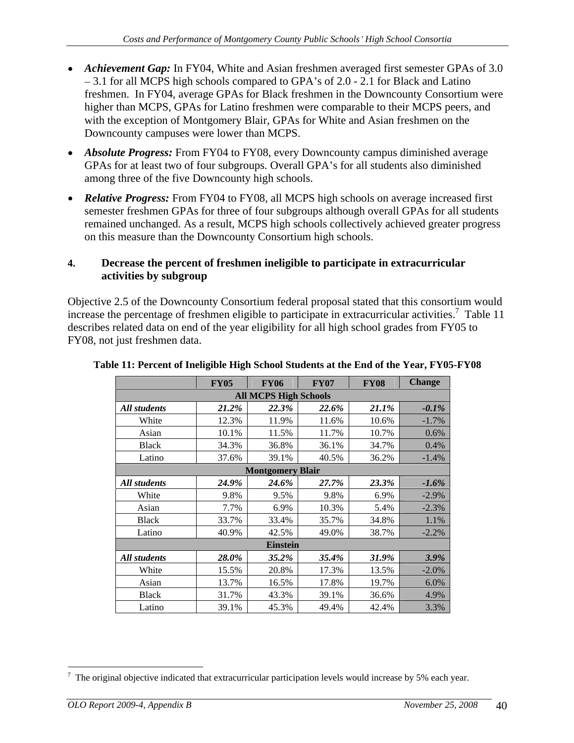- ***Achievement Gap:*** In FY04, White and Asian freshmen averaged first semester GPAs of 3.0 – 3.1 for all MCPS high schools compared to GPA's of 2.0 - 2.1 for Black and Latino freshmen. In FY04, average GPAs for Black freshmen in the Downcounty Consortium were higher than MCPS, GPAs for Latino freshmen were comparable to their MCPS peers, and with the exception of Montgomery Blair, GPAs for White and Asian freshmen on the Downcounty campuses were lower than MCPS.

- ***Absolute Progress:*** From FY04 to FY08, every Downcounty campus diminished average GPAs for at least two of four subgroups. Overall GPA's for all students also diminished among three of the five Downcounty high schools.

- ***Relative Progress:*** From FY04 to FY08, all MCPS high schools on average increased first semester freshmen GPAs for three of four subgroups although overall GPAs for all students remained unchanged. As a result, MCPS high schools collectively achieved greater progress on this measure than the Downcounty Consortium high schools.

#### 4. Decrease the percent of freshmen ineligible to participate in extracurricular activities by subgroup

Objective 2.5 of the Downcounty Consortium federal proposal stated that this consortium would increase the percentage of freshmen eligible to participate in extracurricular activities.[7] Table 11 describes related data on end of the year eligibility for all high school grades from FY05 to FY08, not just freshmen data.

**Table 11: Percent of Ineligible High School Students at the End of the Year, FY05-FY08**

| | FY05 | FY06 | FY07 | FY08 | Change |
|---|---|---|---|---|---|
| **All MCPS High Schools** | | | | | |
| ***All students*** | ***21.2%*** | ***22.3%*** | ***22.6%*** | ***21.1%*** | ***-0.1%*** |
| White | 12.3% | 11.9% | 11.6% | 10.6% | -1.7% |
| Asian | 10.1% | 11.5% | 11.7% | 10.7% | 0.6% |
| Black | 34.3% | 36.8% | 36.1% | 34.7% | 0.4% |
| Latino | 37.6% | 39.1% | 40.5% | 36.2% | -1.4% |
| **Montgomery Blair** | | | | | |
| ***All students*** | ***24.9%*** | ***24.6%*** | ***27.7%*** | ***23.3%*** | ***-1.6%*** |
| White | 9.8% | 9.5% | 9.8% | 6.9% | -2.9% |
| Asian | 7.7% | 6.9% | 10.3% | 5.4% | -2.3% |
| Black | 33.7% | 33.4% | 35.7% | 34.8% | 1.1% |
| Latino | 40.9% | 42.5% | 49.0% | 38.7% | -2.2% |
| **Einstein** | | | | | |
| ***All students*** | ***28.0%*** | ***35.2%*** | ***35.4%*** | ***31.9%*** | ***3.9%*** |
| White | 15.5% | 20.8% | 17.3% | 13.5% | -2.0% |
| Asian | 13.7% | 16.5% | 17.8% | 19.7% | 6.0% |
| Black | 31.7% | 43.3% | 39.1% | 36.6% | 4.9% |
| Latino | 39.1% | 45.3% | 49.4% | 42.4% | 3.3% |

[7] The original objective indicated that extracurricular participation levels would increase by 5% each year.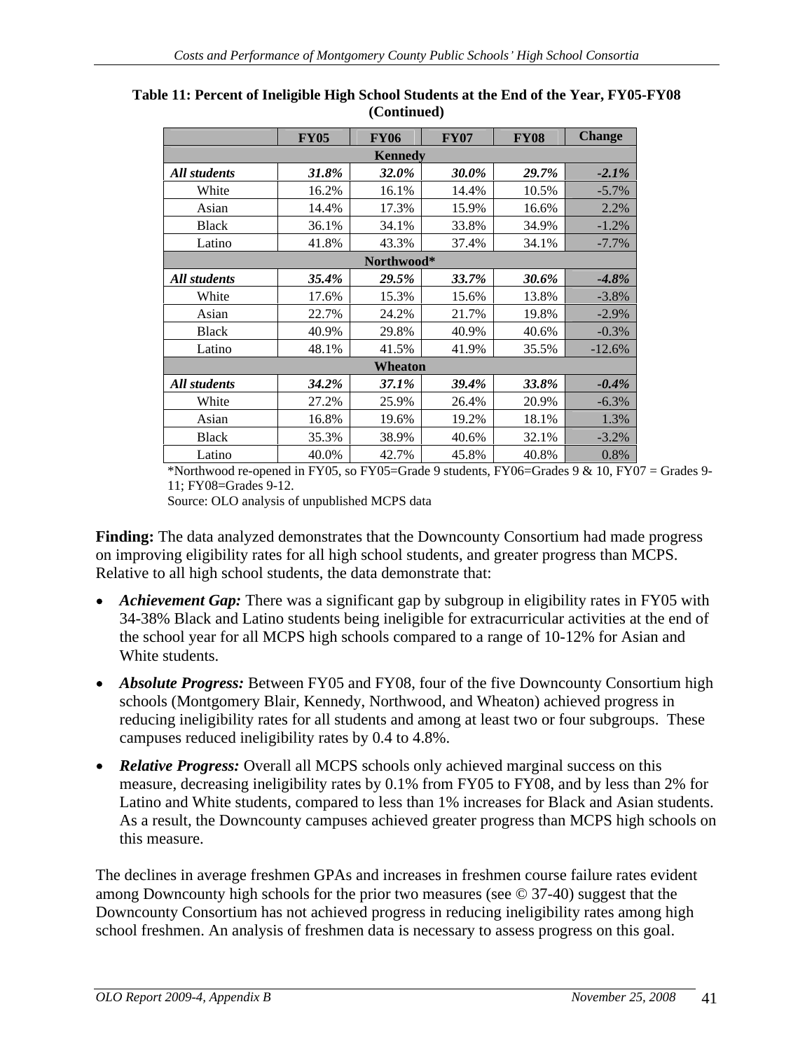**Table 11: Percent of Ineligible High School Students at the End of the Year, FY05-FY08 (Continued)**

| | FY05 | FY06 | FY07 | FY08 | Change |
|---|---|---|---|---|---|
| **Kennedy** | | | | | |
| ***All students*** | ***31.8%*** | ***32.0%*** | ***30.0%*** | ***29.7%*** | ***-2.1%*** |
| White | 16.2% | 16.1% | 14.4% | 10.5% | -5.7% |
| Asian | 14.4% | 17.3% | 15.9% | 16.6% | 2.2% |
| Black | 36.1% | 34.1% | 33.8% | 34.9% | -1.2% |
| Latino | 41.8% | 43.3% | 37.4% | 34.1% | -7.7% |
| **Northwood*** | | | | | |
| ***All students*** | ***35.4%*** | ***29.5%*** | ***33.7%*** | ***30.6%*** | ***-4.8%*** |
| White | 17.6% | 15.3% | 15.6% | 13.8% | -3.8% |
| Asian | 22.7% | 24.2% | 21.7% | 19.8% | -2.9% |
| Black | 40.9% | 29.8% | 40.9% | 40.6% | -0.3% |
| Latino | 48.1% | 41.5% | 41.9% | 35.5% | -12.6% |
| **Wheaton** | | | | | |
| ***All students*** | ***34.2%*** | ***37.1%*** | ***39.4%*** | ***33.8%*** | ***-0.4%*** |
| White | 27.2% | 25.9% | 26.4% | 20.9% | -6.3% |
| Asian | 16.8% | 19.6% | 19.2% | 18.1% | 1.3% |
| Black | 35.3% | 38.9% | 40.6% | 32.1% | -3.2% |
| Latino | 40.0% | 42.7% | 45.8% | 40.8% | 0.8% |

*Northwood re-opened in FY05, so FY05=Grade 9 students, FY06=Grades 9 & 10, FY07 = Grades 9-11; FY08=Grades 9-12.

Source: OLO analysis of unpublished MCPS data

**Finding:** The data analyzed demonstrates that the Downcounty Consortium had made progress on improving eligibility rates for all high school students, and greater progress than MCPS. Relative to all high school students, the data demonstrate that:

- ***Achievement Gap:*** There was a significant gap by subgroup in eligibility rates in FY05 with 34-38% Black and Latino students being ineligible for extracurricular activities at the end of the school year for all MCPS high schools compared to a range of 10-12% for Asian and White students.

- ***Absolute Progress:*** Between FY05 and FY08, four of the five Downcounty Consortium high schools (Montgomery Blair, Kennedy, Northwood, and Wheaton) achieved progress in reducing ineligibility rates for all students and among at least two or four subgroups. These campuses reduced ineligibility rates by 0.4 to 4.8%.

- ***Relative Progress:*** Overall all MCPS schools only achieved marginal success on this measure, decreasing ineligibility rates by 0.1% from FY05 to FY08, and by less than 2% for Latino and White students, compared to less than 1% increases for Black and Asian students. As a result, the Downcounty campuses achieved greater progress than MCPS high schools on this measure.

The declines in average freshmen GPAs and increases in freshmen course failure rates evident among Downcounty high schools for the prior two measures (see © 37-40) suggest that the Downcounty Consortium has not achieved progress in reducing ineligibility rates among high school freshmen. An analysis of freshmen data is necessary to assess progress on this goal.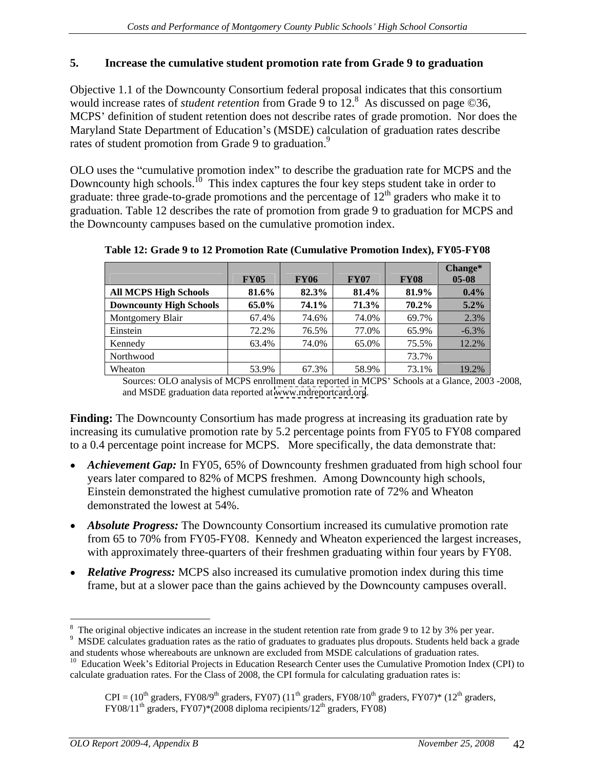### 5. Increase the cumulative student promotion rate from Grade 9 to graduation

Objective 1.1 of the Downcounty Consortium federal proposal indicates that this consortium would increase rates of *student retention* from Grade 9 to 12.[8] As discussed on page ©36, MCPS' definition of student retention does not describe rates of grade promotion. Nor does the Maryland State Department of Education's (MSDE) calculation of graduation rates describe rates of student promotion from Grade 9 to graduation.[9]

OLO uses the "cumulative promotion index" to describe the graduation rate for MCPS and the Downcounty high schools.[10] This index captures the four key steps student take in order to graduate: three grade-to-grade promotions and the percentage of 12th graders who make it to graduation. Table 12 describes the rate of promotion from grade 9 to graduation for MCPS and the Downcounty campuses based on the cumulative promotion index.

**Table 12: Grade 9 to 12 Promotion Rate (Cumulative Promotion Index), FY05-FY08**

| | FY05 | FY06 | FY07 | FY08 | Change* 05-08 |
|---|---|---|---|---|---|
| **All MCPS High Schools** | **81.6%** | **82.3%** | **81.4%** | **81.9%** | **0.4%** |
| **Downcounty High Schools** | **65.0%** | **74.1%** | **71.3%** | **70.2%** | **5.2%** |
| Montgomery Blair | 67.4% | 74.6% | 74.0% | 69.7% | 2.3% |
| Einstein | 72.2% | 76.5% | 77.0% | 65.9% | -6.3% |
| Kennedy | 63.4% | 74.0% | 65.0% | 75.5% | 12.2% |
| Northwood | | | | 73.7% | |
| Wheaton | 53.9% | 67.3% | 58.9% | 73.1% | 19.2% |

Sources: OLO analysis of MCPS enrollment data reported in MCPS' Schools at a Glance, 2003 -2008, and MSDE graduation data reported at www.mdreportcard.org.

**Finding:** The Downcounty Consortium has made progress at increasing its graduation rate by increasing its cumulative promotion rate by 5.2 percentage points from FY05 to FY08 compared to a 0.4 percentage point increase for MCPS. More specifically, the data demonstrate that:

- ***Achievement Gap:*** In FY05, 65% of Downcounty freshmen graduated from high school four years later compared to 82% of MCPS freshmen. Among Downcounty high schools, Einstein demonstrated the highest cumulative promotion rate of 72% and Wheaton demonstrated the lowest at 54%.
- ***Absolute Progress:*** The Downcounty Consortium increased its cumulative promotion rate from 65 to 70% from FY05-FY08. Kennedy and Wheaton experienced the largest increases, with approximately three-quarters of their freshmen graduating within four years by FY08.
- ***Relative Progress:*** MCPS also increased its cumulative promotion index during this time frame, but at a slower pace than the gains achieved by the Downcounty campuses overall.

---

[8] The original objective indicates an increase in the student retention rate from grade 9 to 12 by 3% per year.

[9] MSDE calculates graduation rates as the ratio of graduates to graduates plus dropouts. Students held back a grade and students whose whereabouts are unknown are excluded from MSDE calculations of graduation rates.

[10] Education Week's Editorial Projects in Education Research Center uses the Cumulative Promotion Index (CPI) to calculate graduation rates. For the Class of 2008, the CPI formula for calculating graduation rates is:

CPI = (10th graders, FY08/9th graders, FY07) (11th graders, FY08/10th graders, FY07)* (12th graders, FY08/11th graders, FY07)*(2008 diploma recipients/12th graders, FY08)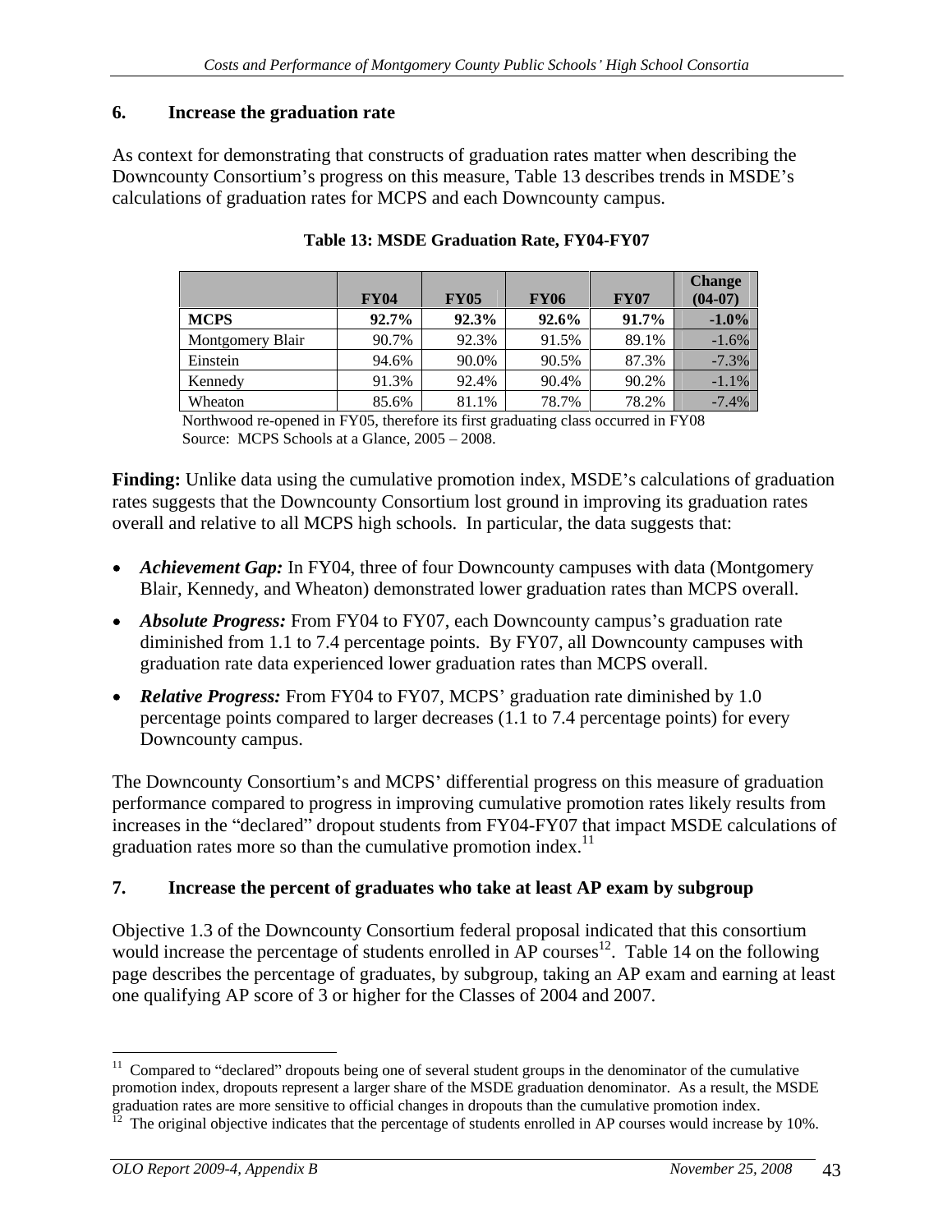## 6. Increase the graduation rate

As context for demonstrating that constructs of graduation rates matter when describing the Downcounty Consortium's progress on this measure, Table 13 describes trends in MSDE's calculations of graduation rates for MCPS and each Downcounty campus.

**Table 13: MSDE Graduation Rate, FY04-FY07**

| | FY04 | FY05 | FY06 | FY07 | Change (04-07) |
|---|---|---|---|---|---|
| **MCPS** | **92.7%** | **92.3%** | **92.6%** | **91.7%** | **-1.0%** |
| Montgomery Blair | 90.7% | 92.3% | 91.5% | 89.1% | -1.6% |
| Einstein | 94.6% | 90.0% | 90.5% | 87.3% | -7.3% |
| Kennedy | 91.3% | 92.4% | 90.4% | 90.2% | -1.1% |
| Wheaton | 85.6% | 81.1% | 78.7% | 78.2% | -7.4% |

Northwood re-opened in FY05, therefore its first graduating class occurred in FY08
Source: MCPS Schools at a Glance, 2005 – 2008.

**Finding:** Unlike data using the cumulative promotion index, MSDE's calculations of graduation rates suggests that the Downcounty Consortium lost ground in improving its graduation rates overall and relative to all MCPS high schools. In particular, the data suggests that:

- ***Achievement Gap:*** In FY04, three of four Downcounty campuses with data (Montgomery Blair, Kennedy, and Wheaton) demonstrated lower graduation rates than MCPS overall.
- ***Absolute Progress:*** From FY04 to FY07, each Downcounty campus's graduation rate diminished from 1.1 to 7.4 percentage points. By FY07, all Downcounty campuses with graduation rate data experienced lower graduation rates than MCPS overall.
- ***Relative Progress:*** From FY04 to FY07, MCPS' graduation rate diminished by 1.0 percentage points compared to larger decreases (1.1 to 7.4 percentage points) for every Downcounty campus.

The Downcounty Consortium's and MCPS' differential progress on this measure of graduation performance compared to progress in improving cumulative promotion rates likely results from increases in the "declared" dropout students from FY04-FY07 that impact MSDE calculations of graduation rates more so than the cumulative promotion index.[11]

## 7. Increase the percent of graduates who take at least AP exam by subgroup

Objective 1.3 of the Downcounty Consortium federal proposal indicated that this consortium would increase the percentage of students enrolled in AP courses[12]. Table 14 on the following page describes the percentage of graduates, by subgroup, taking an AP exam and earning at least one qualifying AP score of 3 or higher for the Classes of 2004 and 2007.

---

[11] Compared to "declared" dropouts being one of several student groups in the denominator of the cumulative promotion index, dropouts represent a larger share of the MSDE graduation denominator. As a result, the MSDE graduation rates are more sensitive to official changes in dropouts than the cumulative promotion index.

[12] The original objective indicates that the percentage of students enrolled in AP courses would increase by 10%.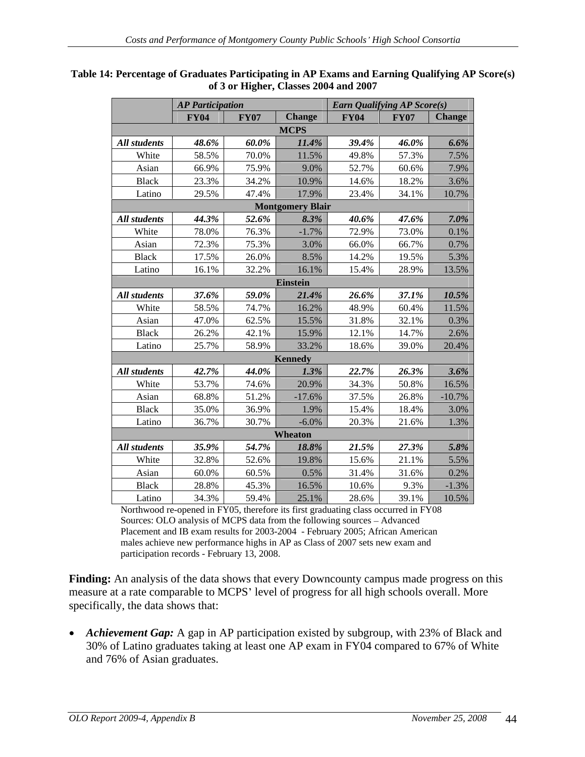**Table 14: Percentage of Graduates Participating in AP Exams and Earning Qualifying AP Score(s) of 3 or Higher, Classes 2004 and 2007**

| | *AP Participation* | | | *Earn Qualifying AP Score(s)* | | |
|---|---|---|---|---|---|---|
| | **FY04** | **FY07** | **Change** | **FY04** | **FY07** | **Change** |
| **MCPS** | | | | | | |
| ***All students*** | ***48.6%*** | ***60.0%*** | ***11.4%*** | ***39.4%*** | ***46.0%*** | ***6.6%*** |
| White | 58.5% | 70.0% | 11.5% | 49.8% | 57.3% | 7.5% |
| Asian | 66.9% | 75.9% | 9.0% | 52.7% | 60.6% | 7.9% |
| Black | 23.3% | 34.2% | 10.9% | 14.6% | 18.2% | 3.6% |
| Latino | 29.5% | 47.4% | 17.9% | 23.4% | 34.1% | 10.7% |
| **Montgomery Blair** | | | | | | |
| ***All students*** | ***44.3%*** | ***52.6%*** | ***8.3%*** | ***40.6%*** | ***47.6%*** | ***7.0%*** |
| White | 78.0% | 76.3% | -1.7% | 72.9% | 73.0% | 0.1% |
| Asian | 72.3% | 75.3% | 3.0% | 66.0% | 66.7% | 0.7% |
| Black | 17.5% | 26.0% | 8.5% | 14.2% | 19.5% | 5.3% |
| Latino | 16.1% | 32.2% | 16.1% | 15.4% | 28.9% | 13.5% |
| **Einstein** | | | | | | |
| ***All students*** | ***37.6%*** | ***59.0%*** | ***21.4%*** | ***26.6%*** | ***37.1%*** | ***10.5%*** |
| White | 58.5% | 74.7% | 16.2% | 48.9% | 60.4% | 11.5% |
| Asian | 47.0% | 62.5% | 15.5% | 31.8% | 32.1% | 0.3% |
| Black | 26.2% | 42.1% | 15.9% | 12.1% | 14.7% | 2.6% |
| Latino | 25.7% | 58.9% | 33.2% | 18.6% | 39.0% | 20.4% |
| **Kennedy** | | | | | | |
| ***All students*** | ***42.7%*** | ***44.0%*** | ***1.3%*** | ***22.7%*** | ***26.3%*** | ***3.6%*** |
| White | 53.7% | 74.6% | 20.9% | 34.3% | 50.8% | 16.5% |
| Asian | 68.8% | 51.2% | -17.6% | 37.5% | 26.8% | -10.7% |
| Black | 35.0% | 36.9% | 1.9% | 15.4% | 18.4% | 3.0% |
| Latino | 36.7% | 30.7% | -6.0% | 20.3% | 21.6% | 1.3% |
| **Wheaton** | | | | | | |
| ***All students*** | ***35.9%*** | ***54.7%*** | ***18.8%*** | ***21.5%*** | ***27.3%*** | ***5.8%*** |
| White | 32.8% | 52.6% | 19.8% | 15.6% | 21.1% | 5.5% |
| Asian | 60.0% | 60.5% | 0.5% | 31.4% | 31.6% | 0.2% |
| Black | 28.8% | 45.3% | 16.5% | 10.6% | 9.3% | -1.3% |
| Latino | 34.3% | 59.4% | 25.1% | 28.6% | 39.1% | 10.5% |

Northwood re-opened in FY05, therefore its first graduating class occurred in FY08
Sources: OLO analysis of MCPS data from the following sources – Advanced Placement and IB exam results for 2003-2004 - February 2005; African American males achieve new performance highs in AP as Class of 2007 sets new exam and participation records - February 13, 2008.

**Finding:** An analysis of the data shows that every Downcounty campus made progress on this measure at a rate comparable to MCPS' level of progress for all high schools overall. More specifically, the data shows that:

- ***Achievement Gap:*** A gap in AP participation existed by subgroup, with 23% of Black and 30% of Latino graduates taking at least one AP exam in FY04 compared to 67% of White and 76% of Asian graduates.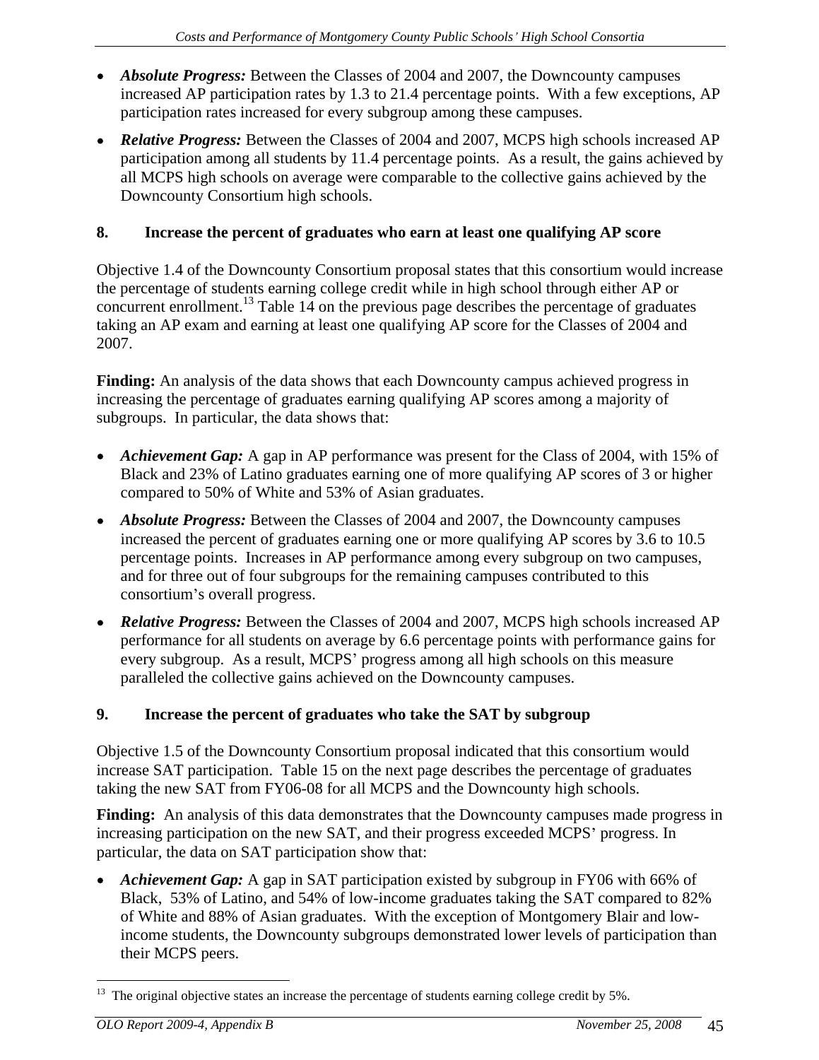- ***Absolute Progress:*** Between the Classes of 2004 and 2007, the Downcounty campuses increased AP participation rates by 1.3 to 21.4 percentage points. With a few exceptions, AP participation rates increased for every subgroup among these campuses.
- ***Relative Progress:*** Between the Classes of 2004 and 2007, MCPS high schools increased AP participation among all students by 11.4 percentage points. As a result, the gains achieved by all MCPS high schools on average were comparable to the collective gains achieved by the Downcounty Consortium high schools.

## 8. Increase the percent of graduates who earn at least one qualifying AP score

Objective 1.4 of the Downcounty Consortium proposal states that this consortium would increase the percentage of students earning college credit while in high school through either AP or concurrent enrollment.[13] Table 14 on the previous page describes the percentage of graduates taking an AP exam and earning at least one qualifying AP score for the Classes of 2004 and 2007.

**Finding:** An analysis of the data shows that each Downcounty campus achieved progress in increasing the percentage of graduates earning qualifying AP scores among a majority of subgroups. In particular, the data shows that:

- ***Achievement Gap:*** A gap in AP performance was present for the Class of 2004, with 15% of Black and 23% of Latino graduates earning one of more qualifying AP scores of 3 or higher compared to 50% of White and 53% of Asian graduates.
- ***Absolute Progress:*** Between the Classes of 2004 and 2007, the Downcounty campuses increased the percent of graduates earning one or more qualifying AP scores by 3.6 to 10.5 percentage points. Increases in AP performance among every subgroup on two campuses, and for three out of four subgroups for the remaining campuses contributed to this consortium's overall progress.
- ***Relative Progress:*** Between the Classes of 2004 and 2007, MCPS high schools increased AP performance for all students on average by 6.6 percentage points with performance gains for every subgroup. As a result, MCPS' progress among all high schools on this measure paralleled the collective gains achieved on the Downcounty campuses.

## 9. Increase the percent of graduates who take the SAT by subgroup

Objective 1.5 of the Downcounty Consortium proposal indicated that this consortium would increase SAT participation. Table 15 on the next page describes the percentage of graduates taking the new SAT from FY06-08 for all MCPS and the Downcounty high schools.

**Finding:** An analysis of this data demonstrates that the Downcounty campuses made progress in increasing participation on the new SAT, and their progress exceeded MCPS' progress. In particular, the data on SAT participation show that:

- ***Achievement Gap:*** A gap in SAT participation existed by subgroup in FY06 with 66% of Black, 53% of Latino, and 54% of low-income graduates taking the SAT compared to 82% of White and 88% of Asian graduates. With the exception of Montgomery Blair and low-income students, the Downcounty subgroups demonstrated lower levels of participation than their MCPS peers.

---

[13] The original objective states an increase the percentage of students earning college credit by 5%.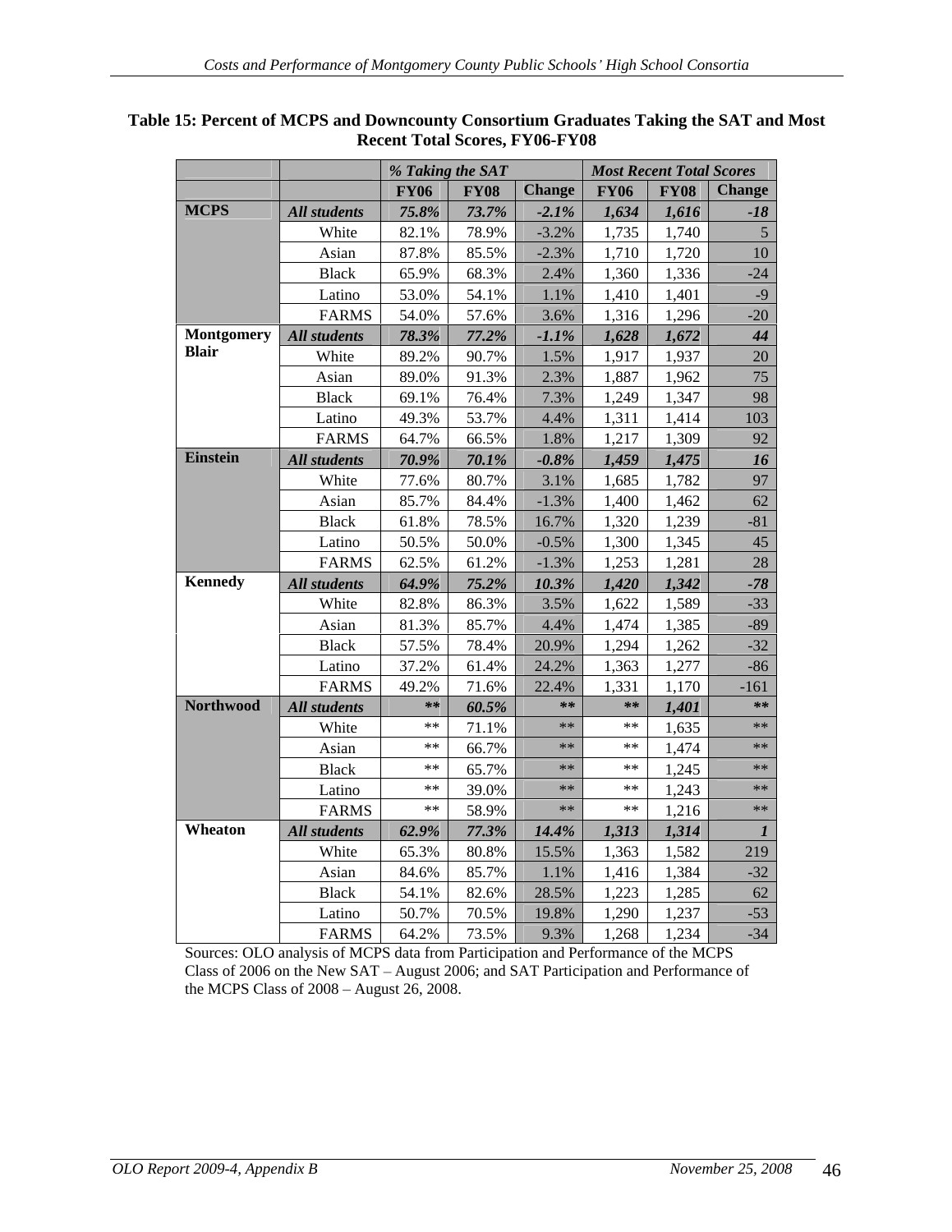**Table 15: Percent of MCPS and Downcounty Consortium Graduates Taking the SAT and Most Recent Total Scores, FY06-FY08**

| | | *% Taking the SAT* | | | *Most Recent Total Scores* | | |
|---|---|---|---|---|---|---|---|
| | | **FY06** | **FY08** | **Change** | **FY06** | **FY08** | **Change** |
| **MCPS** | ***All students*** | ***75.8%*** | ***73.7%*** | ***-2.1%*** | ***1,634*** | ***1,616*** | ***-18*** |
| | White | 82.1% | 78.9% | -3.2% | 1,735 | 1,740 | 5 |
| | Asian | 87.8% | 85.5% | -2.3% | 1,710 | 1,720 | 10 |
| | Black | 65.9% | 68.3% | 2.4% | 1,360 | 1,336 | -24 |
| | Latino | 53.0% | 54.1% | 1.1% | 1,410 | 1,401 | -9 |
| | FARMS | 54.0% | 57.6% | 3.6% | 1,316 | 1,296 | -20 |
| **Montgomery Blair** | ***All students*** | ***78.3%*** | ***77.2%*** | ***-1.1%*** | ***1,628*** | ***1,672*** | ***44*** |
| | White | 89.2% | 90.7% | 1.5% | 1,917 | 1,937 | 20 |
| | Asian | 89.0% | 91.3% | 2.3% | 1,887 | 1,962 | 75 |
| | Black | 69.1% | 76.4% | 7.3% | 1,249 | 1,347 | 98 |
| | Latino | 49.3% | 53.7% | 4.4% | 1,311 | 1,414 | 103 |
| | FARMS | 64.7% | 66.5% | 1.8% | 1,217 | 1,309 | 92 |
| **Einstein** | ***All students*** | ***70.9%*** | ***70.1%*** | ***-0.8%*** | ***1,459*** | ***1,475*** | ***16*** |
| | White | 77.6% | 80.7% | 3.1% | 1,685 | 1,782 | 97 |
| | Asian | 85.7% | 84.4% | -1.3% | 1,400 | 1,462 | 62 |
| | Black | 61.8% | 78.5% | 16.7% | 1,320 | 1,239 | -81 |
| | Latino | 50.5% | 50.0% | -0.5% | 1,300 | 1,345 | 45 |
| | FARMS | 62.5% | 61.2% | -1.3% | 1,253 | 1,281 | 28 |
| **Kennedy** | ***All students*** | ***64.9%*** | ***75.2%*** | ***10.3%*** | ***1,420*** | ***1,342*** | ***-78*** |
| | White | 82.8% | 86.3% | 3.5% | 1,622 | 1,589 | -33 |
| | Asian | 81.3% | 85.7% | 4.4% | 1,474 | 1,385 | -89 |
| | Black | 57.5% | 78.4% | 20.9% | 1,294 | 1,262 | -32 |
| | Latino | 37.2% | 61.4% | 24.2% | 1,363 | 1,277 | -86 |
| | FARMS | 49.2% | 71.6% | 22.4% | 1,331 | 1,170 | -161 |
| **Northwood** | ***All students*** | ***\*\**** | ***60.5%*** | ***\*\**** | ***\*\**** | ***1,401*** | ***\*\**** |
| | White | ** | 71.1% | ** | ** | 1,635 | ** |
| | Asian | ** | 66.7% | ** | ** | 1,474 | ** |
| | Black | ** | 65.7% | ** | ** | 1,245 | ** |
| | Latino | ** | 39.0% | ** | ** | 1,243 | ** |
| | FARMS | ** | 58.9% | ** | ** | 1,216 | ** |
| **Wheaton** | ***All students*** | ***62.9%*** | ***77.3%*** | ***14.4%*** | ***1,313*** | ***1,314*** | ***1*** |
| | White | 65.3% | 80.8% | 15.5% | 1,363 | 1,582 | 219 |
| | Asian | 84.6% | 85.7% | 1.1% | 1,416 | 1,384 | -32 |
| | Black | 54.1% | 82.6% | 28.5% | 1,223 | 1,285 | 62 |
| | Latino | 50.7% | 70.5% | 19.8% | 1,290 | 1,237 | -53 |
| | FARMS | 64.2% | 73.5% | 9.3% | 1,268 | 1,234 | -34 |

Sources: OLO analysis of MCPS data from Participation and Performance of the MCPS Class of 2006 on the New SAT – August 2006; and SAT Participation and Performance of the MCPS Class of 2008 – August 26, 2008.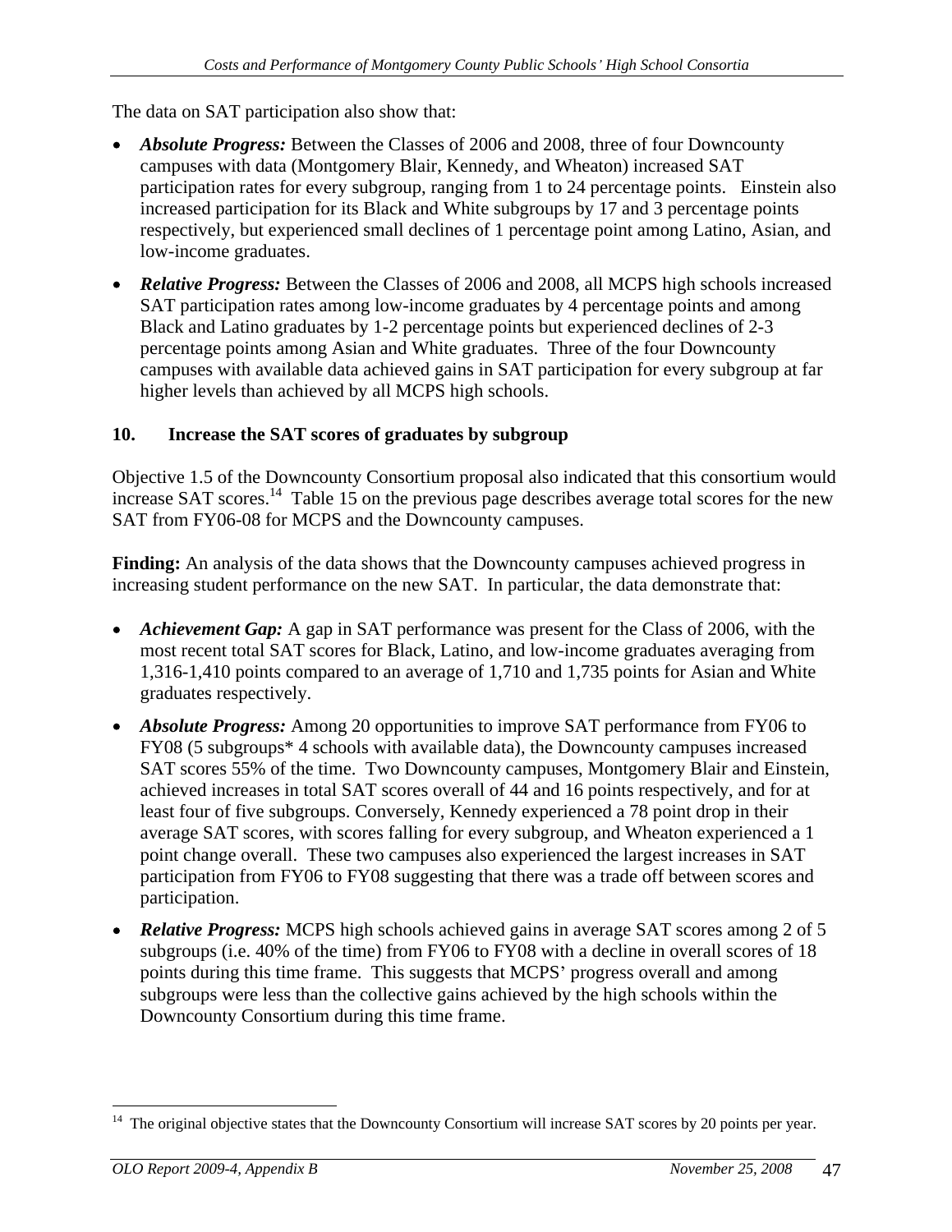The data on SAT participation also show that:

- ***Absolute Progress:*** Between the Classes of 2006 and 2008, three of four Downcounty campuses with data (Montgomery Blair, Kennedy, and Wheaton) increased SAT participation rates for every subgroup, ranging from 1 to 24 percentage points. Einstein also increased participation for its Black and White subgroups by 17 and 3 percentage points respectively, but experienced small declines of 1 percentage point among Latino, Asian, and low-income graduates.
- ***Relative Progress:*** Between the Classes of 2006 and 2008, all MCPS high schools increased SAT participation rates among low-income graduates by 4 percentage points and among Black and Latino graduates by 1-2 percentage points but experienced declines of 2-3 percentage points among Asian and White graduates. Three of the four Downcounty campuses with available data achieved gains in SAT participation for every subgroup at far higher levels than achieved by all MCPS high schools.

## 10. Increase the SAT scores of graduates by subgroup

Objective 1.5 of the Downcounty Consortium proposal also indicated that this consortium would increase SAT scores.[14] Table 15 on the previous page describes average total scores for the new SAT from FY06-08 for MCPS and the Downcounty campuses.

**Finding:** An analysis of the data shows that the Downcounty campuses achieved progress in increasing student performance on the new SAT. In particular, the data demonstrate that:

- ***Achievement Gap:*** A gap in SAT performance was present for the Class of 2006, with the most recent total SAT scores for Black, Latino, and low-income graduates averaging from 1,316-1,410 points compared to an average of 1,710 and 1,735 points for Asian and White graduates respectively.
- ***Absolute Progress:*** Among 20 opportunities to improve SAT performance from FY06 to FY08 (5 subgroups* 4 schools with available data), the Downcounty campuses increased SAT scores 55% of the time. Two Downcounty campuses, Montgomery Blair and Einstein, achieved increases in total SAT scores overall of 44 and 16 points respectively, and for at least four of five subgroups. Conversely, Kennedy experienced a 78 point drop in their average SAT scores, with scores falling for every subgroup, and Wheaton experienced a 1 point change overall. These two campuses also experienced the largest increases in SAT participation from FY06 to FY08 suggesting that there was a trade off between scores and participation.
- ***Relative Progress:*** MCPS high schools achieved gains in average SAT scores among 2 of 5 subgroups (i.e. 40% of the time) from FY06 to FY08 with a decline in overall scores of 18 points during this time frame. This suggests that MCPS' progress overall and among subgroups were less than the collective gains achieved by the high schools within the Downcounty Consortium during this time frame.

[14] The original objective states that the Downcounty Consortium will increase SAT scores by 20 points per year.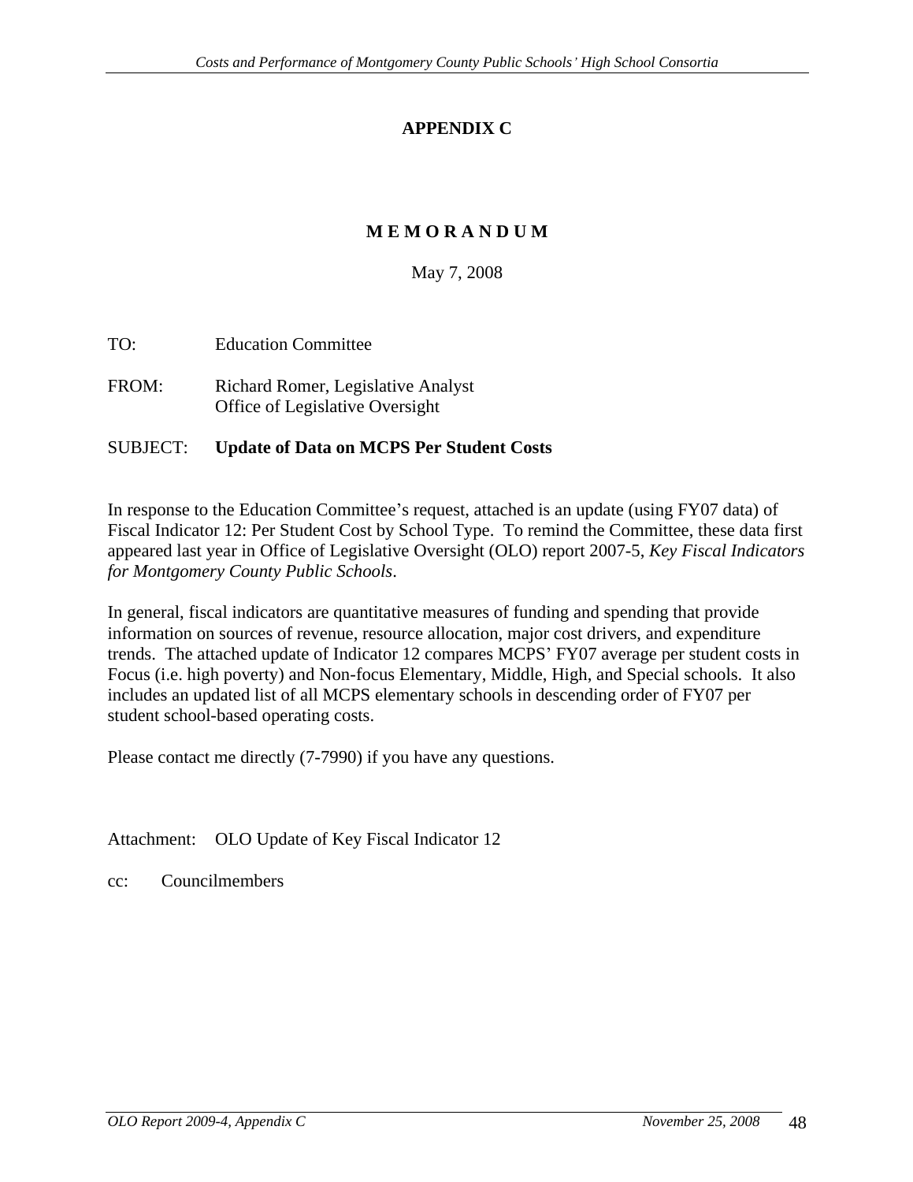## APPENDIX C

## M E M O R A N D U M

May 7, 2008

TO: Education Committee

FROM: Richard Romer, Legislative Analyst
Office of Legislative Oversight

SUBJECT: **Update of Data on MCPS Per Student Costs**

In response to the Education Committee's request, attached is an update (using FY07 data) of Fiscal Indicator 12: Per Student Cost by School Type. To remind the Committee, these data first appeared last year in Office of Legislative Oversight (OLO) report 2007-5, *Key Fiscal Indicators for Montgomery County Public Schools*.

In general, fiscal indicators are quantitative measures of funding and spending that provide information on sources of revenue, resource allocation, major cost drivers, and expenditure trends. The attached update of Indicator 12 compares MCPS' FY07 average per student costs in Focus (i.e. high poverty) and Non-focus Elementary, Middle, High, and Special schools. It also includes an updated list of all MCPS elementary schools in descending order of FY07 per student school-based operating costs.

Please contact me directly (7-7990) if you have any questions.

Attachment: OLO Update of Key Fiscal Indicator 12

cc: Councilmembers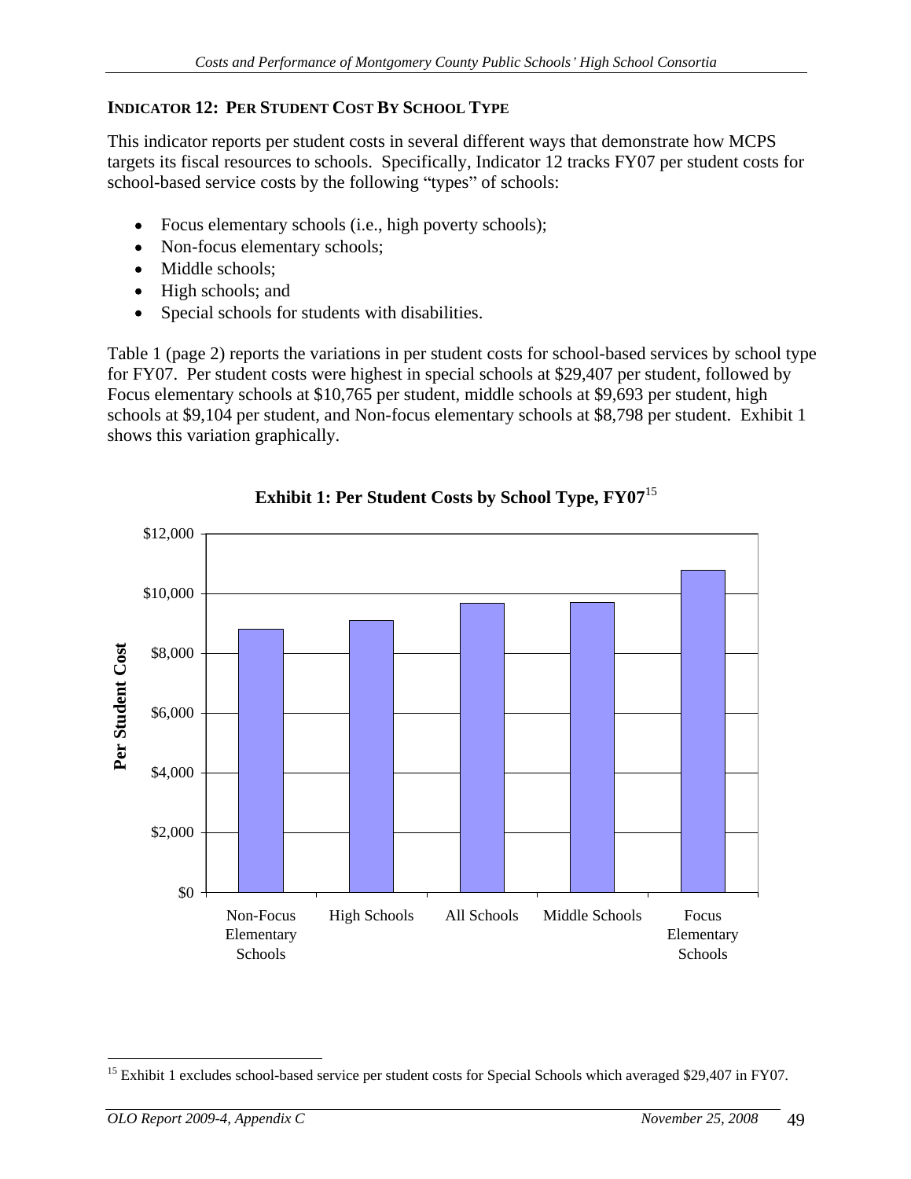**INDICATOR 12: PER STUDENT COST BY SCHOOL TYPE**

This indicator reports per student costs in several different ways that demonstrate how MCPS targets its fiscal resources to schools. Specifically, Indicator 12 tracks FY07 per student costs for school-based service costs by the following "types" of schools:

- Focus elementary schools (i.e., high poverty schools);
- Non-focus elementary schools;
- Middle schools;
- High schools; and
- Special schools for students with disabilities.

Table 1 (page 2) reports the variations in per student costs for school-based services by school type for FY07. Per student costs were highest in special schools at $29,407 per student, followed by Focus elementary schools at $10,765 per student, middle schools at $9,693 per student, high schools at $9,104 per student, and Non-focus elementary schools at $8,798 per student. Exhibit 1 shows this variation graphically.

**Exhibit 1: Per Student Costs by School Type, FY07**[15]

Per Student Cost

$12,000
$10,000
$8,000
$6,000
$4,000
$2,000
$0

Non-Focus Elementary Schools | High Schools | All Schools | Middle Schools | Focus Elementary Schools

[15] Exhibit 1 excludes school-based service per student costs for Special Schools which averaged $29,407 in FY07.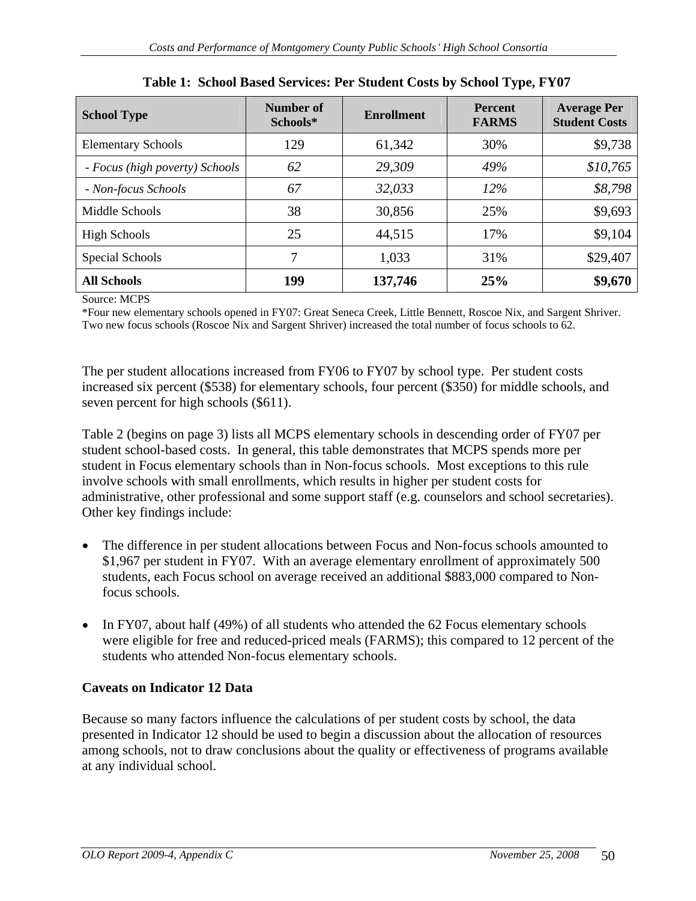**Table 1: School Based Services: Per Student Costs by School Type, FY07**

| School Type | Number of Schools* | Enrollment | Percent FARMS | Average Per Student Costs |
|---|---|---|---|---|
| Elementary Schools | 129 | 61,342 | 30% | $9,738 |
| *- Focus (high poverty) Schools* | *62* | *29,309* | *49%* | *$10,765* |
| *- Non-focus Schools* | *67* | *32,033* | *12%* | *$8,798* |
| Middle Schools | 38 | 30,856 | 25% | $9,693 |
| High Schools | 25 | 44,515 | 17% | $9,104 |
| Special Schools | 7 | 1,033 | 31% | $29,407 |
| **All Schools** | **199** | **137,746** | **25%** | **$9,670** |

Source: MCPS

*Four new elementary schools opened in FY07: Great Seneca Creek, Little Bennett, Roscoe Nix, and Sargent Shriver. Two new focus schools (Roscoe Nix and Sargent Shriver) increased the total number of focus schools to 62.

The per student allocations increased from FY06 to FY07 by school type. Per student costs increased six percent ($538) for elementary schools, four percent ($350) for middle schools, and seven percent for high schools ($611).

Table 2 (begins on page 3) lists all MCPS elementary schools in descending order of FY07 per student school-based costs. In general, this table demonstrates that MCPS spends more per student in Focus elementary schools than in Non-focus schools. Most exceptions to this rule involve schools with small enrollments, which results in higher per student costs for administrative, other professional and some support staff (e.g. counselors and school secretaries). Other key findings include:

- The difference in per student allocations between Focus and Non-focus schools amounted to $1,967 per student in FY07. With an average elementary enrollment of approximately 500 students, each Focus school on average received an additional $883,000 compared to Non-focus schools.
- In FY07, about half (49%) of all students who attended the 62 Focus elementary schools were eligible for free and reduced-priced meals (FARMS); this compared to 12 percent of the students who attended Non-focus elementary schools.

**Caveats on Indicator 12 Data**

Because so many factors influence the calculations of per student costs by school, the data presented in Indicator 12 should be used to begin a discussion about the allocation of resources among schools, not to draw conclusions about the quality or effectiveness of programs available at any individual school.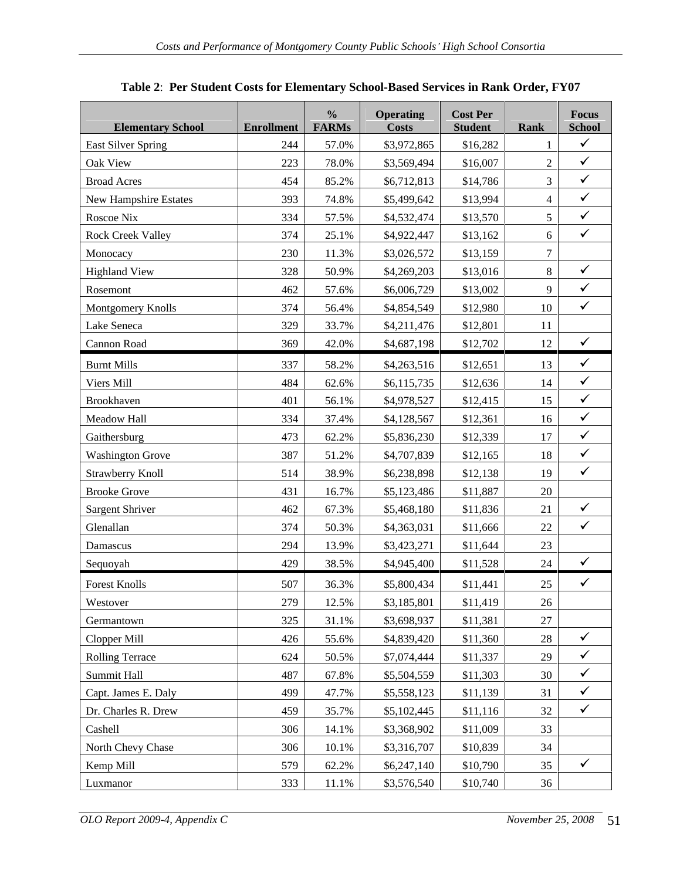**Table 2**: **Per Student Costs for Elementary School-Based Services in Rank Order, FY07**

| Elementary School | Enrollment | % FARMs | Operating Costs | Cost Per Student | Rank | Focus School |
|---|---|---|---|---|---|---|
| East Silver Spring | 244 | 57.0% | $3,972,865 | $16,282 | 1 | ✓ |
| Oak View | 223 | 78.0% | $3,569,494 | $16,007 | 2 | ✓ |
| Broad Acres | 454 | 85.2% | $6,712,813 | $14,786 | 3 | ✓ |
| New Hampshire Estates | 393 | 74.8% | $5,499,642 | $13,994 | 4 | ✓ |
| Roscoe Nix | 334 | 57.5% | $4,532,474 | $13,570 | 5 | ✓ |
| Rock Creek Valley | 374 | 25.1% | $4,922,447 | $13,162 | 6 | ✓ |
| Monocacy | 230 | 11.3% | $3,026,572 | $13,159 | 7 | |
| Highland View | 328 | 50.9% | $4,269,203 | $13,016 | 8 | ✓ |
| Rosemont | 462 | 57.6% | $6,006,729 | $13,002 | 9 | ✓ |
| Montgomery Knolls | 374 | 56.4% | $4,854,549 | $12,980 | 10 | ✓ |
| Lake Seneca | 329 | 33.7% | $4,211,476 | $12,801 | 11 | |
| Cannon Road | 369 | 42.0% | $4,687,198 | $12,702 | 12 | ✓ |
| Burnt Mills | 337 | 58.2% | $4,263,516 | $12,651 | 13 | ✓ |
| Viers Mill | 484 | 62.6% | $6,115,735 | $12,636 | 14 | ✓ |
| Brookhaven | 401 | 56.1% | $4,978,527 | $12,415 | 15 | ✓ |
| Meadow Hall | 334 | 37.4% | $4,128,567 | $12,361 | 16 | ✓ |
| Gaithersburg | 473 | 62.2% | $5,836,230 | $12,339 | 17 | ✓ |
| Washington Grove | 387 | 51.2% | $4,707,839 | $12,165 | 18 | ✓ |
| Strawberry Knoll | 514 | 38.9% | $6,238,898 | $12,138 | 19 | ✓ |
| Brooke Grove | 431 | 16.7% | $5,123,486 | $11,887 | 20 | |
| Sargent Shriver | 462 | 67.3% | $5,468,180 | $11,836 | 21 | ✓ |
| Glenallan | 374 | 50.3% | $4,363,031 | $11,666 | 22 | ✓ |
| Damascus | 294 | 13.9% | $3,423,271 | $11,644 | 23 | |
| Sequoyah | 429 | 38.5% | $4,945,400 | $11,528 | 24 | ✓ |
| Forest Knolls | 507 | 36.3% | $5,800,434 | $11,441 | 25 | ✓ |
| Westover | 279 | 12.5% | $3,185,801 | $11,419 | 26 | |
| Germantown | 325 | 31.1% | $3,698,937 | $11,381 | 27 | |
| Clopper Mill | 426 | 55.6% | $4,839,420 | $11,360 | 28 | ✓ |
| Rolling Terrace | 624 | 50.5% | $7,074,444 | $11,337 | 29 | ✓ |
| Summit Hall | 487 | 67.8% | $5,504,559 | $11,303 | 30 | ✓ |
| Capt. James E. Daly | 499 | 47.7% | $5,558,123 | $11,139 | 31 | ✓ |
| Dr. Charles R. Drew | 459 | 35.7% | $5,102,445 | $11,116 | 32 | ✓ |
| Cashell | 306 | 14.1% | $3,368,902 | $11,009 | 33 | |
| North Chevy Chase | 306 | 10.1% | $3,316,707 | $10,839 | 34 | |
| Kemp Mill | 579 | 62.2% | $6,247,140 | $10,790 | 35 | ✓ |
| Luxmanor | 333 | 11.1% | $3,576,540 | $10,740 | 36 | |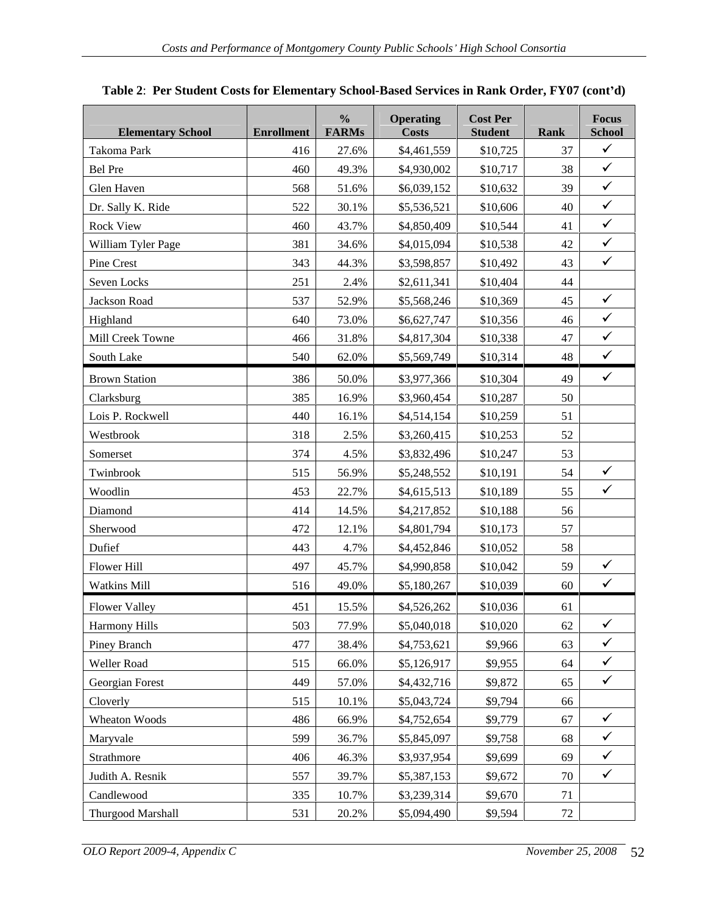**Table 2**: **Per Student Costs for Elementary School-Based Services in Rank Order, FY07 (cont'd)**

| Elementary School | Enrollment | % FARMs | Operating Costs | Cost Per Student | Rank | Focus School |
|---|---|---|---|---|---|---|
| Takoma Park | 416 | 27.6% | $4,461,559 | $10,725 | 37 | ✓ |
| Bel Pre | 460 | 49.3% | $4,930,002 | $10,717 | 38 | ✓ |
| Glen Haven | 568 | 51.6% | $6,039,152 | $10,632 | 39 | ✓ |
| Dr. Sally K. Ride | 522 | 30.1% | $5,536,521 | $10,606 | 40 | ✓ |
| Rock View | 460 | 43.7% | $4,850,409 | $10,544 | 41 | ✓ |
| William Tyler Page | 381 | 34.6% | $4,015,094 | $10,538 | 42 | ✓ |
| Pine Crest | 343 | 44.3% | $3,598,857 | $10,492 | 43 | ✓ |
| Seven Locks | 251 | 2.4% | $2,611,341 | $10,404 | 44 | |
| Jackson Road | 537 | 52.9% | $5,568,246 | $10,369 | 45 | ✓ |
| Highland | 640 | 73.0% | $6,627,747 | $10,356 | 46 | ✓ |
| Mill Creek Towne | 466 | 31.8% | $4,817,304 | $10,338 | 47 | ✓ |
| South Lake | 540 | 62.0% | $5,569,749 | $10,314 | 48 | ✓ |
| Brown Station | 386 | 50.0% | $3,977,366 | $10,304 | 49 | ✓ |
| Clarksburg | 385 | 16.9% | $3,960,454 | $10,287 | 50 | |
| Lois P. Rockwell | 440 | 16.1% | $4,514,154 | $10,259 | 51 | |
| Westbrook | 318 | 2.5% | $3,260,415 | $10,253 | 52 | |
| Somerset | 374 | 4.5% | $3,832,496 | $10,247 | 53 | |
| Twinbrook | 515 | 56.9% | $5,248,552 | $10,191 | 54 | ✓ |
| Woodlin | 453 | 22.7% | $4,615,513 | $10,189 | 55 | ✓ |
| Diamond | 414 | 14.5% | $4,217,852 | $10,188 | 56 | |
| Sherwood | 472 | 12.1% | $4,801,794 | $10,173 | 57 | |
| Dufief | 443 | 4.7% | $4,452,846 | $10,052 | 58 | |
| Flower Hill | 497 | 45.7% | $4,990,858 | $10,042 | 59 | ✓ |
| Watkins Mill | 516 | 49.0% | $5,180,267 | $10,039 | 60 | ✓ |
| Flower Valley | 451 | 15.5% | $4,526,262 | $10,036 | 61 | |
| Harmony Hills | 503 | 77.9% | $5,040,018 | $10,020 | 62 | ✓ |
| Piney Branch | 477 | 38.4% | $4,753,621 | $9,966 | 63 | ✓ |
| Weller Road | 515 | 66.0% | $5,126,917 | $9,955 | 64 | ✓ |
| Georgian Forest | 449 | 57.0% | $4,432,716 | $9,872 | 65 | ✓ |
| Cloverly | 515 | 10.1% | $5,043,724 | $9,794 | 66 | |
| Wheaton Woods | 486 | 66.9% | $4,752,654 | $9,779 | 67 | ✓ |
| Maryvale | 599 | 36.7% | $5,845,097 | $9,758 | 68 | ✓ |
| Strathmore | 406 | 46.3% | $3,937,954 | $9,699 | 69 | ✓ |
| Judith A. Resnik | 557 | 39.7% | $5,387,153 | $9,672 | 70 | ✓ |
| Candlewood | 335 | 10.7% | $3,239,314 | $9,670 | 71 | |
| Thurgood Marshall | 531 | 20.2% | $5,094,490 | $9,594 | 72 | |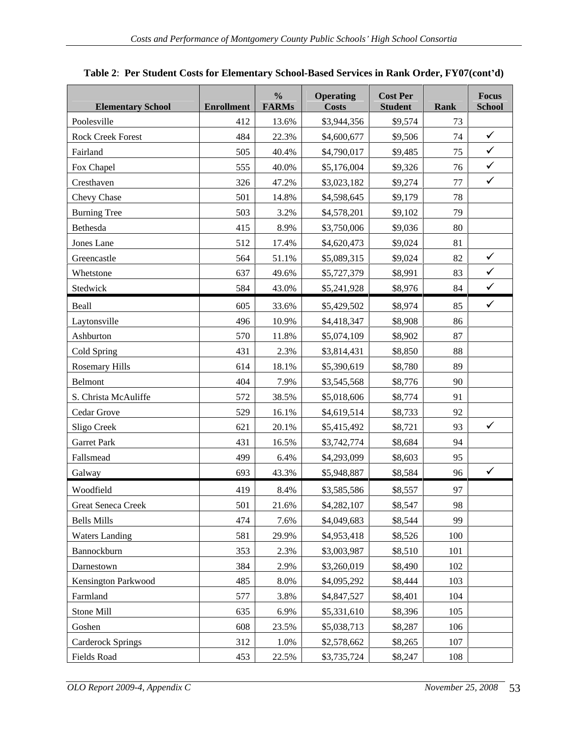**Table 2**: **Per Student Costs for Elementary School-Based Services in Rank Order, FY07(cont'd)**

| Elementary School | Enrollment | % FARMs | Operating Costs | Cost Per Student | Rank | Focus School |
|---|---|---|---|---|---|---|
| Poolesville | 412 | 13.6% | $3,944,356 | $9,574 | 73 | |
| Rock Creek Forest | 484 | 22.3% | $4,600,677 | $9,506 | 74 | ✓ |
| Fairland | 505 | 40.4% | $4,790,017 | $9,485 | 75 | ✓ |
| Fox Chapel | 555 | 40.0% | $5,176,004 | $9,326 | 76 | ✓ |
| Cresthaven | 326 | 47.2% | $3,023,182 | $9,274 | 77 | ✓ |
| Chevy Chase | 501 | 14.8% | $4,598,645 | $9,179 | 78 | |
| Burning Tree | 503 | 3.2% | $4,578,201 | $9,102 | 79 | |
| Bethesda | 415 | 8.9% | $3,750,006 | $9,036 | 80 | |
| Jones Lane | 512 | 17.4% | $4,620,473 | $9,024 | 81 | |
| Greencastle | 564 | 51.1% | $5,089,315 | $9,024 | 82 | ✓ |
| Whetstone | 637 | 49.6% | $5,727,379 | $8,991 | 83 | ✓ |
| Stedwick | 584 | 43.0% | $5,241,928 | $8,976 | 84 | ✓ |
| Beall | 605 | 33.6% | $5,429,502 | $8,974 | 85 | ✓ |
| Laytonsville | 496 | 10.9% | $4,418,347 | $8,908 | 86 | |
| Ashburton | 570 | 11.8% | $5,074,109 | $8,902 | 87 | |
| Cold Spring | 431 | 2.3% | $3,814,431 | $8,850 | 88 | |
| Rosemary Hills | 614 | 18.1% | $5,390,619 | $8,780 | 89 | |
| Belmont | 404 | 7.9% | $3,545,568 | $8,776 | 90 | |
| S. Christa McAuliffe | 572 | 38.5% | $5,018,606 | $8,774 | 91 | |
| Cedar Grove | 529 | 16.1% | $4,619,514 | $8,733 | 92 | |
| Sligo Creek | 621 | 20.1% | $5,415,492 | $8,721 | 93 | ✓ |
| Garret Park | 431 | 16.5% | $3,742,774 | $8,684 | 94 | |
| Fallsmead | 499 | 6.4% | $4,293,099 | $8,603 | 95 | |
| Galway | 693 | 43.3% | $5,948,887 | $8,584 | 96 | ✓ |
| Woodfield | 419 | 8.4% | $3,585,586 | $8,557 | 97 | |
| Great Seneca Creek | 501 | 21.6% | $4,282,107 | $8,547 | 98 | |
| Bells Mills | 474 | 7.6% | $4,049,683 | $8,544 | 99 | |
| Waters Landing | 581 | 29.9% | $4,953,418 | $8,526 | 100 | |
| Bannockburn | 353 | 2.3% | $3,003,987 | $8,510 | 101 | |
| Darnestown | 384 | 2.9% | $3,260,019 | $8,490 | 102 | |
| Kensington Parkwood | 485 | 8.0% | $4,095,292 | $8,444 | 103 | |
| Farmland | 577 | 3.8% | $4,847,527 | $8,401 | 104 | |
| Stone Mill | 635 | 6.9% | $5,331,610 | $8,396 | 105 | |
| Goshen | 608 | 23.5% | $5,038,713 | $8,287 | 106 | |
| Carderock Springs | 312 | 1.0% | $2,578,662 | $8,265 | 107 | |
| Fields Road | 453 | 22.5% | $3,735,724 | $8,247 | 108 | |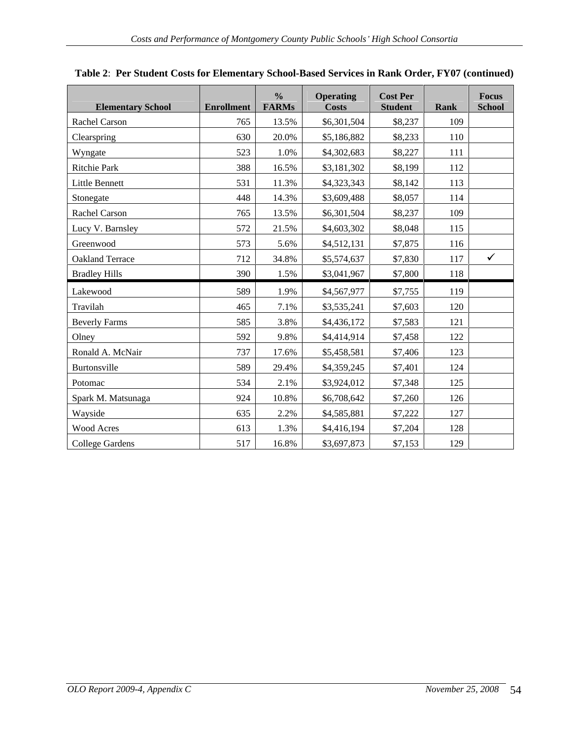**Table 2: Per Student Costs for Elementary School-Based Services in Rank Order, FY07 (continued)**

| Elementary School | Enrollment | % FARMs | Operating Costs | Cost Per Student | Rank | Focus School |
|---|---|---|---|---|---|---|
| Rachel Carson | 765 | 13.5% | $6,301,504 | $8,237 | 109 | |
| Clearspring | 630 | 20.0% | $5,186,882 | $8,233 | 110 | |
| Wyngate | 523 | 1.0% | $4,302,683 | $8,227 | 111 | |
| Ritchie Park | 388 | 16.5% | $3,181,302 | $8,199 | 112 | |
| Little Bennett | 531 | 11.3% | $4,323,343 | $8,142 | 113 | |
| Stonegate | 448 | 14.3% | $3,609,488 | $8,057 | 114 | |
| Rachel Carson | 765 | 13.5% | $6,301,504 | $8,237 | 109 | |
| Lucy V. Barnsley | 572 | 21.5% | $4,603,302 | $8,048 | 115 | |
| Greenwood | 573 | 5.6% | $4,512,131 | $7,875 | 116 | |
| Oakland Terrace | 712 | 34.8% | $5,574,637 | $7,830 | 117 | ✓ |
| Bradley Hills | 390 | 1.5% | $3,041,967 | $7,800 | 118 | |
| Lakewood | 589 | 1.9% | $4,567,977 | $7,755 | 119 | |
| Travilah | 465 | 7.1% | $3,535,241 | $7,603 | 120 | |
| Beverly Farms | 585 | 3.8% | $4,436,172 | $7,583 | 121 | |
| Olney | 592 | 9.8% | $4,414,914 | $7,458 | 122 | |
| Ronald A. McNair | 737 | 17.6% | $5,458,581 | $7,406 | 123 | |
| Burtonsville | 589 | 29.4% | $4,359,245 | $7,401 | 124 | |
| Potomac | 534 | 2.1% | $3,924,012 | $7,348 | 125 | |
| Spark M. Matsunaga | 924 | 10.8% | $6,708,642 | $7,260 | 126 | |
| Wayside | 635 | 2.2% | $4,585,881 | $7,222 | 127 | |
| Wood Acres | 613 | 1.3% | $4,416,194 | $7,204 | 128 | |
| College Gardens | 517 | 16.8% | $3,697,873 | $7,153 | 129 | |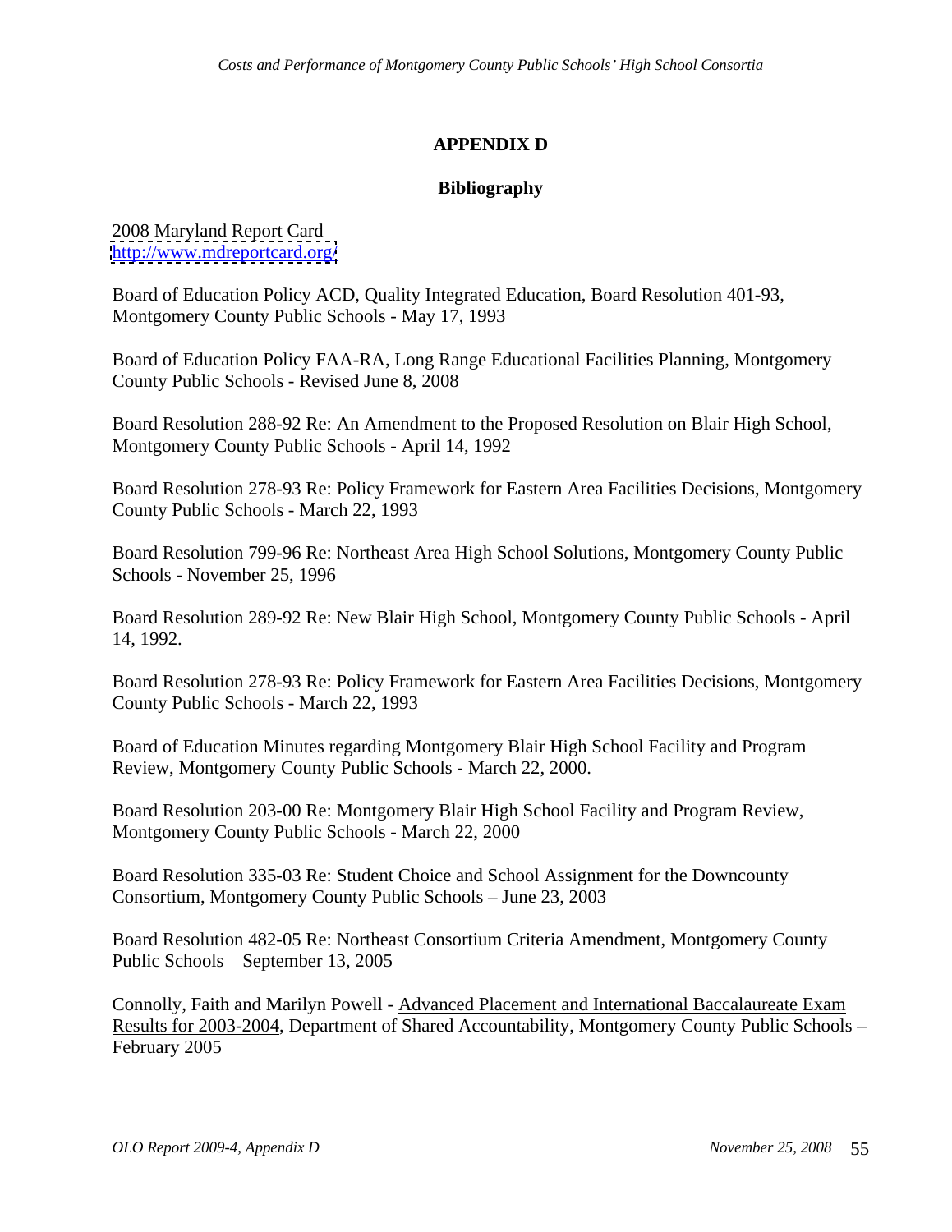# APPENDIX D

## Bibliography

2008 Maryland Report Card
http://www.mdreportcard.org/

Board of Education Policy ACD, Quality Integrated Education, Board Resolution 401-93, Montgomery County Public Schools - May 17, 1993

Board of Education Policy FAA-RA, Long Range Educational Facilities Planning, Montgomery County Public Schools - Revised June 8, 2008

Board Resolution 288-92 Re: An Amendment to the Proposed Resolution on Blair High School, Montgomery County Public Schools - April 14, 1992

Board Resolution 278-93 Re: Policy Framework for Eastern Area Facilities Decisions, Montgomery County Public Schools - March 22, 1993

Board Resolution 799-96 Re: Northeast Area High School Solutions, Montgomery County Public Schools - November 25, 1996

Board Resolution 289-92 Re: New Blair High School, Montgomery County Public Schools - April 14, 1992.

Board Resolution 278-93 Re: Policy Framework for Eastern Area Facilities Decisions, Montgomery County Public Schools - March 22, 1993

Board of Education Minutes regarding Montgomery Blair High School Facility and Program Review, Montgomery County Public Schools - March 22, 2000.

Board Resolution 203-00 Re: Montgomery Blair High School Facility and Program Review, Montgomery County Public Schools - March 22, 2000

Board Resolution 335-03 Re: Student Choice and School Assignment for the Downcounty Consortium, Montgomery County Public Schools – June 23, 2003

Board Resolution 482-05 Re: Northeast Consortium Criteria Amendment, Montgomery County Public Schools – September 13, 2005

Connolly, Faith and Marilyn Powell - Advanced Placement and International Baccalaureate Exam Results for 2003-2004, Department of Shared Accountability, Montgomery County Public Schools – February 2005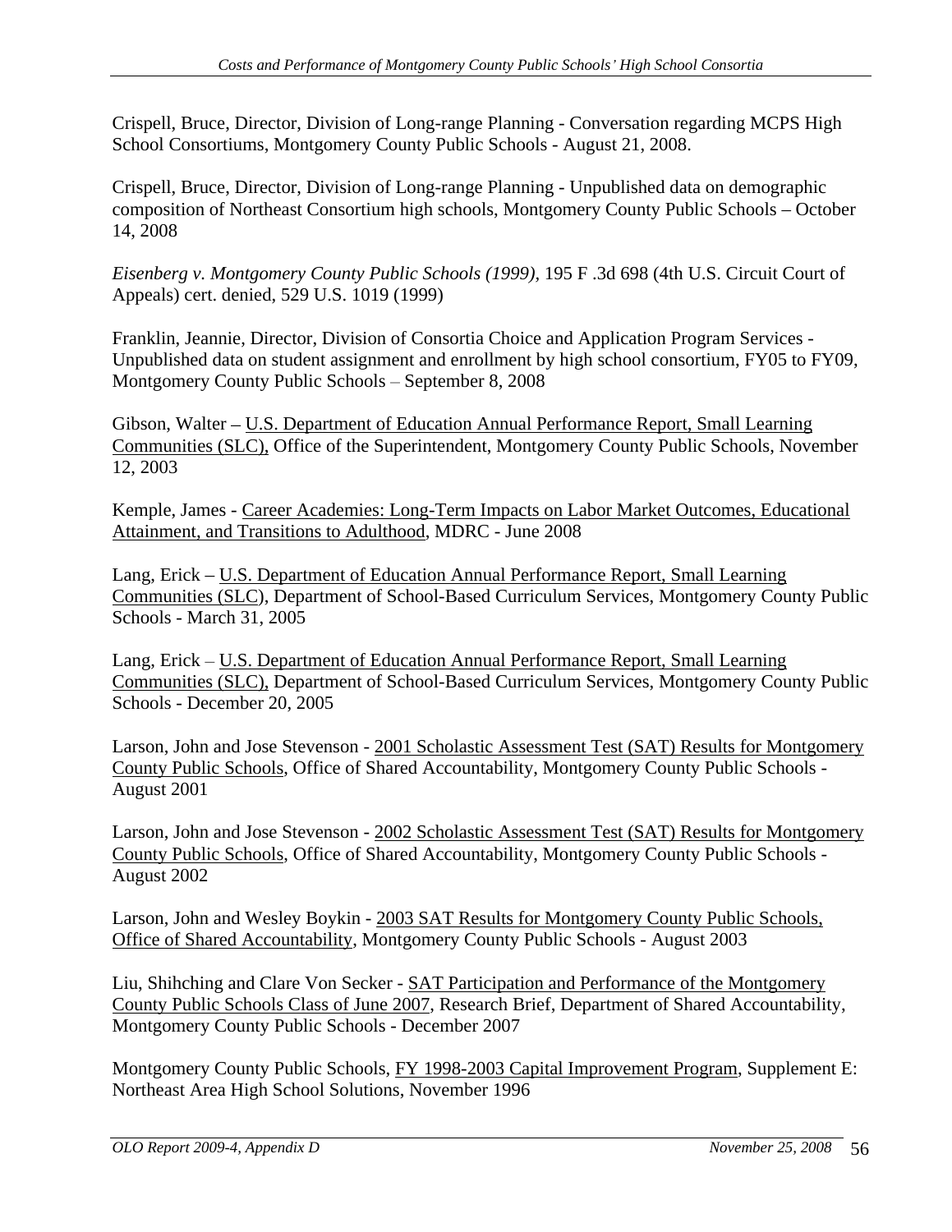Crispell, Bruce, Director, Division of Long-range Planning - Conversation regarding MCPS High School Consortiums, Montgomery County Public Schools - August 21, 2008.

Crispell, Bruce, Director, Division of Long-range Planning - Unpublished data on demographic composition of Northeast Consortium high schools, Montgomery County Public Schools – October 14, 2008

*Eisenberg v. Montgomery County Public Schools (1999),* 195 F .3d 698 (4th U.S. Circuit Court of Appeals) cert. denied, 529 U.S. 1019 (1999)

Franklin, Jeannie, Director, Division of Consortia Choice and Application Program Services - Unpublished data on student assignment and enrollment by high school consortium, FY05 to FY09, Montgomery County Public Schools – September 8, 2008

Gibson, Walter – U.S. Department of Education Annual Performance Report, Small Learning Communities (SLC), Office of the Superintendent, Montgomery County Public Schools, November 12, 2003

Kemple, James - Career Academies: Long-Term Impacts on Labor Market Outcomes, Educational Attainment, and Transitions to Adulthood, MDRC - June 2008

Lang, Erick – U.S. Department of Education Annual Performance Report, Small Learning Communities (SLC), Department of School-Based Curriculum Services, Montgomery County Public Schools - March 31, 2005

Lang, Erick – U.S. Department of Education Annual Performance Report, Small Learning Communities (SLC), Department of School-Based Curriculum Services, Montgomery County Public Schools - December 20, 2005

Larson, John and Jose Stevenson - 2001 Scholastic Assessment Test (SAT) Results for Montgomery County Public Schools, Office of Shared Accountability, Montgomery County Public Schools - August 2001

Larson, John and Jose Stevenson - 2002 Scholastic Assessment Test (SAT) Results for Montgomery County Public Schools, Office of Shared Accountability, Montgomery County Public Schools - August 2002

Larson, John and Wesley Boykin - 2003 SAT Results for Montgomery County Public Schools, Office of Shared Accountability, Montgomery County Public Schools - August 2003

Liu, Shihching and Clare Von Secker - SAT Participation and Performance of the Montgomery County Public Schools Class of June 2007, Research Brief, Department of Shared Accountability, Montgomery County Public Schools - December 2007

Montgomery County Public Schools, FY 1998-2003 Capital Improvement Program, Supplement E: Northeast Area High School Solutions, November 1996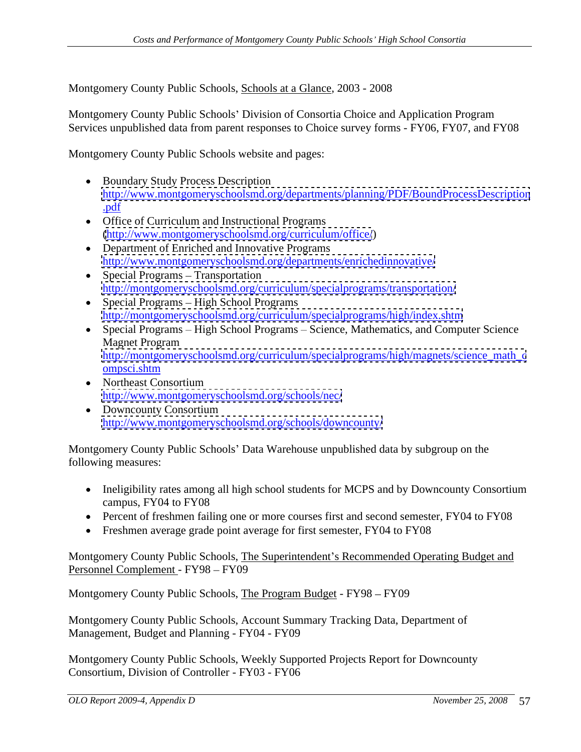Montgomery County Public Schools, Schools at a Glance, 2003 - 2008

Montgomery County Public Schools' Division of Consortia Choice and Application Program Services unpublished data from parent responses to Choice survey forms - FY06, FY07, and FY08

Montgomery County Public Schools website and pages:

- Boundary Study Process Description
  http://www.montgomeryschoolsmd.org/departments/planning/PDF/BoundProcessDescription.pdf
- Office of Curriculum and Instructional Programs
  (http://www.montgomeryschoolsmd.org/curriculum/office/)
- Department of Enriched and Innovative Programs
  http://www.montgomeryschoolsmd.org/departments/enrichedinnovative/
- Special Programs – Transportation
  http://montgomeryschoolsmd.org/curriculum/specialprograms/transportation/
- Special Programs – High School Programs
  http://montgomeryschoolsmd.org/curriculum/specialprograms/high/index.shtm
- Special Programs – High School Programs – Science, Mathematics, and Computer Science Magnet Program
  http://montgomeryschoolsmd.org/curriculum/specialprograms/high/magnets/science_math_compsci.shtm
- Northeast Consortium
  http://www.montgomeryschoolsmd.org/schools/nec/
- Downcounty Consortium
  http://www.montgomeryschoolsmd.org/schools/downcounty/

Montgomery County Public Schools' Data Warehouse unpublished data by subgroup on the following measures:

- Ineligibility rates among all high school students for MCPS and by Downcounty Consortium campus, FY04 to FY08
- Percent of freshmen failing one or more courses first and second semester, FY04 to FY08
- Freshmen average grade point average for first semester, FY04 to FY08

Montgomery County Public Schools, The Superintendent's Recommended Operating Budget and Personnel Complement - FY98 – FY09

Montgomery County Public Schools, The Program Budget - FY98 – FY09

Montgomery County Public Schools, Account Summary Tracking Data, Department of Management, Budget and Planning - FY04 - FY09

Montgomery County Public Schools, Weekly Supported Projects Report for Downcounty Consortium, Division of Controller - FY03 - FY06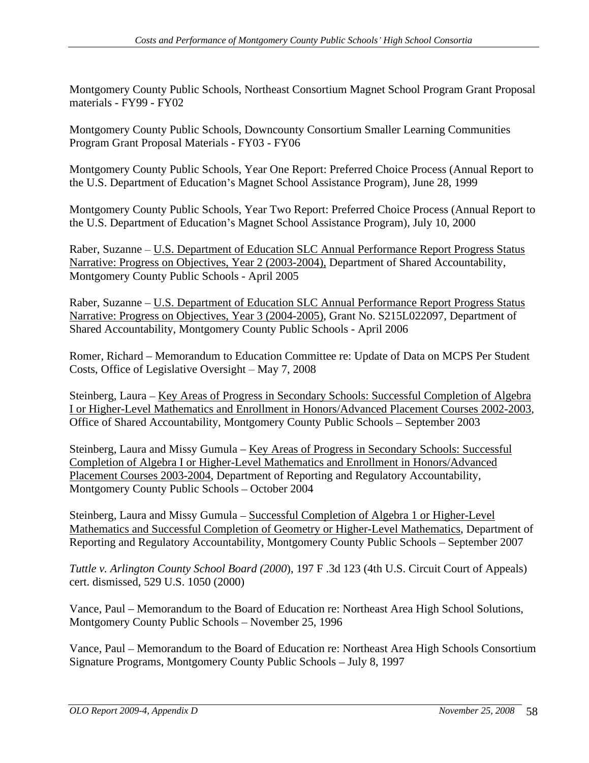Montgomery County Public Schools, Northeast Consortium Magnet School Program Grant Proposal materials - FY99 - FY02

Montgomery County Public Schools, Downcounty Consortium Smaller Learning Communities Program Grant Proposal Materials - FY03 - FY06

Montgomery County Public Schools, Year One Report: Preferred Choice Process (Annual Report to the U.S. Department of Education's Magnet School Assistance Program), June 28, 1999

Montgomery County Public Schools, Year Two Report: Preferred Choice Process (Annual Report to the U.S. Department of Education's Magnet School Assistance Program), July 10, 2000

Raber, Suzanne – <u>U.S. Department of Education SLC Annual Performance Report Progress Status Narrative: Progress on Objectives, Year 2 (2003-2004),</u> Department of Shared Accountability, Montgomery County Public Schools - April 2005

Raber, Suzanne – <u>U.S. Department of Education SLC Annual Performance Report Progress Status Narrative: Progress on Objectives, Year 3 (2004-2005)</u>, Grant No. S215L022097, Department of Shared Accountability, Montgomery County Public Schools - April 2006

Romer, Richard – Memorandum to Education Committee re: Update of Data on MCPS Per Student Costs, Office of Legislative Oversight – May 7, 2008

Steinberg, Laura – <u>Key Areas of Progress in Secondary Schools: Successful Completion of Algebra I or Higher-Level Mathematics and Enrollment in Honors/Advanced Placement Courses 2002-2003</u>, Office of Shared Accountability, Montgomery County Public Schools – September 2003

Steinberg, Laura and Missy Gumula – <u>Key Areas of Progress in Secondary Schools: Successful Completion of Algebra I or Higher-Level Mathematics and Enrollment in Honors/Advanced Placement Courses 2003-2004</u>, Department of Reporting and Regulatory Accountability, Montgomery County Public Schools – October 2004

Steinberg, Laura and Missy Gumula – <u>Successful Completion of Algebra 1 or Higher-Level Mathematics and Successful Completion of Geometry or Higher-Level Mathematics</u>, Department of Reporting and Regulatory Accountability, Montgomery County Public Schools – September 2007

*Tuttle v. Arlington County School Board (2000*), 197 F .3d 123 (4th U.S. Circuit Court of Appeals) cert. dismissed, 529 U.S. 1050 (2000)

Vance, Paul – Memorandum to the Board of Education re: Northeast Area High School Solutions, Montgomery County Public Schools – November 25, 1996

Vance, Paul – Memorandum to the Board of Education re: Northeast Area High Schools Consortium Signature Programs, Montgomery County Public Schools – July 8, 1997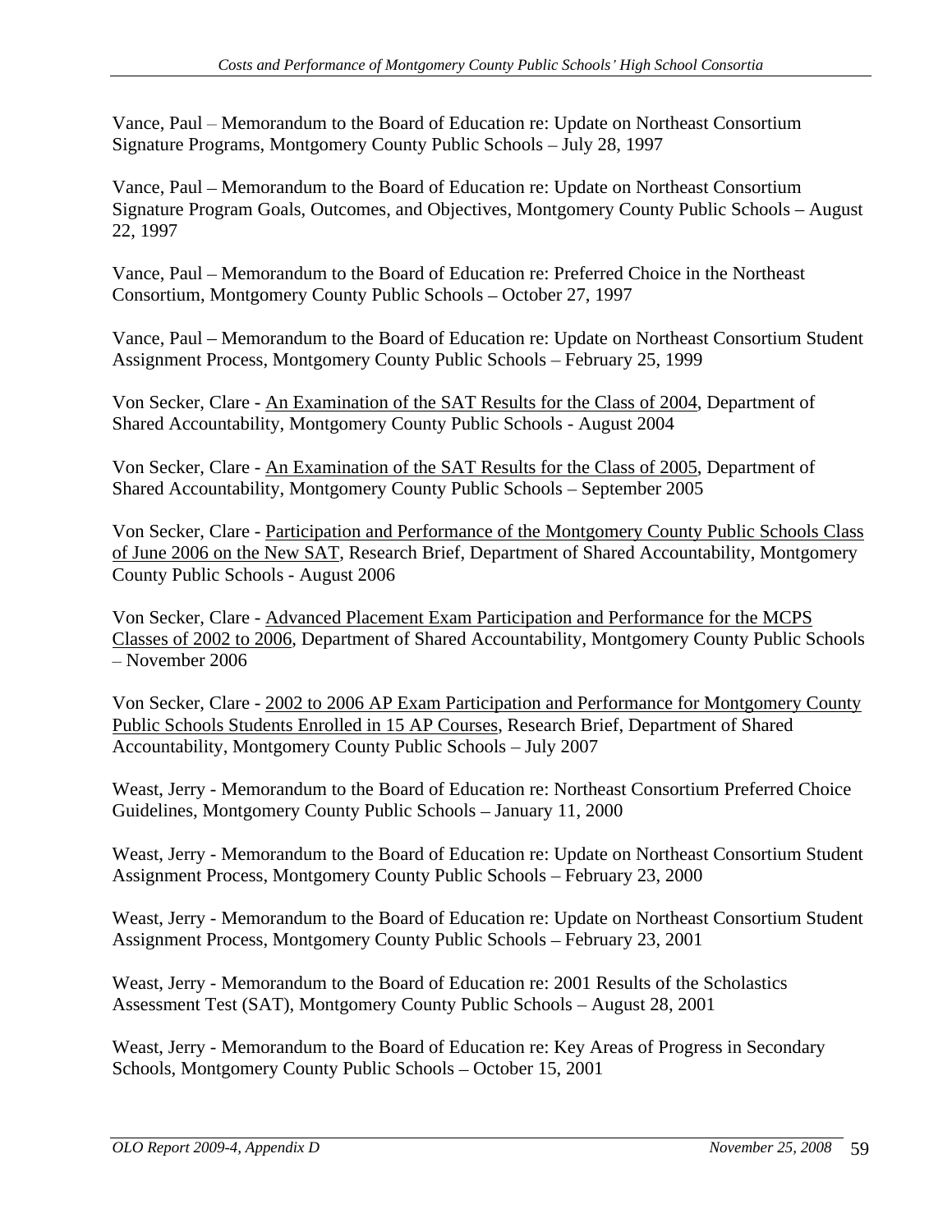Vance, Paul – Memorandum to the Board of Education re: Update on Northeast Consortium Signature Programs, Montgomery County Public Schools – July 28, 1997

Vance, Paul – Memorandum to the Board of Education re: Update on Northeast Consortium Signature Program Goals, Outcomes, and Objectives, Montgomery County Public Schools – August 22, 1997

Vance, Paul – Memorandum to the Board of Education re: Preferred Choice in the Northeast Consortium, Montgomery County Public Schools – October 27, 1997

Vance, Paul – Memorandum to the Board of Education re: Update on Northeast Consortium Student Assignment Process, Montgomery County Public Schools – February 25, 1999

Von Secker, Clare - An Examination of the SAT Results for the Class of 2004, Department of Shared Accountability, Montgomery County Public Schools - August 2004

Von Secker, Clare - An Examination of the SAT Results for the Class of 2005, Department of Shared Accountability, Montgomery County Public Schools – September 2005

Von Secker, Clare - Participation and Performance of the Montgomery County Public Schools Class of June 2006 on the New SAT, Research Brief, Department of Shared Accountability, Montgomery County Public Schools - August 2006

Von Secker, Clare - Advanced Placement Exam Participation and Performance for the MCPS Classes of 2002 to 2006, Department of Shared Accountability, Montgomery County Public Schools – November 2006

Von Secker, Clare - 2002 to 2006 AP Exam Participation and Performance for Montgomery County Public Schools Students Enrolled in 15 AP Courses, Research Brief, Department of Shared Accountability, Montgomery County Public Schools – July 2007

Weast, Jerry - Memorandum to the Board of Education re: Northeast Consortium Preferred Choice Guidelines, Montgomery County Public Schools – January 11, 2000

Weast, Jerry - Memorandum to the Board of Education re: Update on Northeast Consortium Student Assignment Process, Montgomery County Public Schools – February 23, 2000

Weast, Jerry - Memorandum to the Board of Education re: Update on Northeast Consortium Student Assignment Process, Montgomery County Public Schools – February 23, 2001

Weast, Jerry - Memorandum to the Board of Education re: 2001 Results of the Scholastics Assessment Test (SAT), Montgomery County Public Schools – August 28, 2001

Weast, Jerry - Memorandum to the Board of Education re: Key Areas of Progress in Secondary Schools, Montgomery County Public Schools – October 15, 2001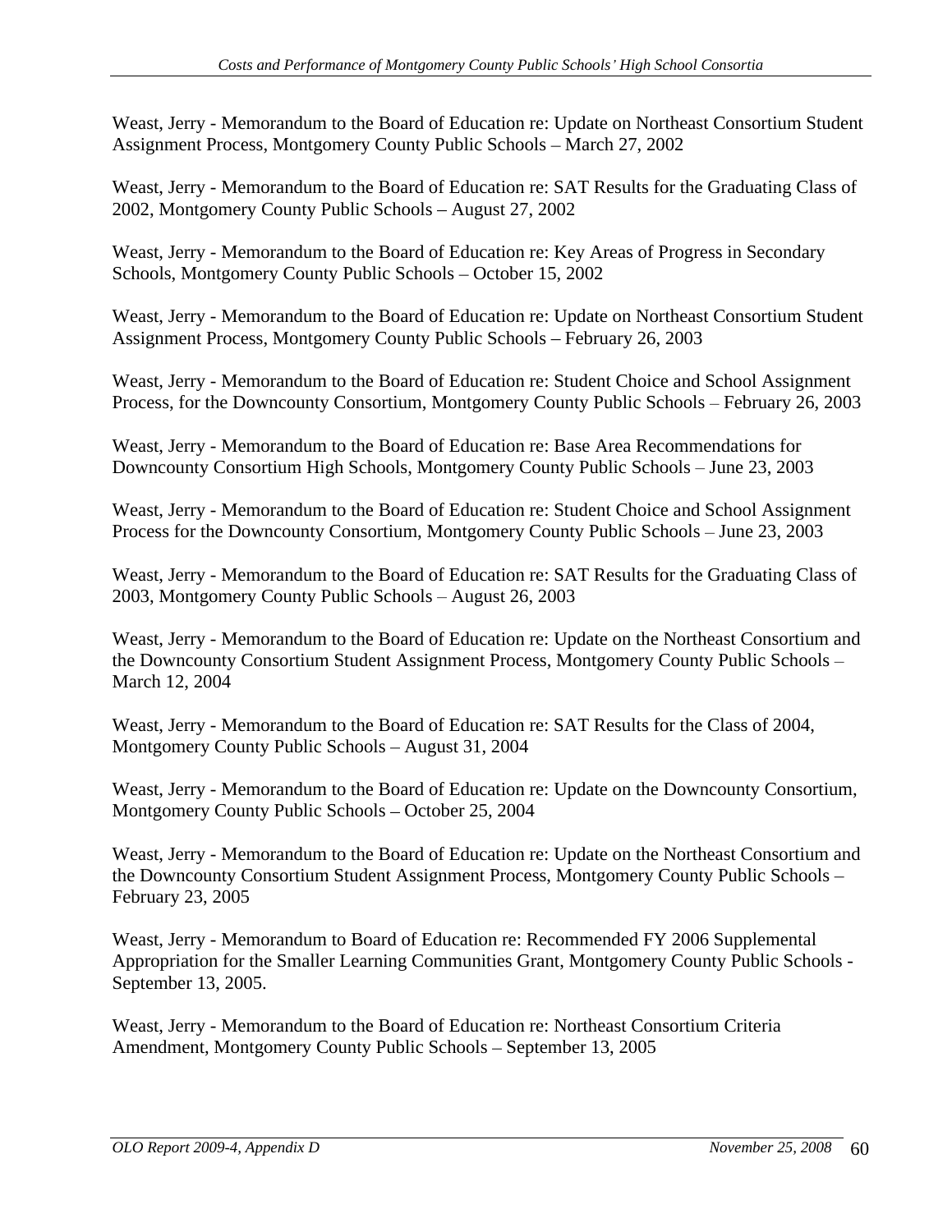Weast, Jerry - Memorandum to the Board of Education re: Update on Northeast Consortium Student Assignment Process, Montgomery County Public Schools – March 27, 2002

Weast, Jerry - Memorandum to the Board of Education re: SAT Results for the Graduating Class of 2002, Montgomery County Public Schools – August 27, 2002

Weast, Jerry - Memorandum to the Board of Education re: Key Areas of Progress in Secondary Schools, Montgomery County Public Schools – October 15, 2002

Weast, Jerry - Memorandum to the Board of Education re: Update on Northeast Consortium Student Assignment Process, Montgomery County Public Schools – February 26, 2003

Weast, Jerry - Memorandum to the Board of Education re: Student Choice and School Assignment Process, for the Downcounty Consortium, Montgomery County Public Schools – February 26, 2003

Weast, Jerry - Memorandum to the Board of Education re: Base Area Recommendations for Downcounty Consortium High Schools, Montgomery County Public Schools – June 23, 2003

Weast, Jerry - Memorandum to the Board of Education re: Student Choice and School Assignment Process for the Downcounty Consortium, Montgomery County Public Schools – June 23, 2003

Weast, Jerry - Memorandum to the Board of Education re: SAT Results for the Graduating Class of 2003, Montgomery County Public Schools – August 26, 2003

Weast, Jerry - Memorandum to the Board of Education re: Update on the Northeast Consortium and the Downcounty Consortium Student Assignment Process, Montgomery County Public Schools – March 12, 2004

Weast, Jerry - Memorandum to the Board of Education re: SAT Results for the Class of 2004, Montgomery County Public Schools – August 31, 2004

Weast, Jerry - Memorandum to the Board of Education re: Update on the Downcounty Consortium, Montgomery County Public Schools – October 25, 2004

Weast, Jerry - Memorandum to the Board of Education re: Update on the Northeast Consortium and the Downcounty Consortium Student Assignment Process, Montgomery County Public Schools – February 23, 2005

Weast, Jerry - Memorandum to Board of Education re: Recommended FY 2006 Supplemental Appropriation for the Smaller Learning Communities Grant, Montgomery County Public Schools - September 13, 2005.

Weast, Jerry - Memorandum to the Board of Education re: Northeast Consortium Criteria Amendment, Montgomery County Public Schools – September 13, 2005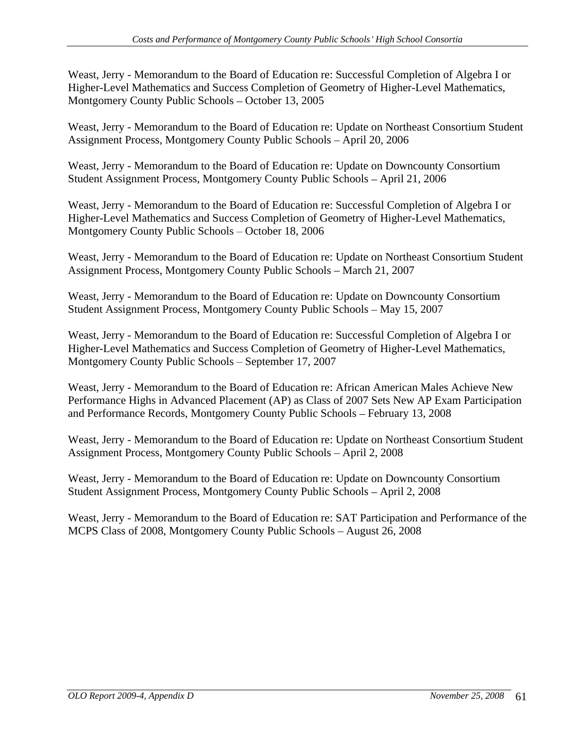Weast, Jerry - Memorandum to the Board of Education re: Successful Completion of Algebra I or Higher-Level Mathematics and Success Completion of Geometry of Higher-Level Mathematics, Montgomery County Public Schools – October 13, 2005

Weast, Jerry - Memorandum to the Board of Education re: Update on Northeast Consortium Student Assignment Process, Montgomery County Public Schools – April 20, 2006

Weast, Jerry - Memorandum to the Board of Education re: Update on Downcounty Consortium Student Assignment Process, Montgomery County Public Schools – April 21, 2006

Weast, Jerry - Memorandum to the Board of Education re: Successful Completion of Algebra I or Higher-Level Mathematics and Success Completion of Geometry of Higher-Level Mathematics, Montgomery County Public Schools – October 18, 2006

Weast, Jerry - Memorandum to the Board of Education re: Update on Northeast Consortium Student Assignment Process, Montgomery County Public Schools – March 21, 2007

Weast, Jerry - Memorandum to the Board of Education re: Update on Downcounty Consortium Student Assignment Process, Montgomery County Public Schools – May 15, 2007

Weast, Jerry - Memorandum to the Board of Education re: Successful Completion of Algebra I or Higher-Level Mathematics and Success Completion of Geometry of Higher-Level Mathematics, Montgomery County Public Schools – September 17, 2007

Weast, Jerry - Memorandum to the Board of Education re: African American Males Achieve New Performance Highs in Advanced Placement (AP) as Class of 2007 Sets New AP Exam Participation and Performance Records, Montgomery County Public Schools – February 13, 2008

Weast, Jerry - Memorandum to the Board of Education re: Update on Northeast Consortium Student Assignment Process, Montgomery County Public Schools – April 2, 2008

Weast, Jerry - Memorandum to the Board of Education re: Update on Downcounty Consortium Student Assignment Process, Montgomery County Public Schools – April 2, 2008

Weast, Jerry - Memorandum to the Board of Education re: SAT Participation and Performance of the MCPS Class of 2008, Montgomery County Public Schools – August 26, 2008